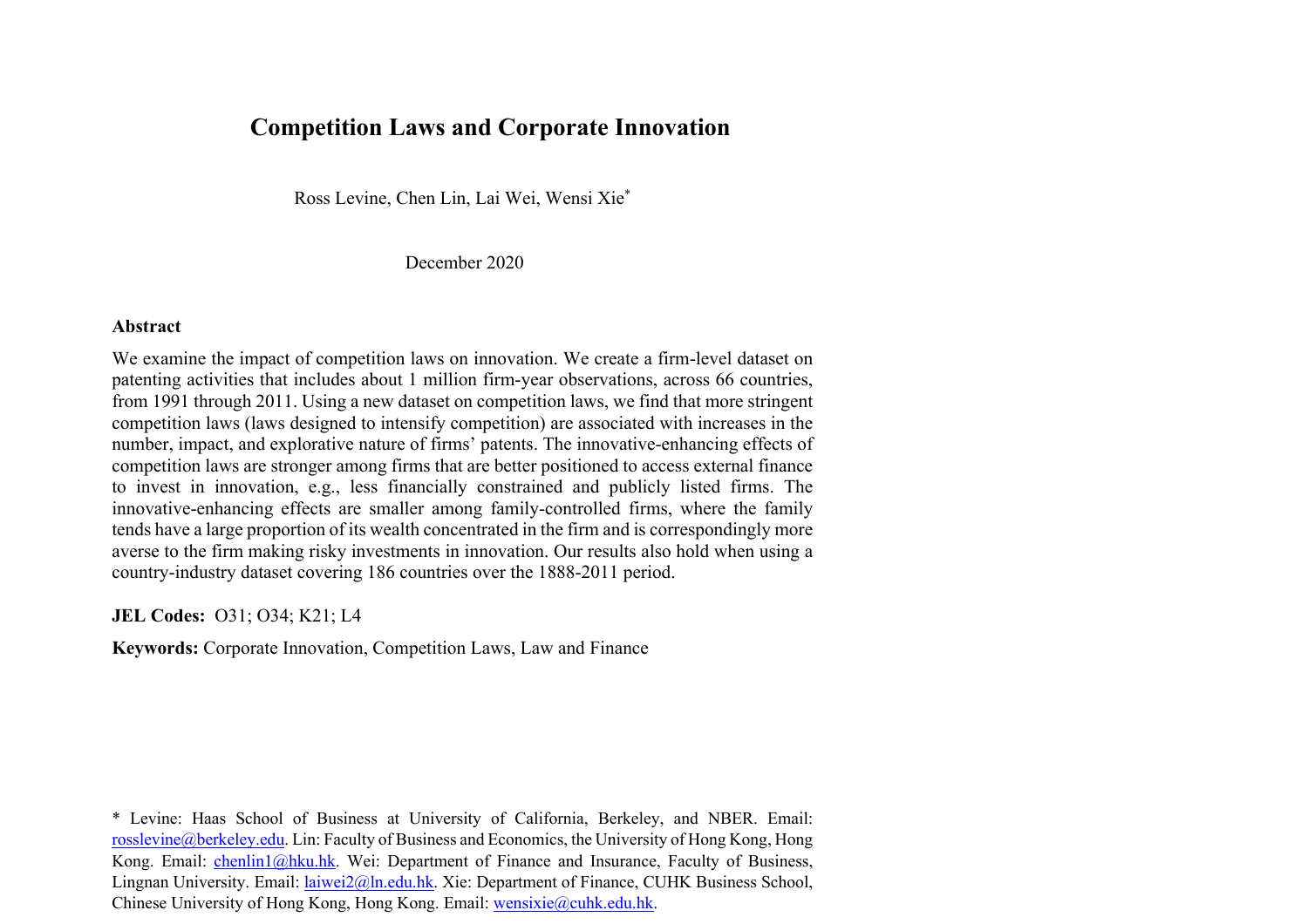# Competition Laws and Corporate Innovation

Ross Levine, Chen Lin, Lai Wei, Wensi Xie*

December 2020

## Abstract

We examine the impact of competition laws on innovation. We create a firm-level dataset on patenting activities that includes about 1 million firm-year observations, across 66 countries, from 1991 through 2011. Using a new dataset on competition laws, we find that more stringent competition laws (laws designed to intensify competition) are associated with increases in the number, impact, and explorative nature of firms' patents. The innovative-enhancing effects of competition laws are stronger among firms that are better positioned to access external finance to invest in innovation, e.g., less financially constrained and publicly listed firms. The innovative-enhancing effects are smaller among family-controlled firms, where the family tends have a large proportion of its wealth concentrated in the firm and is correspondingly more averse to the firm making risky investments in innovation. Our results also hold when using a country-industry dataset covering 186 countries over the 1888-2011 period.

**JEL Codes:** O31; O34; K21; L4

**Keywords:** Corporate Innovation, Competition Laws, Law and Finance

* Levine: Haas School of Business at University of California, Berkeley, and NBER. Email: rosslevine@berkeley.edu. Lin: Faculty of Business and Economics, the University of Hong Kong, Hong Kong. Email: chenlin1@hku.hk. Wei: Department of Finance and Insurance, Faculty of Business, Lingnan University. Email: laiwei2@ln.edu.hk. Xie: Department of Finance, CUHK Business School, Chinese University of Hong Kong, Hong Kong. Email: wensixie@cuhk.edu.hk.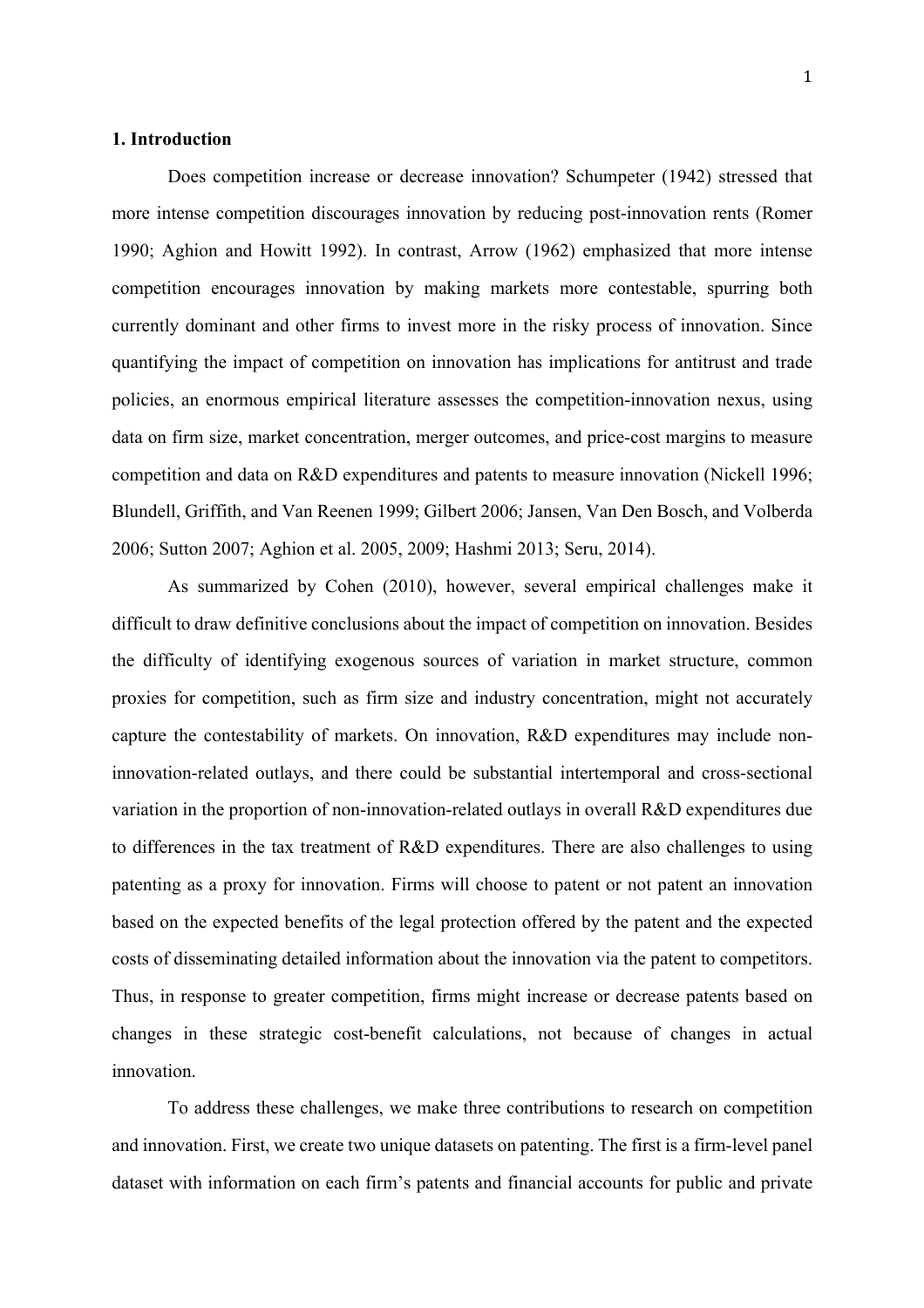## 1. Introduction

Does competition increase or decrease innovation? Schumpeter (1942) stressed that more intense competition discourages innovation by reducing post-innovation rents (Romer 1990; Aghion and Howitt 1992). In contrast, Arrow (1962) emphasized that more intense competition encourages innovation by making markets more contestable, spurring both currently dominant and other firms to invest more in the risky process of innovation. Since quantifying the impact of competition on innovation has implications for antitrust and trade policies, an enormous empirical literature assesses the competition-innovation nexus, using data on firm size, market concentration, merger outcomes, and price-cost margins to measure competition and data on R&D expenditures and patents to measure innovation (Nickell 1996; Blundell, Griffith, and Van Reenen 1999; Gilbert 2006; Jansen, Van Den Bosch, and Volberda 2006; Sutton 2007; Aghion et al. 2005, 2009; Hashmi 2013; Seru, 2014).

As summarized by Cohen (2010), however, several empirical challenges make it difficult to draw definitive conclusions about the impact of competition on innovation. Besides the difficulty of identifying exogenous sources of variation in market structure, common proxies for competition, such as firm size and industry concentration, might not accurately capture the contestability of markets. On innovation, R&D expenditures may include non-innovation-related outlays, and there could be substantial intertemporal and cross-sectional variation in the proportion of non-innovation-related outlays in overall R&D expenditures due to differences in the tax treatment of R&D expenditures. There are also challenges to using patenting as a proxy for innovation. Firms will choose to patent or not patent an innovation based on the expected benefits of the legal protection offered by the patent and the expected costs of disseminating detailed information about the innovation via the patent to competitors. Thus, in response to greater competition, firms might increase or decrease patents based on changes in these strategic cost-benefit calculations, not because of changes in actual innovation.

To address these challenges, we make three contributions to research on competition and innovation. First, we create two unique datasets on patenting. The first is a firm-level panel dataset with information on each firm's patents and financial accounts for public and private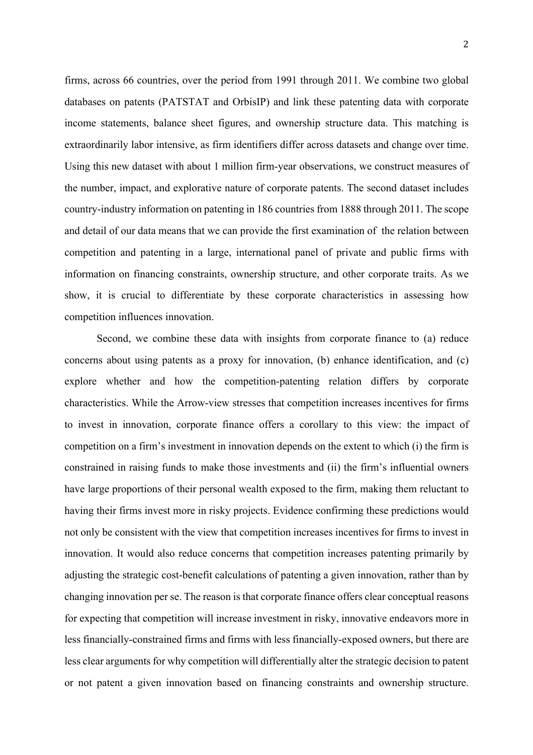firms, across 66 countries, over the period from 1991 through 2011. We combine two global databases on patents (PATSTAT and OrbisIP) and link these patenting data with corporate income statements, balance sheet figures, and ownership structure data. This matching is extraordinarily labor intensive, as firm identifiers differ across datasets and change over time. Using this new dataset with about 1 million firm-year observations, we construct measures of the number, impact, and explorative nature of corporate patents. The second dataset includes country-industry information on patenting in 186 countries from 1888 through 2011. The scope and detail of our data means that we can provide the first examination of the relation between competition and patenting in a large, international panel of private and public firms with information on financing constraints, ownership structure, and other corporate traits. As we show, it is crucial to differentiate by these corporate characteristics in assessing how competition influences innovation.

Second, we combine these data with insights from corporate finance to (a) reduce concerns about using patents as a proxy for innovation, (b) enhance identification, and (c) explore whether and how the competition-patenting relation differs by corporate characteristics. While the Arrow-view stresses that competition increases incentives for firms to invest in innovation, corporate finance offers a corollary to this view: the impact of competition on a firm's investment in innovation depends on the extent to which (i) the firm is constrained in raising funds to make those investments and (ii) the firm's influential owners have large proportions of their personal wealth exposed to the firm, making them reluctant to having their firms invest more in risky projects. Evidence confirming these predictions would not only be consistent with the view that competition increases incentives for firms to invest in innovation. It would also reduce concerns that competition increases patenting primarily by adjusting the strategic cost-benefit calculations of patenting a given innovation, rather than by changing innovation per se. The reason is that corporate finance offers clear conceptual reasons for expecting that competition will increase investment in risky, innovative endeavors more in less financially-constrained firms and firms with less financially-exposed owners, but there are less clear arguments for why competition will differentially alter the strategic decision to patent or not patent a given innovation based on financing constraints and ownership structure.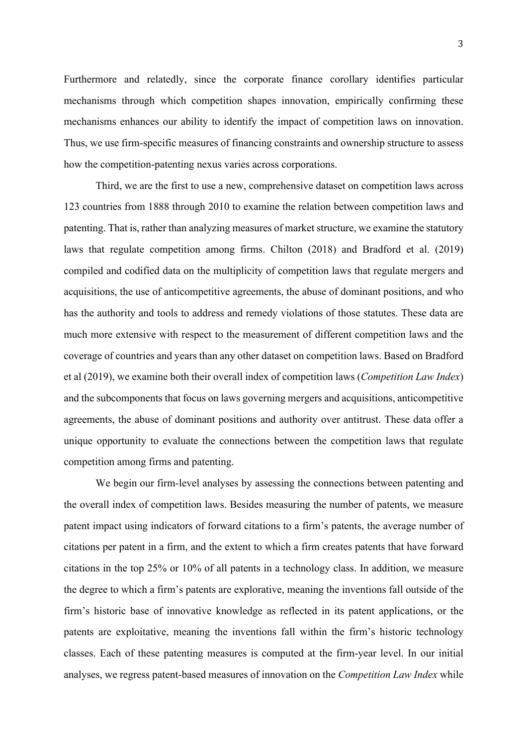Furthermore and relatedly, since the corporate finance corollary identifies particular mechanisms through which competition shapes innovation, empirically confirming these mechanisms enhances our ability to identify the impact of competition laws on innovation. Thus, we use firm-specific measures of financing constraints and ownership structure to assess how the competition-patenting nexus varies across corporations.

Third, we are the first to use a new, comprehensive dataset on competition laws across 123 countries from 1888 through 2010 to examine the relation between competition laws and patenting. That is, rather than analyzing measures of market structure, we examine the statutory laws that regulate competition among firms. Chilton (2018) and Bradford et al. (2019) compiled and codified data on the multiplicity of competition laws that regulate mergers and acquisitions, the use of anticompetitive agreements, the abuse of dominant positions, and who has the authority and tools to address and remedy violations of those statutes. These data are much more extensive with respect to the measurement of different competition laws and the coverage of countries and years than any other dataset on competition laws. Based on Bradford et al (2019), we examine both their overall index of competition laws (*Competition Law Index*) and the subcomponents that focus on laws governing mergers and acquisitions, anticompetitive agreements, the abuse of dominant positions and authority over antitrust. These data offer a unique opportunity to evaluate the connections between the competition laws that regulate competition among firms and patenting.

We begin our firm-level analyses by assessing the connections between patenting and the overall index of competition laws. Besides measuring the number of patents, we measure patent impact using indicators of forward citations to a firm's patents, the average number of citations per patent in a firm, and the extent to which a firm creates patents that have forward citations in the top 25% or 10% of all patents in a technology class. In addition, we measure the degree to which a firm's patents are explorative, meaning the inventions fall outside of the firm's historic base of innovative knowledge as reflected in its patent applications, or the patents are exploitative, meaning the inventions fall within the firm's historic technology classes. Each of these patenting measures is computed at the firm-year level. In our initial analyses, we regress patent-based measures of innovation on the *Competition Law Index* while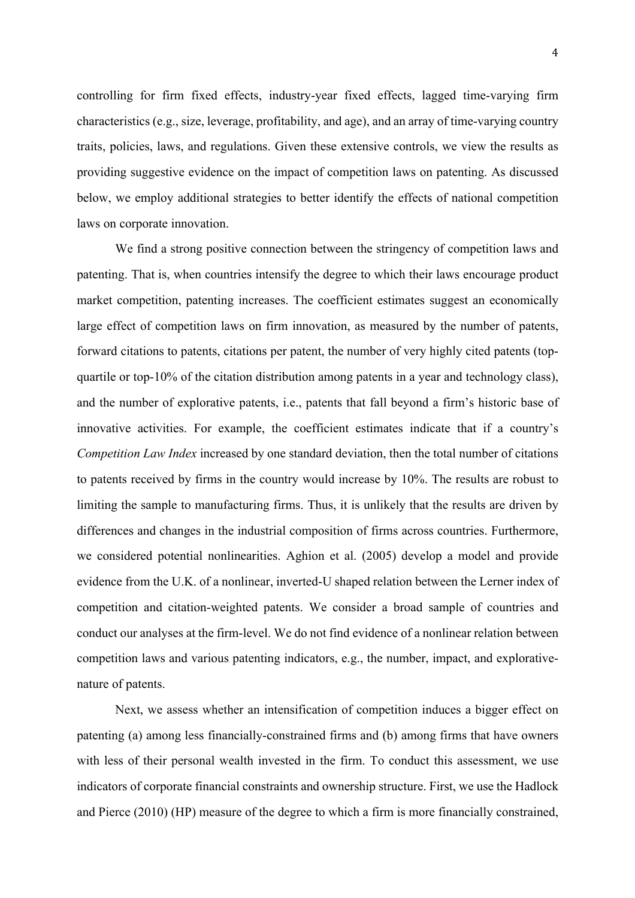controlling for firm fixed effects, industry-year fixed effects, lagged time-varying firm characteristics (e.g., size, leverage, profitability, and age), and an array of time-varying country traits, policies, laws, and regulations. Given these extensive controls, we view the results as providing suggestive evidence on the impact of competition laws on patenting. As discussed below, we employ additional strategies to better identify the effects of national competition laws on corporate innovation.

We find a strong positive connection between the stringency of competition laws and patenting. That is, when countries intensify the degree to which their laws encourage product market competition, patenting increases. The coefficient estimates suggest an economically large effect of competition laws on firm innovation, as measured by the number of patents, forward citations to patents, citations per patent, the number of very highly cited patents (top-quartile or top-10% of the citation distribution among patents in a year and technology class), and the number of explorative patents, i.e., patents that fall beyond a firm's historic base of innovative activities. For example, the coefficient estimates indicate that if a country's *Competition Law Index* increased by one standard deviation, then the total number of citations to patents received by firms in the country would increase by 10%. The results are robust to limiting the sample to manufacturing firms. Thus, it is unlikely that the results are driven by differences and changes in the industrial composition of firms across countries. Furthermore, we considered potential nonlinearities. Aghion et al. (2005) develop a model and provide evidence from the U.K. of a nonlinear, inverted-U shaped relation between the Lerner index of competition and citation-weighted patents. We consider a broad sample of countries and conduct our analyses at the firm-level. We do not find evidence of a nonlinear relation between competition laws and various patenting indicators, e.g., the number, impact, and explorative-nature of patents.

Next, we assess whether an intensification of competition induces a bigger effect on patenting (a) among less financially-constrained firms and (b) among firms that have owners with less of their personal wealth invested in the firm. To conduct this assessment, we use indicators of corporate financial constraints and ownership structure. First, we use the Hadlock and Pierce (2010) (HP) measure of the degree to which a firm is more financially constrained,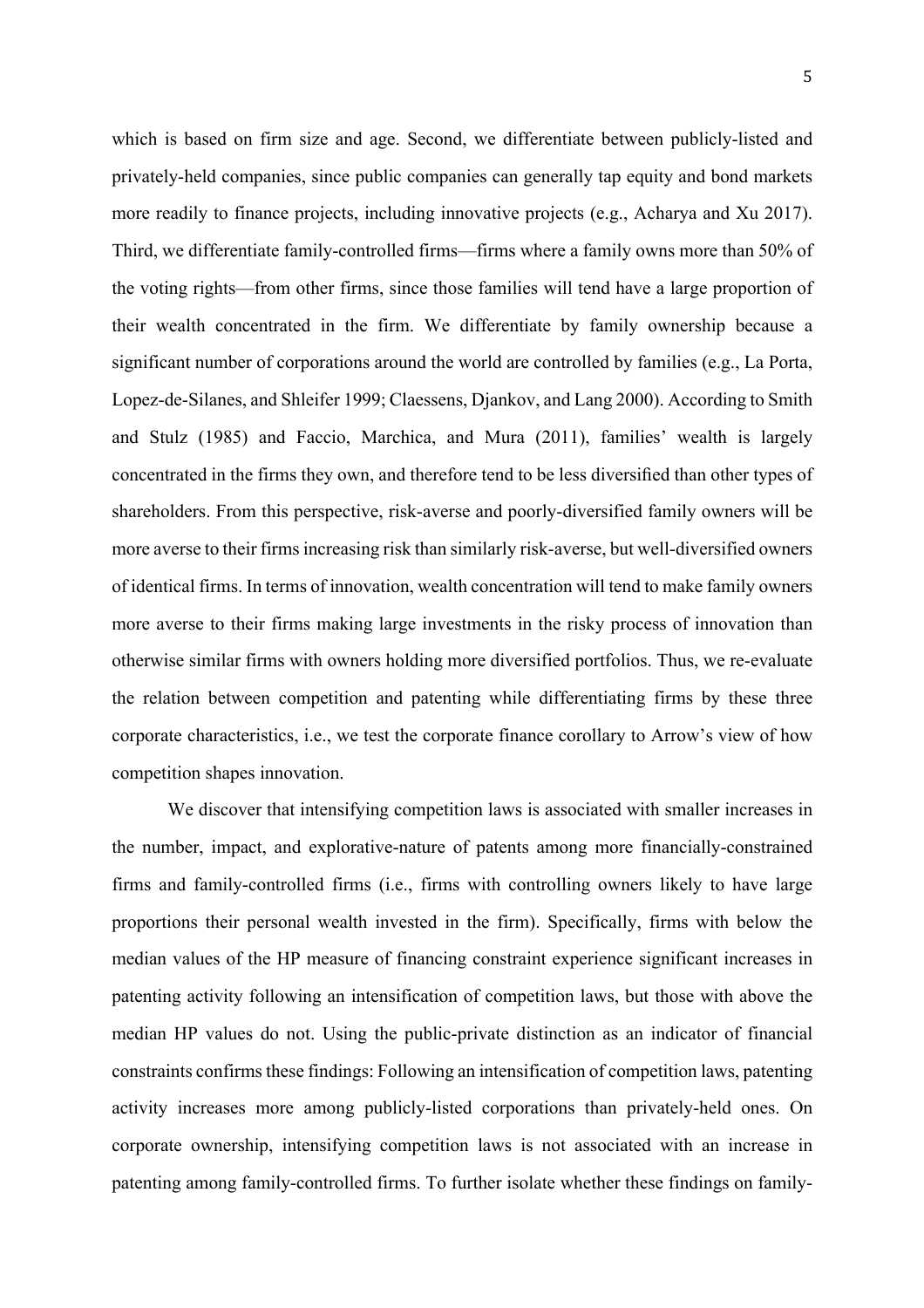which is based on firm size and age. Second, we differentiate between publicly-listed and privately-held companies, since public companies can generally tap equity and bond markets more readily to finance projects, including innovative projects (e.g., Acharya and Xu 2017). Third, we differentiate family-controlled firms—firms where a family owns more than 50% of the voting rights—from other firms, since those families will tend have a large proportion of their wealth concentrated in the firm. We differentiate by family ownership because a significant number of corporations around the world are controlled by families (e.g., La Porta, Lopez-de-Silanes, and Shleifer 1999; Claessens, Djankov, and Lang 2000). According to Smith and Stulz (1985) and Faccio, Marchica, and Mura (2011), families' wealth is largely concentrated in the firms they own, and therefore tend to be less diversified than other types of shareholders. From this perspective, risk-averse and poorly-diversified family owners will be more averse to their firms increasing risk than similarly risk-averse, but well-diversified owners of identical firms. In terms of innovation, wealth concentration will tend to make family owners more averse to their firms making large investments in the risky process of innovation than otherwise similar firms with owners holding more diversified portfolios. Thus, we re-evaluate the relation between competition and patenting while differentiating firms by these three corporate characteristics, i.e., we test the corporate finance corollary to Arrow's view of how competition shapes innovation.

We discover that intensifying competition laws is associated with smaller increases in the number, impact, and explorative-nature of patents among more financially-constrained firms and family-controlled firms (i.e., firms with controlling owners likely to have large proportions their personal wealth invested in the firm). Specifically, firms with below the median values of the HP measure of financing constraint experience significant increases in patenting activity following an intensification of competition laws, but those with above the median HP values do not. Using the public-private distinction as an indicator of financial constraints confirms these findings: Following an intensification of competition laws, patenting activity increases more among publicly-listed corporations than privately-held ones. On corporate ownership, intensifying competition laws is not associated with an increase in patenting among family-controlled firms. To further isolate whether these findings on family-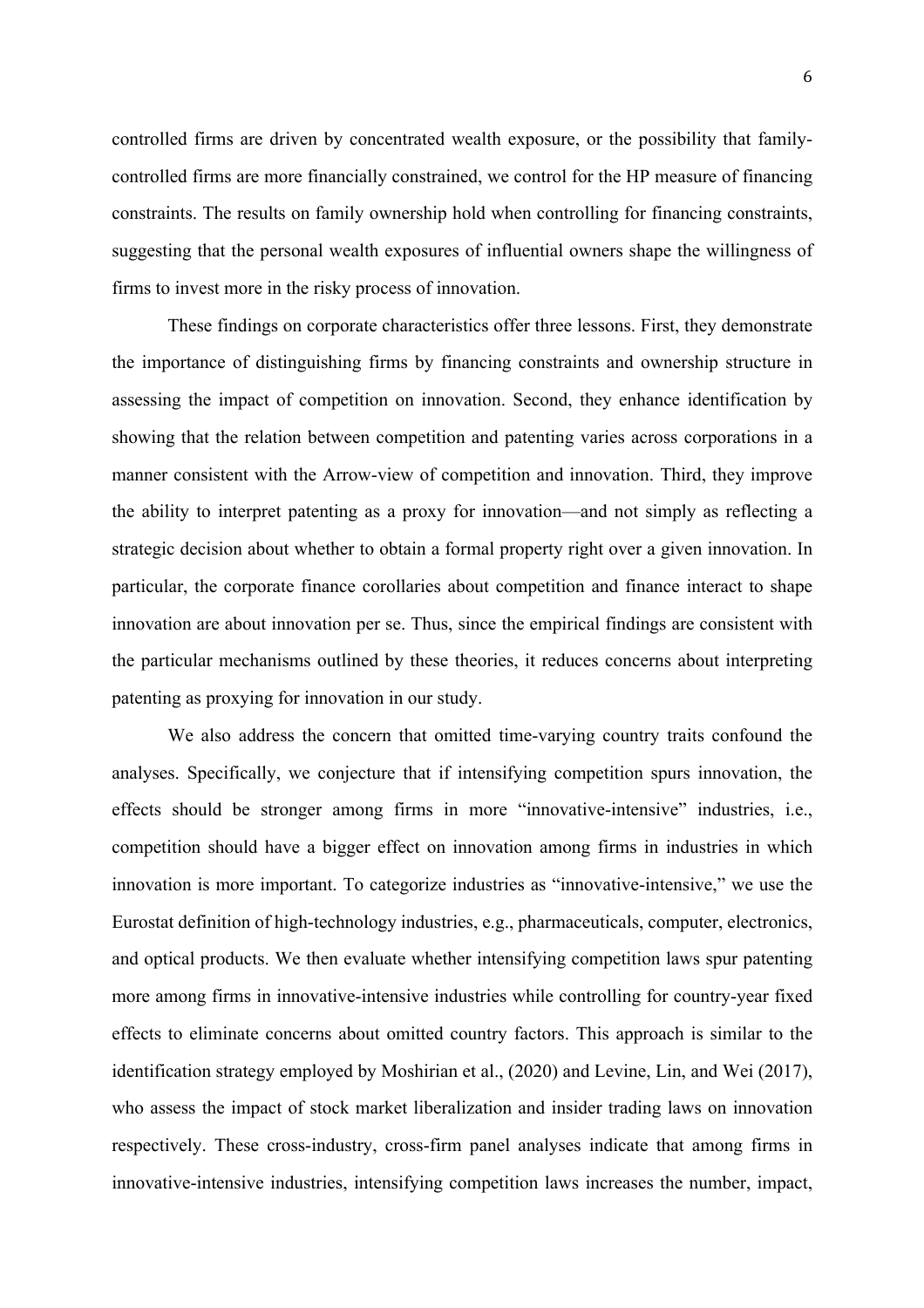controlled firms are driven by concentrated wealth exposure, or the possibility that family-controlled firms are more financially constrained, we control for the HP measure of financing constraints. The results on family ownership hold when controlling for financing constraints, suggesting that the personal wealth exposures of influential owners shape the willingness of firms to invest more in the risky process of innovation.

These findings on corporate characteristics offer three lessons. First, they demonstrate the importance of distinguishing firms by financing constraints and ownership structure in assessing the impact of competition on innovation. Second, they enhance identification by showing that the relation between competition and patenting varies across corporations in a manner consistent with the Arrow-view of competition and innovation. Third, they improve the ability to interpret patenting as a proxy for innovation—and not simply as reflecting a strategic decision about whether to obtain a formal property right over a given innovation. In particular, the corporate finance corollaries about competition and finance interact to shape innovation are about innovation per se. Thus, since the empirical findings are consistent with the particular mechanisms outlined by these theories, it reduces concerns about interpreting patenting as proxying for innovation in our study.

We also address the concern that omitted time-varying country traits confound the analyses. Specifically, we conjecture that if intensifying competition spurs innovation, the effects should be stronger among firms in more "innovative-intensive" industries, i.e., competition should have a bigger effect on innovation among firms in industries in which innovation is more important. To categorize industries as "innovative-intensive," we use the Eurostat definition of high-technology industries, e.g., pharmaceuticals, computer, electronics, and optical products. We then evaluate whether intensifying competition laws spur patenting more among firms in innovative-intensive industries while controlling for country-year fixed effects to eliminate concerns about omitted country factors. This approach is similar to the identification strategy employed by Moshirian et al., (2020) and Levine, Lin, and Wei (2017), who assess the impact of stock market liberalization and insider trading laws on innovation respectively. These cross-industry, cross-firm panel analyses indicate that among firms in innovative-intensive industries, intensifying competition laws increases the number, impact,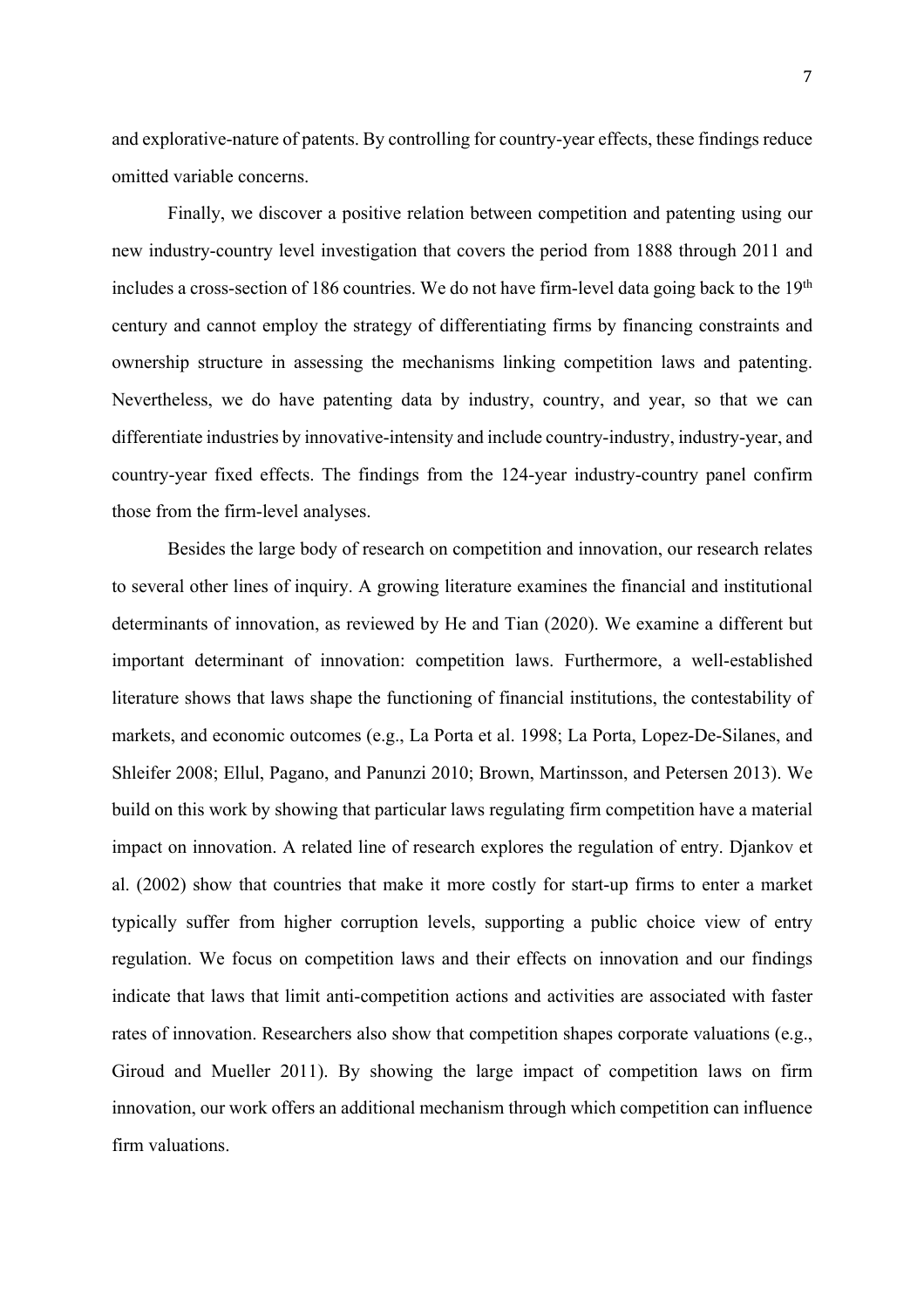and explorative-nature of patents. By controlling for country-year effects, these findings reduce omitted variable concerns.

Finally, we discover a positive relation between competition and patenting using our new industry-country level investigation that covers the period from 1888 through 2011 and includes a cross-section of 186 countries. We do not have firm-level data going back to the 19th century and cannot employ the strategy of differentiating firms by financing constraints and ownership structure in assessing the mechanisms linking competition laws and patenting. Nevertheless, we do have patenting data by industry, country, and year, so that we can differentiate industries by innovative-intensity and include country-industry, industry-year, and country-year fixed effects. The findings from the 124-year industry-country panel confirm those from the firm-level analyses.

Besides the large body of research on competition and innovation, our research relates to several other lines of inquiry. A growing literature examines the financial and institutional determinants of innovation, as reviewed by He and Tian (2020). We examine a different but important determinant of innovation: competition laws. Furthermore, a well-established literature shows that laws shape the functioning of financial institutions, the contestability of markets, and economic outcomes (e.g., La Porta et al. 1998; La Porta, Lopez-De-Silanes, and Shleifer 2008; Ellul, Pagano, and Panunzi 2010; Brown, Martinsson, and Petersen 2013). We build on this work by showing that particular laws regulating firm competition have a material impact on innovation. A related line of research explores the regulation of entry. Djankov et al. (2002) show that countries that make it more costly for start-up firms to enter a market typically suffer from higher corruption levels, supporting a public choice view of entry regulation. We focus on competition laws and their effects on innovation and our findings indicate that laws that limit anti-competition actions and activities are associated with faster rates of innovation. Researchers also show that competition shapes corporate valuations (e.g., Giroud and Mueller 2011). By showing the large impact of competition laws on firm innovation, our work offers an additional mechanism through which competition can influence firm valuations.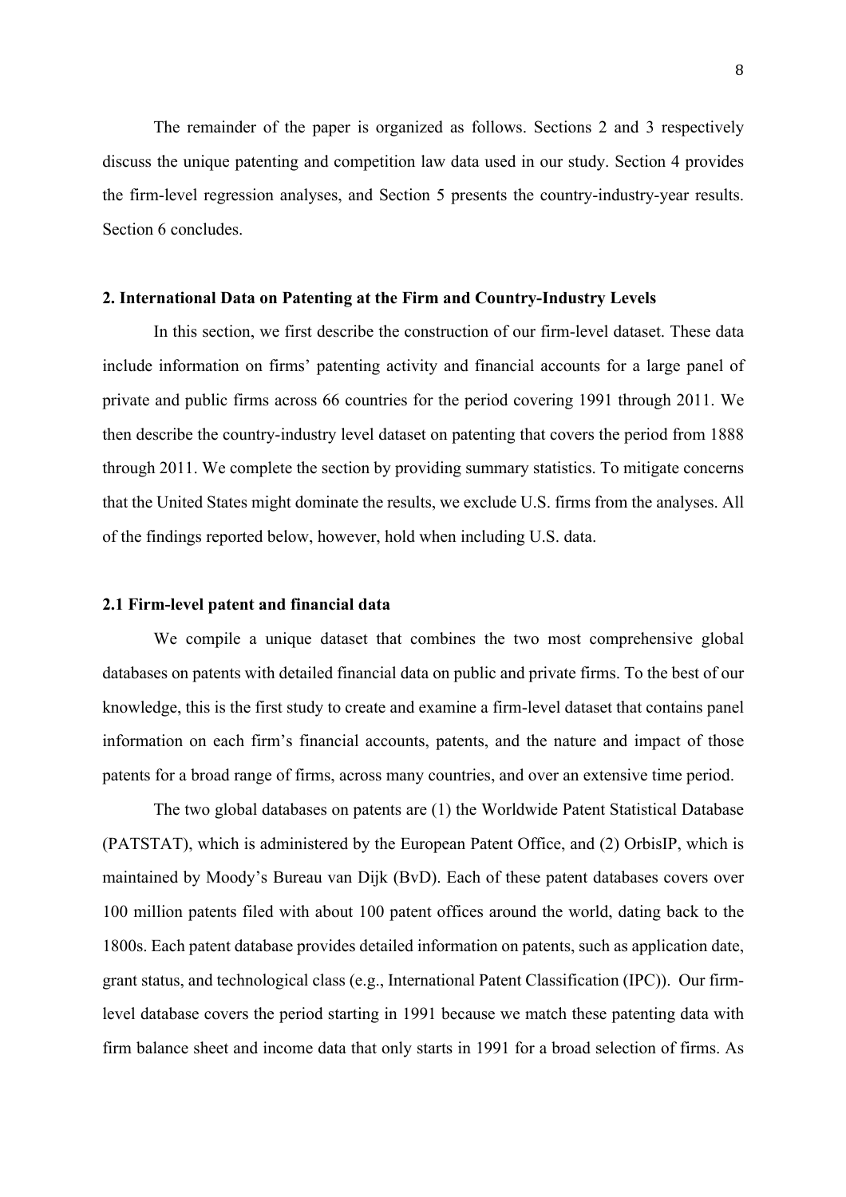The remainder of the paper is organized as follows. Sections 2 and 3 respectively discuss the unique patenting and competition law data used in our study. Section 4 provides the firm-level regression analyses, and Section 5 presents the country-industry-year results. Section 6 concludes.

## 2. International Data on Patenting at the Firm and Country-Industry Levels

In this section, we first describe the construction of our firm-level dataset. These data include information on firms' patenting activity and financial accounts for a large panel of private and public firms across 66 countries for the period covering 1991 through 2011. We then describe the country-industry level dataset on patenting that covers the period from 1888 through 2011. We complete the section by providing summary statistics. To mitigate concerns that the United States might dominate the results, we exclude U.S. firms from the analyses. All of the findings reported below, however, hold when including U.S. data.

### 2.1 Firm-level patent and financial data

We compile a unique dataset that combines the two most comprehensive global databases on patents with detailed financial data on public and private firms. To the best of our knowledge, this is the first study to create and examine a firm-level dataset that contains panel information on each firm's financial accounts, patents, and the nature and impact of those patents for a broad range of firms, across many countries, and over an extensive time period.

The two global databases on patents are (1) the Worldwide Patent Statistical Database (PATSTAT), which is administered by the European Patent Office, and (2) OrbisIP, which is maintained by Moody's Bureau van Dijk (BvD). Each of these patent databases covers over 100 million patents filed with about 100 patent offices around the world, dating back to the 1800s. Each patent database provides detailed information on patents, such as application date, grant status, and technological class (e.g., International Patent Classification (IPC)). Our firm-level database covers the period starting in 1991 because we match these patenting data with firm balance sheet and income data that only starts in 1991 for a broad selection of firms. As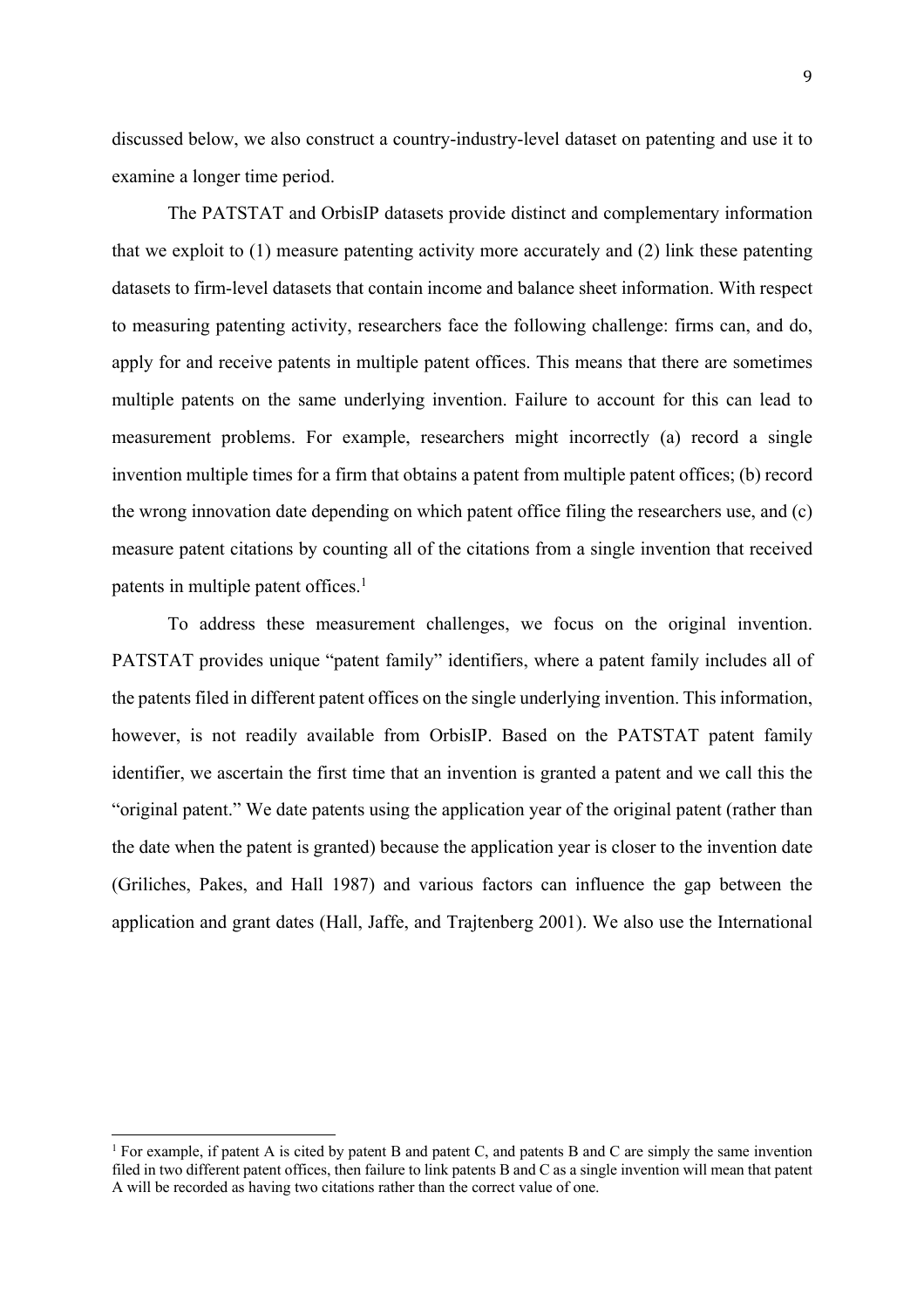discussed below, we also construct a country-industry-level dataset on patenting and use it to examine a longer time period.

The PATSTAT and OrbisIP datasets provide distinct and complementary information that we exploit to (1) measure patenting activity more accurately and (2) link these patenting datasets to firm-level datasets that contain income and balance sheet information. With respect to measuring patenting activity, researchers face the following challenge: firms can, and do, apply for and receive patents in multiple patent offices. This means that there are sometimes multiple patents on the same underlying invention. Failure to account for this can lead to measurement problems. For example, researchers might incorrectly (a) record a single invention multiple times for a firm that obtains a patent from multiple patent offices; (b) record the wrong innovation date depending on which patent office filing the researchers use, and (c) measure patent citations by counting all of the citations from a single invention that received patents in multiple patent offices.[1]

To address these measurement challenges, we focus on the original invention. PATSTAT provides unique "patent family" identifiers, where a patent family includes all of the patents filed in different patent offices on the single underlying invention. This information, however, is not readily available from OrbisIP. Based on the PATSTAT patent family identifier, we ascertain the first time that an invention is granted a patent and we call this the "original patent." We date patents using the application year of the original patent (rather than the date when the patent is granted) because the application year is closer to the invention date (Griliches, Pakes, and Hall 1987) and various factors can influence the gap between the application and grant dates (Hall, Jaffe, and Trajtenberg 2001). We also use the International

[1] For example, if patent A is cited by patent B and patent C, and patents B and C are simply the same invention filed in two different patent offices, then failure to link patents B and C as a single invention will mean that patent A will be recorded as having two citations rather than the correct value of one.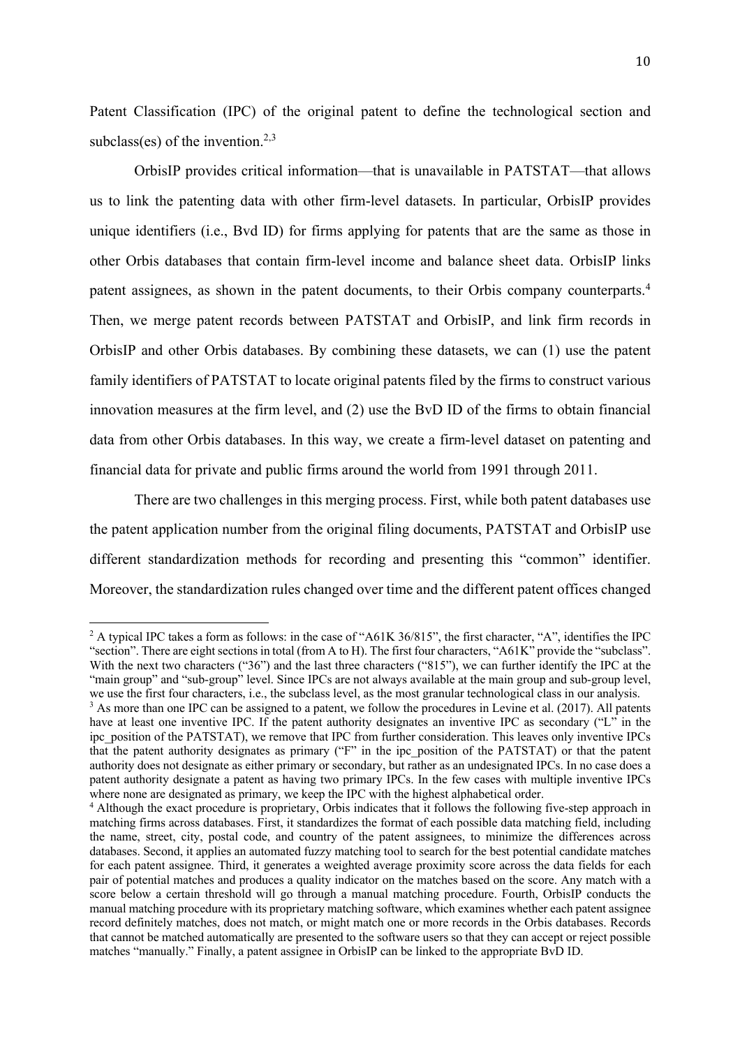Patent Classification (IPC) of the original patent to define the technological section and subclass(es) of the invention.[2,3]

OrbisIP provides critical information—that is unavailable in PATSTAT—that allows us to link the patenting data with other firm-level datasets. In particular, OrbisIP provides unique identifiers (i.e., Bvd ID) for firms applying for patents that are the same as those in other Orbis databases that contain firm-level income and balance sheet data. OrbisIP links patent assignees, as shown in the patent documents, to their Orbis company counterparts.[4] Then, we merge patent records between PATSTAT and OrbisIP, and link firm records in OrbisIP and other Orbis databases. By combining these datasets, we can (1) use the patent family identifiers of PATSTAT to locate original patents filed by the firms to construct various innovation measures at the firm level, and (2) use the BvD ID of the firms to obtain financial data from other Orbis databases. In this way, we create a firm-level dataset on patenting and financial data for private and public firms around the world from 1991 through 2011.

There are two challenges in this merging process. First, while both patent databases use the patent application number from the original filing documents, PATSTAT and OrbisIP use different standardization methods for recording and presenting this "common" identifier. Moreover, the standardization rules changed over time and the different patent offices changed

---

[2] A typical IPC takes a form as follows: in the case of "A61K 36/815", the first character, "A", identifies the IPC "section". There are eight sections in total (from A to H). The first four characters, "A61K" provide the "subclass". With the next two characters ("36") and the last three characters ("815"), we can further identify the IPC at the "main group" and "sub-group" level. Since IPCs are not always available at the main group and sub-group level, we use the first four characters, i.e., the subclass level, as the most granular technological class in our analysis.

[3] As more than one IPC can be assigned to a patent, we follow the procedures in Levine et al. (2017). All patents have at least one inventive IPC. If the patent authority designates an inventive IPC as secondary ("L" in the ipc_position of the PATSTAT), we remove that IPC from further consideration. This leaves only inventive IPCs that the patent authority designates as primary ("F" in the ipc_position of the PATSTAT) or that the patent authority does not designate as either primary or secondary, but rather as an undesignated IPCs. In no case does a patent authority designate a patent as having two primary IPCs. In the few cases with multiple inventive IPCs where none are designated as primary, we keep the IPC with the highest alphabetical order.

[4] Although the exact procedure is proprietary, Orbis indicates that it follows the following five-step approach in matching firms across databases. First, it standardizes the format of each possible data matching field, including the name, street, city, postal code, and country of the patent assignees, to minimize the differences across databases. Second, it applies an automated fuzzy matching tool to search for the best potential candidate matches for each patent assignee. Third, it generates a weighted average proximity score across the data fields for each pair of potential matches and produces a quality indicator on the matches based on the score. Any match with a score below a certain threshold will go through a manual matching procedure. Fourth, OrbisIP conducts the manual matching procedure with its proprietary matching software, which examines whether each patent assignee record definitely matches, does not match, or might match one or more records in the Orbis databases. Records that cannot be matched automatically are presented to the software users so that they can accept or reject possible matches "manually." Finally, a patent assignee in OrbisIP can be linked to the appropriate BvD ID.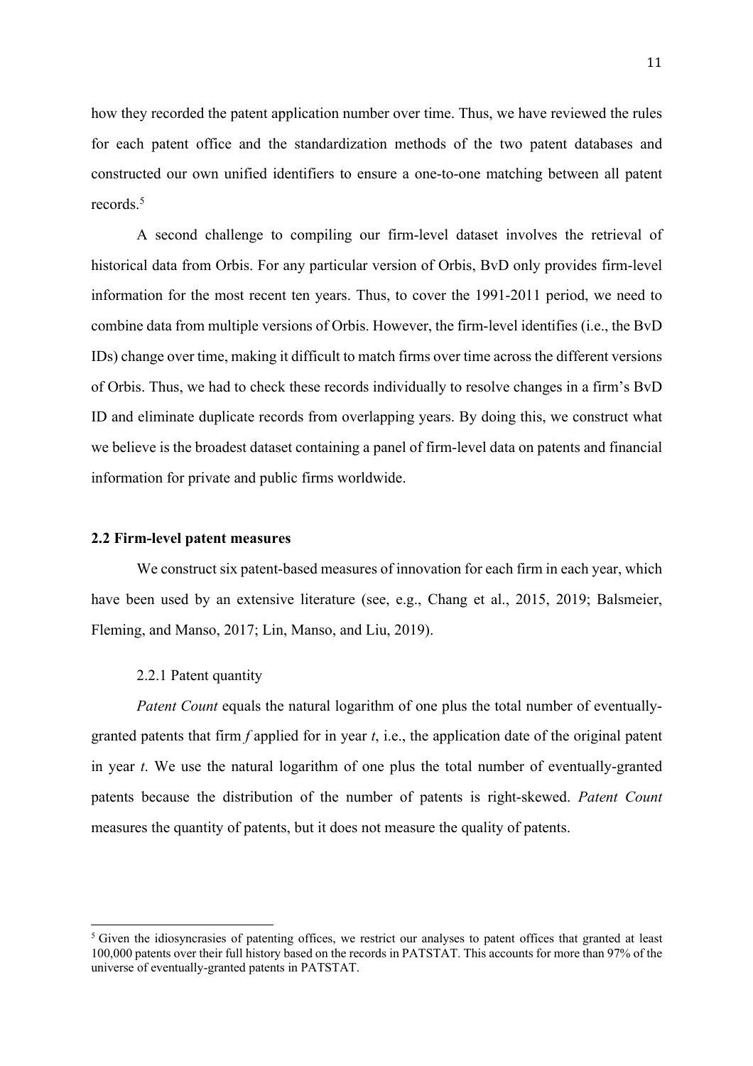how they recorded the patent application number over time. Thus, we have reviewed the rules for each patent office and the standardization methods of the two patent databases and constructed our own unified identifiers to ensure a one-to-one matching between all patent records.[5]

A second challenge to compiling our firm-level dataset involves the retrieval of historical data from Orbis. For any particular version of Orbis, BvD only provides firm-level information for the most recent ten years. Thus, to cover the 1991-2011 period, we need to combine data from multiple versions of Orbis. However, the firm-level identifies (i.e., the BvD IDs) change over time, making it difficult to match firms over time across the different versions of Orbis. Thus, we had to check these records individually to resolve changes in a firm's BvD ID and eliminate duplicate records from overlapping years. By doing this, we construct what we believe is the broadest dataset containing a panel of firm-level data on patents and financial information for private and public firms worldwide.

### 2.2 Firm-level patent measures

We construct six patent-based measures of innovation for each firm in each year, which have been used by an extensive literature (see, e.g., Chang et al., 2015, 2019; Balsmeier, Fleming, and Manso, 2017; Lin, Manso, and Liu, 2019).

#### 2.2.1 Patent quantity

*Patent Count* equals the natural logarithm of one plus the total number of eventually-granted patents that firm *f* applied for in year *t*, i.e., the application date of the original patent in year *t*. We use the natural logarithm of one plus the total number of eventually-granted patents because the distribution of the number of patents is right-skewed. *Patent Count* measures the quantity of patents, but it does not measure the quality of patents.

---

[5] Given the idiosyncrasies of patenting offices, we restrict our analyses to patent offices that granted at least 100,000 patents over their full history based on the records in PATSTAT. This accounts for more than 97% of the universe of eventually-granted patents in PATSTAT.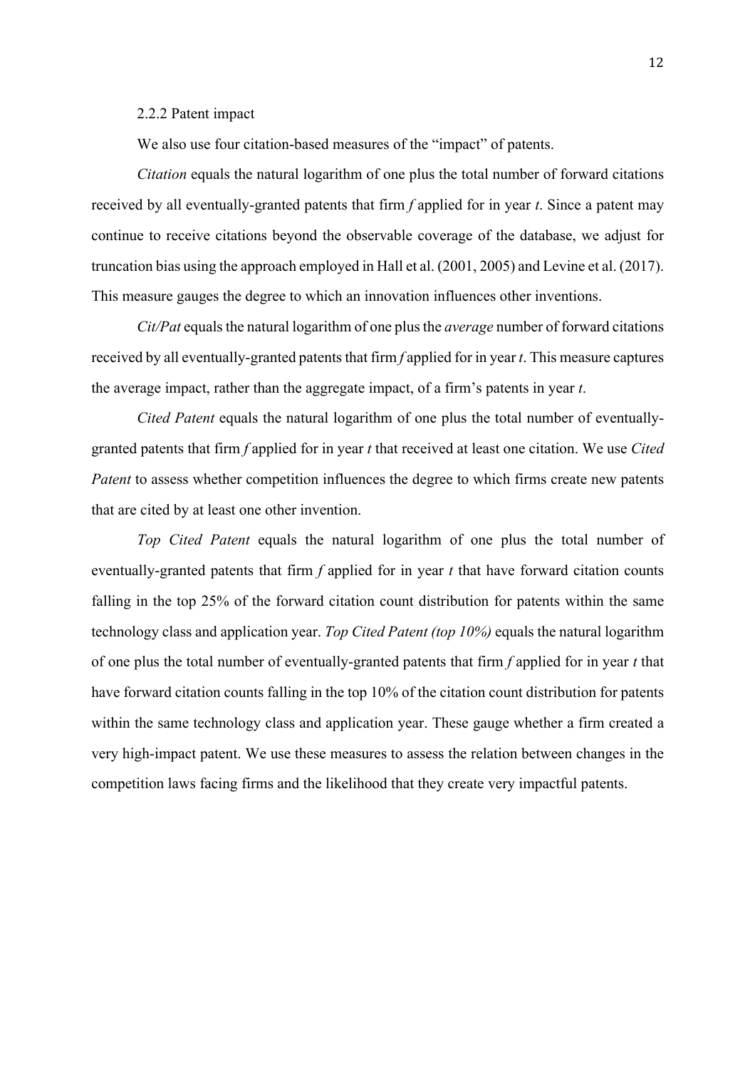### 2.2.2 Patent impact

We also use four citation-based measures of the "impact" of patents.

*Citation* equals the natural logarithm of one plus the total number of forward citations received by all eventually-granted patents that firm *f* applied for in year *t*. Since a patent may continue to receive citations beyond the observable coverage of the database, we adjust for truncation bias using the approach employed in Hall et al. (2001, 2005) and Levine et al. (2017). This measure gauges the degree to which an innovation influences other inventions.

*Cit/Pat* equals the natural logarithm of one plus the *average* number of forward citations received by all eventually-granted patents that firm *f* applied for in year *t*. This measure captures the average impact, rather than the aggregate impact, of a firm's patents in year *t*.

*Cited Patent* equals the natural logarithm of one plus the total number of eventually-granted patents that firm *f* applied for in year *t* that received at least one citation. We use *Cited Patent* to assess whether competition influences the degree to which firms create new patents that are cited by at least one other invention.

*Top Cited Patent* equals the natural logarithm of one plus the total number of eventually-granted patents that firm *f* applied for in year *t* that have forward citation counts falling in the top 25% of the forward citation count distribution for patents within the same technology class and application year. *Top Cited Patent (top 10%)* equals the natural logarithm of one plus the total number of eventually-granted patents that firm *f* applied for in year *t* that have forward citation counts falling in the top 10% of the citation count distribution for patents within the same technology class and application year. These gauge whether a firm created a very high-impact patent. We use these measures to assess the relation between changes in the competition laws facing firms and the likelihood that they create very impactful patents.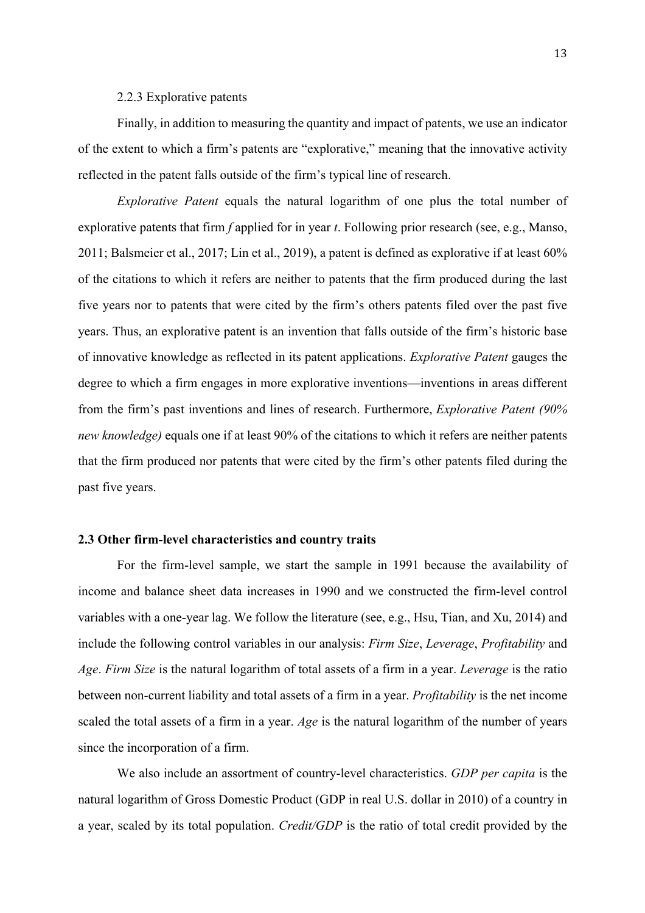### 2.2.3 Explorative patents

Finally, in addition to measuring the quantity and impact of patents, we use an indicator of the extent to which a firm's patents are "explorative," meaning that the innovative activity reflected in the patent falls outside of the firm's typical line of research.

*Explorative Patent* equals the natural logarithm of one plus the total number of explorative patents that firm *f* applied for in year *t*. Following prior research (see, e.g., Manso, 2011; Balsmeier et al., 2017; Lin et al., 2019), a patent is defined as explorative if at least 60% of the citations to which it refers are neither to patents that the firm produced during the last five years nor to patents that were cited by the firm's others patents filed over the past five years. Thus, an explorative patent is an invention that falls outside of the firm's historic base of innovative knowledge as reflected in its patent applications. *Explorative Patent* gauges the degree to which a firm engages in more explorative inventions—inventions in areas different from the firm's past inventions and lines of research. Furthermore, *Explorative Patent (90% new knowledge)* equals one if at least 90% of the citations to which it refers are neither patents that the firm produced nor patents that were cited by the firm's other patents filed during the past five years.

## 2.3 Other firm-level characteristics and country traits

For the firm-level sample, we start the sample in 1991 because the availability of income and balance sheet data increases in 1990 and we constructed the firm-level control variables with a one-year lag. We follow the literature (see, e.g., Hsu, Tian, and Xu, 2014) and include the following control variables in our analysis: *Firm Size*, *Leverage*, *Profitability* and *Age*. *Firm Size* is the natural logarithm of total assets of a firm in a year. *Leverage* is the ratio between non-current liability and total assets of a firm in a year. *Profitability* is the net income scaled the total assets of a firm in a year. *Age* is the natural logarithm of the number of years since the incorporation of a firm.

We also include an assortment of country-level characteristics. *GDP per capita* is the natural logarithm of Gross Domestic Product (GDP in real U.S. dollar in 2010) of a country in a year, scaled by its total population. *Credit/GDP* is the ratio of total credit provided by the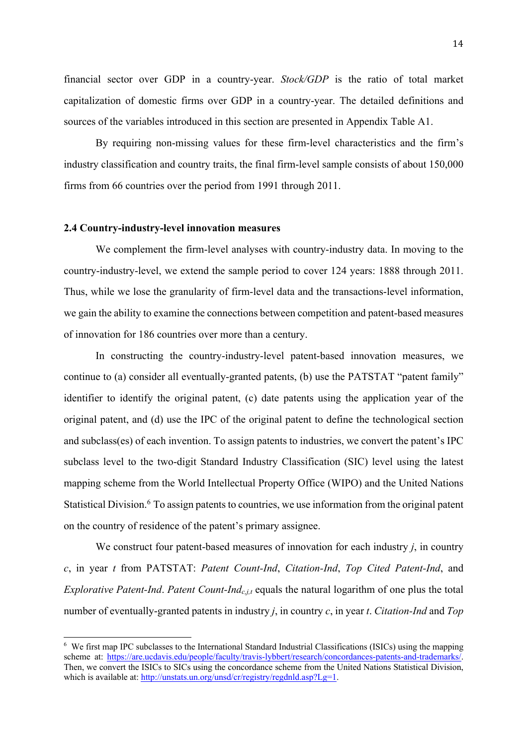financial sector over GDP in a country-year. *Stock/GDP* is the ratio of total market capitalization of domestic firms over GDP in a country-year. The detailed definitions and sources of the variables introduced in this section are presented in Appendix Table A1.

By requiring non-missing values for these firm-level characteristics and the firm's industry classification and country traits, the final firm-level sample consists of about 150,000 firms from 66 countries over the period from 1991 through 2011.

### 2.4 Country-industry-level innovation measures

We complement the firm-level analyses with country-industry data. In moving to the country-industry-level, we extend the sample period to cover 124 years: 1888 through 2011. Thus, while we lose the granularity of firm-level data and the transactions-level information, we gain the ability to examine the connections between competition and patent-based measures of innovation for 186 countries over more than a century.

In constructing the country-industry-level patent-based innovation measures, we continue to (a) consider all eventually-granted patents, (b) use the PATSTAT "patent family" identifier to identify the original patent, (c) date patents using the application year of the original patent, and (d) use the IPC of the original patent to define the technological section and subclass(es) of each invention. To assign patents to industries, we convert the patent's IPC subclass level to the two-digit Standard Industry Classification (SIC) level using the latest mapping scheme from the World Intellectual Property Office (WIPO) and the United Nations Statistical Division.[6] To assign patents to countries, we use information from the original patent on the country of residence of the patent's primary assignee.

We construct four patent-based measures of innovation for each industry $j$, in country $c$, in year $t$ from PATSTAT: *Patent Count-Ind*, *Citation-Ind*, *Top Cited Patent-Ind*, and *Explorative Patent-Ind*. *Patent Count-Ind*$_{c,j,t}$ equals the natural logarithm of one plus the total number of eventually-granted patents in industry $j$, in country $c$, in year $t$. *Citation-Ind* and *Top*

[6] We first map IPC subclasses to the International Standard Industrial Classifications (ISICs) using the mapping scheme at: https://are.ucdavis.edu/people/faculty/travis-lybbert/research/concordances-patents-and-trademarks/. Then, we convert the ISICs to SICs using the concordance scheme from the United Nations Statistical Division, which is available at: http://unstats.un.org/unsd/cr/registry/regdnld.asp?Lg=1.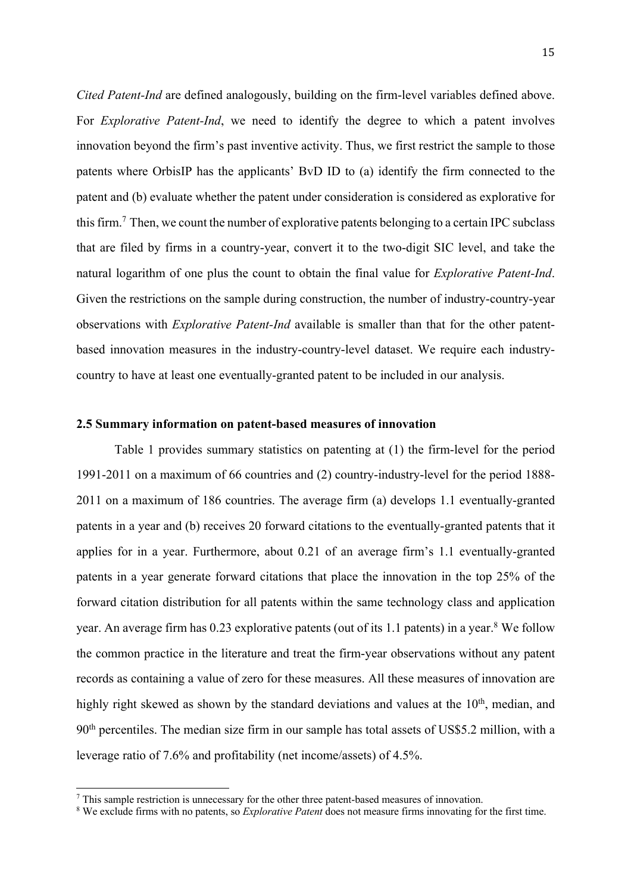*Cited Patent-Ind* are defined analogously, building on the firm-level variables defined above. For *Explorative Patent-Ind*, we need to identify the degree to which a patent involves innovation beyond the firm's past inventive activity. Thus, we first restrict the sample to those patents where OrbisIP has the applicants' BvD ID to (a) identify the firm connected to the patent and (b) evaluate whether the patent under consideration is considered as explorative for this firm.[7] Then, we count the number of explorative patents belonging to a certain IPC subclass that are filed by firms in a country-year, convert it to the two-digit SIC level, and take the natural logarithm of one plus the count to obtain the final value for *Explorative Patent-Ind*. Given the restrictions on the sample during construction, the number of industry-country-year observations with *Explorative Patent-Ind* available is smaller than that for the other patent-based innovation measures in the industry-country-level dataset. We require each industry-country to have at least one eventually-granted patent to be included in our analysis.

### 2.5 Summary information on patent-based measures of innovation

Table 1 provides summary statistics on patenting at (1) the firm-level for the period 1991-2011 on a maximum of 66 countries and (2) country-industry-level for the period 1888-2011 on a maximum of 186 countries. The average firm (a) develops 1.1 eventually-granted patents in a year and (b) receives 20 forward citations to the eventually-granted patents that it applies for in a year. Furthermore, about 0.21 of an average firm's 1.1 eventually-granted patents in a year generate forward citations that place the innovation in the top 25% of the forward citation distribution for all patents within the same technology class and application year. An average firm has 0.23 explorative patents (out of its 1.1 patents) in a year.[8] We follow the common practice in the literature and treat the firm-year observations without any patent records as containing a value of zero for these measures. All these measures of innovation are highly right skewed as shown by the standard deviations and values at the 10th, median, and 90th percentiles. The median size firm in our sample has total assets of US$5.2 million, with a leverage ratio of 7.6% and profitability (net income/assets) of 4.5%.

[7] This sample restriction is unnecessary for the other three patent-based measures of innovation.

[8] We exclude firms with no patents, so *Explorative Patent* does not measure firms innovating for the first time.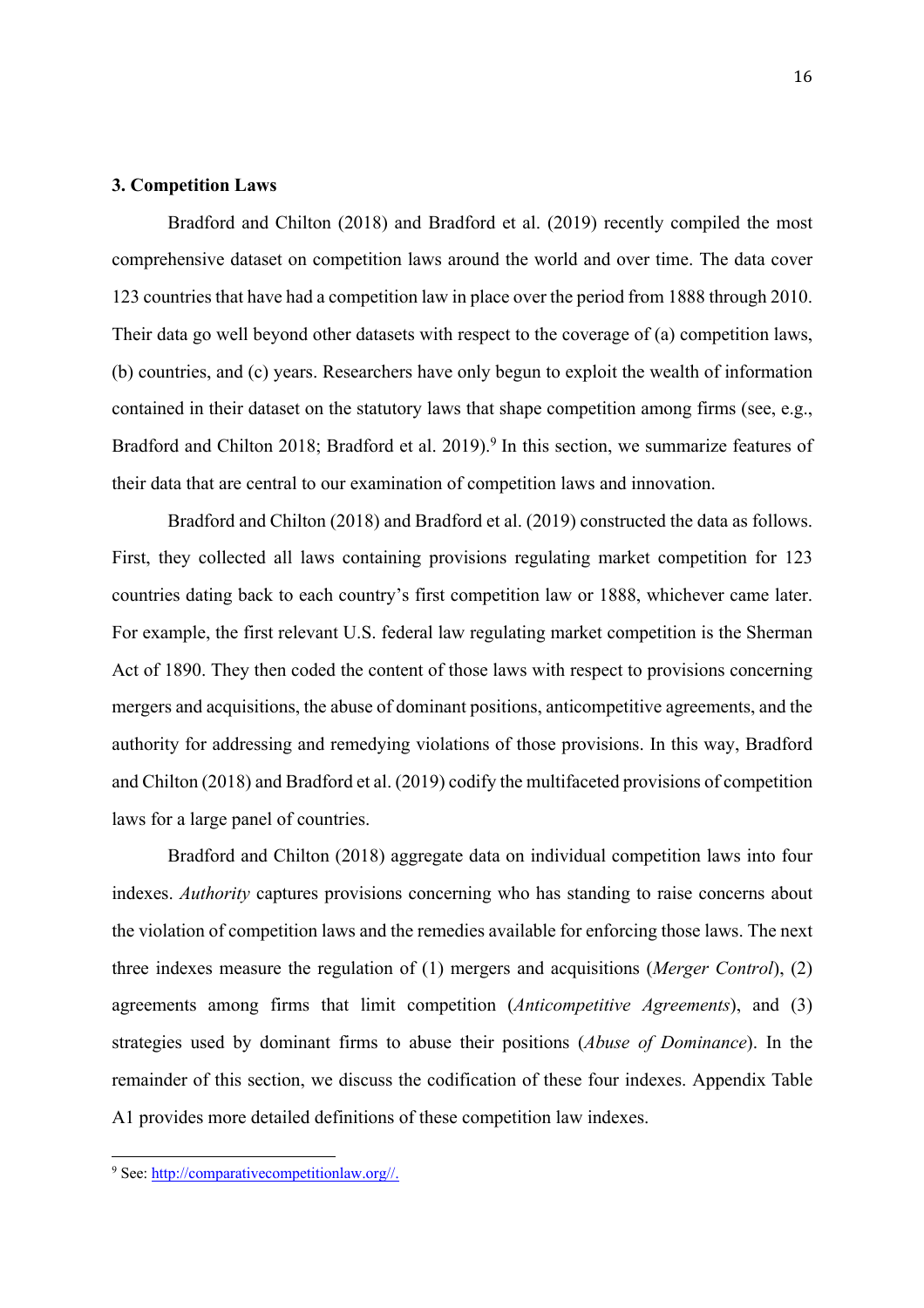### 3. Competition Laws

Bradford and Chilton (2018) and Bradford et al. (2019) recently compiled the most comprehensive dataset on competition laws around the world and over time. The data cover 123 countries that have had a competition law in place over the period from 1888 through 2010. Their data go well beyond other datasets with respect to the coverage of (a) competition laws, (b) countries, and (c) years. Researchers have only begun to exploit the wealth of information contained in their dataset on the statutory laws that shape competition among firms (see, e.g., Bradford and Chilton 2018; Bradford et al. 2019).[9] In this section, we summarize features of their data that are central to our examination of competition laws and innovation.

Bradford and Chilton (2018) and Bradford et al. (2019) constructed the data as follows. First, they collected all laws containing provisions regulating market competition for 123 countries dating back to each country's first competition law or 1888, whichever came later. For example, the first relevant U.S. federal law regulating market competition is the Sherman Act of 1890. They then coded the content of those laws with respect to provisions concerning mergers and acquisitions, the abuse of dominant positions, anticompetitive agreements, and the authority for addressing and remedying violations of those provisions. In this way, Bradford and Chilton (2018) and Bradford et al. (2019) codify the multifaceted provisions of competition laws for a large panel of countries.

Bradford and Chilton (2018) aggregate data on individual competition laws into four indexes. *Authority* captures provisions concerning who has standing to raise concerns about the violation of competition laws and the remedies available for enforcing those laws. The next three indexes measure the regulation of (1) mergers and acquisitions (*Merger Control*), (2) agreements among firms that limit competition (*Anticompetitive Agreements*), and (3) strategies used by dominant firms to abuse their positions (*Abuse of Dominance*). In the remainder of this section, we discuss the codification of these four indexes. Appendix Table A1 provides more detailed definitions of these competition law indexes.

[9] See: http://comparativecompetitionlaw.org//.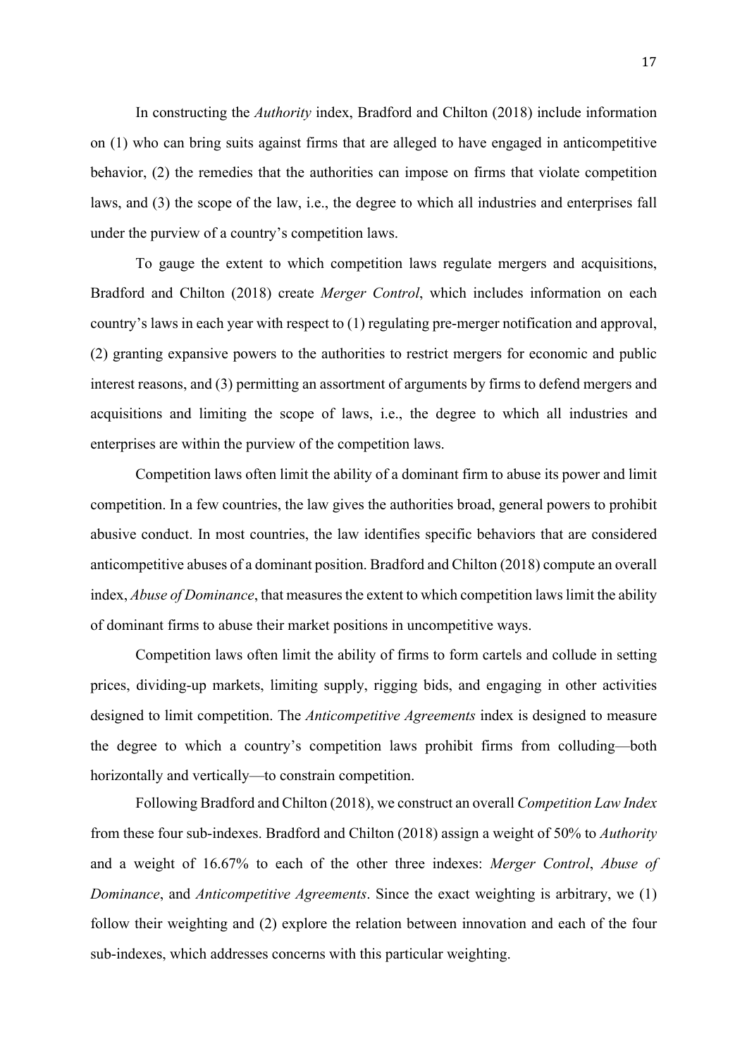In constructing the *Authority* index, Bradford and Chilton (2018) include information on (1) who can bring suits against firms that are alleged to have engaged in anticompetitive behavior, (2) the remedies that the authorities can impose on firms that violate competition laws, and (3) the scope of the law, i.e., the degree to which all industries and enterprises fall under the purview of a country's competition laws.

To gauge the extent to which competition laws regulate mergers and acquisitions, Bradford and Chilton (2018) create *Merger Control*, which includes information on each country's laws in each year with respect to (1) regulating pre-merger notification and approval, (2) granting expansive powers to the authorities to restrict mergers for economic and public interest reasons, and (3) permitting an assortment of arguments by firms to defend mergers and acquisitions and limiting the scope of laws, i.e., the degree to which all industries and enterprises are within the purview of the competition laws.

Competition laws often limit the ability of a dominant firm to abuse its power and limit competition. In a few countries, the law gives the authorities broad, general powers to prohibit abusive conduct. In most countries, the law identifies specific behaviors that are considered anticompetitive abuses of a dominant position. Bradford and Chilton (2018) compute an overall index, *Abuse of Dominance*, that measures the extent to which competition laws limit the ability of dominant firms to abuse their market positions in uncompetitive ways.

Competition laws often limit the ability of firms to form cartels and collude in setting prices, dividing-up markets, limiting supply, rigging bids, and engaging in other activities designed to limit competition. The *Anticompetitive Agreements* index is designed to measure the degree to which a country's competition laws prohibit firms from colluding—both horizontally and vertically—to constrain competition.

Following Bradford and Chilton (2018), we construct an overall *Competition Law Index* from these four sub-indexes. Bradford and Chilton (2018) assign a weight of 50% to *Authority* and a weight of 16.67% to each of the other three indexes: *Merger Control*, *Abuse of Dominance*, and *Anticompetitive Agreements*. Since the exact weighting is arbitrary, we (1) follow their weighting and (2) explore the relation between innovation and each of the four sub-indexes, which addresses concerns with this particular weighting.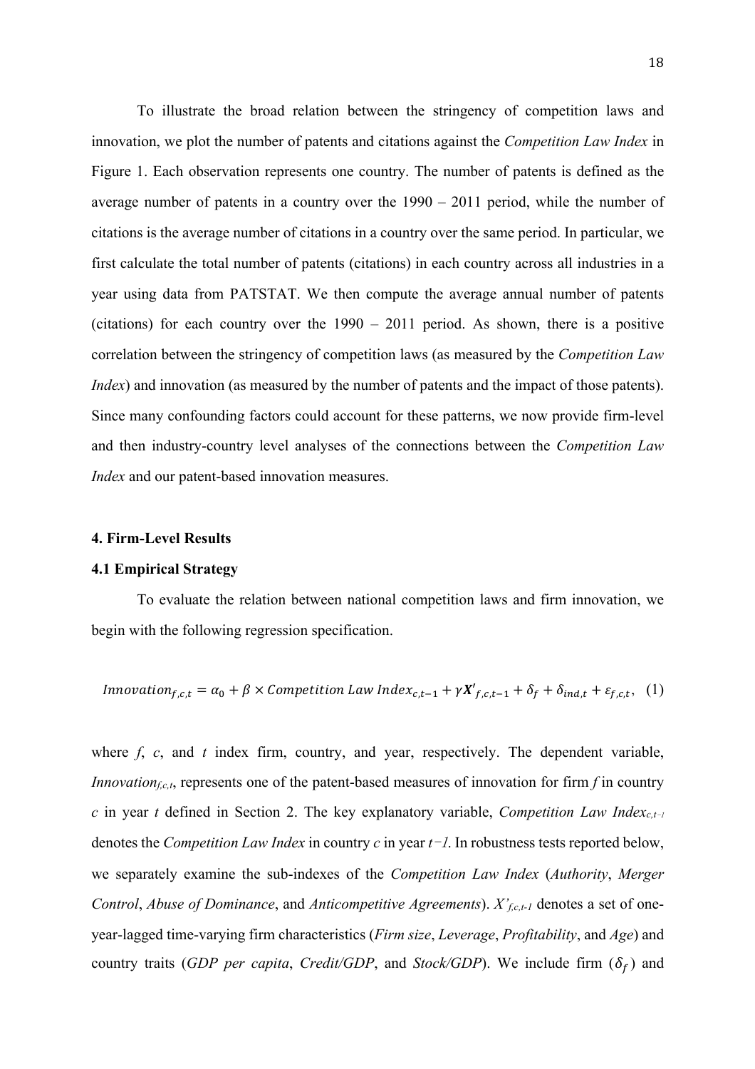To illustrate the broad relation between the stringency of competition laws and innovation, we plot the number of patents and citations against the *Competition Law Index* in Figure 1. Each observation represents one country. The number of patents is defined as the average number of patents in a country over the 1990 – 2011 period, while the number of citations is the average number of citations in a country over the same period. In particular, we first calculate the total number of patents (citations) in each country across all industries in a year using data from PATSTAT. We then compute the average annual number of patents (citations) for each country over the 1990 – 2011 period. As shown, there is a positive correlation between the stringency of competition laws (as measured by the *Competition Law Index*) and innovation (as measured by the number of patents and the impact of those patents). Since many confounding factors could account for these patterns, we now provide firm-level and then industry-country level analyses of the connections between the *Competition Law Index* and our patent-based innovation measures.

## 4. Firm-Level Results

### 4.1 Empirical Strategy

To evaluate the relation between national competition laws and firm innovation, we begin with the following regression specification.

$$Innovation_{f,c,t} = \alpha_0 + \beta \times Competition\ Law\ Index_{c,t-1} + \gamma \boldsymbol{X'}_{f,c,t-1} + \delta_f + \delta_{ind,t} + \varepsilon_{f,c,t}, \quad (1)$$

where *f*, *c*, and *t* index firm, country, and year, respectively. The dependent variable, $Innovation_{f,c,t}$, represents one of the patent-based measures of innovation for firm *f* in country *c* in year *t* defined in Section 2. The key explanatory variable, $Competition\ Law\ Index_{c,t-1}$ denotes the *Competition Law Index* in country *c* in year $t-1$. In robustness tests reported below, we separately examine the sub-indexes of the *Competition Law Index* (*Authority*, *Merger Control*, *Abuse of Dominance*, and *Anticompetitive Agreements*). $X'_{f,c,t-1}$ denotes a set of one-year-lagged time-varying firm characteristics (*Firm size*, *Leverage*, *Profitability*, and *Age*) and country traits (*GDP per capita*, *Credit/GDP*, and *Stock/GDP*). We include firm ($\delta_f$) and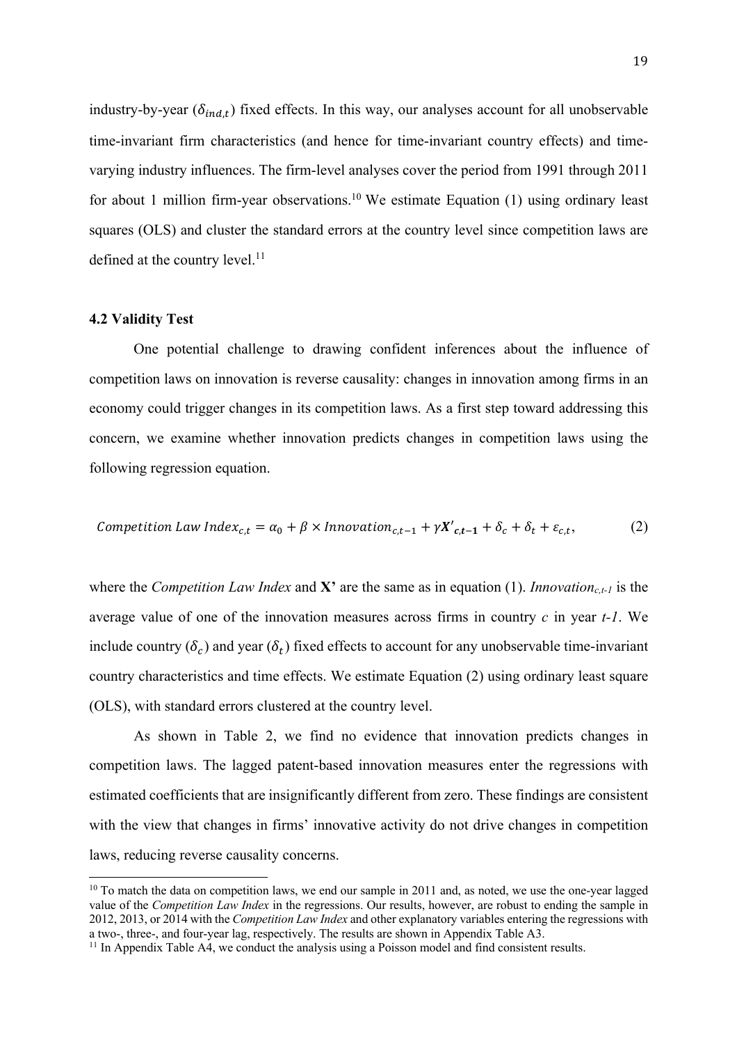industry-by-year ($\delta_{ind,t}$) fixed effects. In this way, our analyses account for all unobservable time-invariant firm characteristics (and hence for time-invariant country effects) and time-varying industry influences. The firm-level analyses cover the period from 1991 through 2011 for about 1 million firm-year observations.[10] We estimate Equation (1) using ordinary least squares (OLS) and cluster the standard errors at the country level since competition laws are defined at the country level.[11]

### 4.2 Validity Test

One potential challenge to drawing confident inferences about the influence of competition laws on innovation is reverse causality: changes in innovation among firms in an economy could trigger changes in its competition laws. As a first step toward addressing this concern, we examine whether innovation predicts changes in competition laws using the following regression equation.

$$Competition\ Law\ Index_{c,t} = \alpha_0 + \beta \times Innovation_{c,t-1} + \gamma \boldsymbol{X'}_{\boldsymbol{c,t-1}} + \delta_c + \delta_t + \varepsilon_{c,t}, \tag{2}$$

where the *Competition Law Index* and **X'** are the same as in equation (1). $Innovation_{c,t-1}$ is the average value of one of the innovation measures across firms in country $c$ in year $t$-$1$. We include country ($\delta_c$) and year ($\delta_t$) fixed effects to account for any unobservable time-invariant country characteristics and time effects. We estimate Equation (2) using ordinary least square (OLS), with standard errors clustered at the country level.

As shown in Table 2, we find no evidence that innovation predicts changes in competition laws. The lagged patent-based innovation measures enter the regressions with estimated coefficients that are insignificantly different from zero. These findings are consistent with the view that changes in firms' innovative activity do not drive changes in competition laws, reducing reverse causality concerns.

---

[10] To match the data on competition laws, we end our sample in 2011 and, as noted, we use the one-year lagged value of the *Competition Law Index* in the regressions. Our results, however, are robust to ending the sample in 2012, 2013, or 2014 with the *Competition Law Index* and other explanatory variables entering the regressions with a two-, three-, and four-year lag, respectively. The results are shown in Appendix Table A3.

[11] In Appendix Table A4, we conduct the analysis using a Poisson model and find consistent results.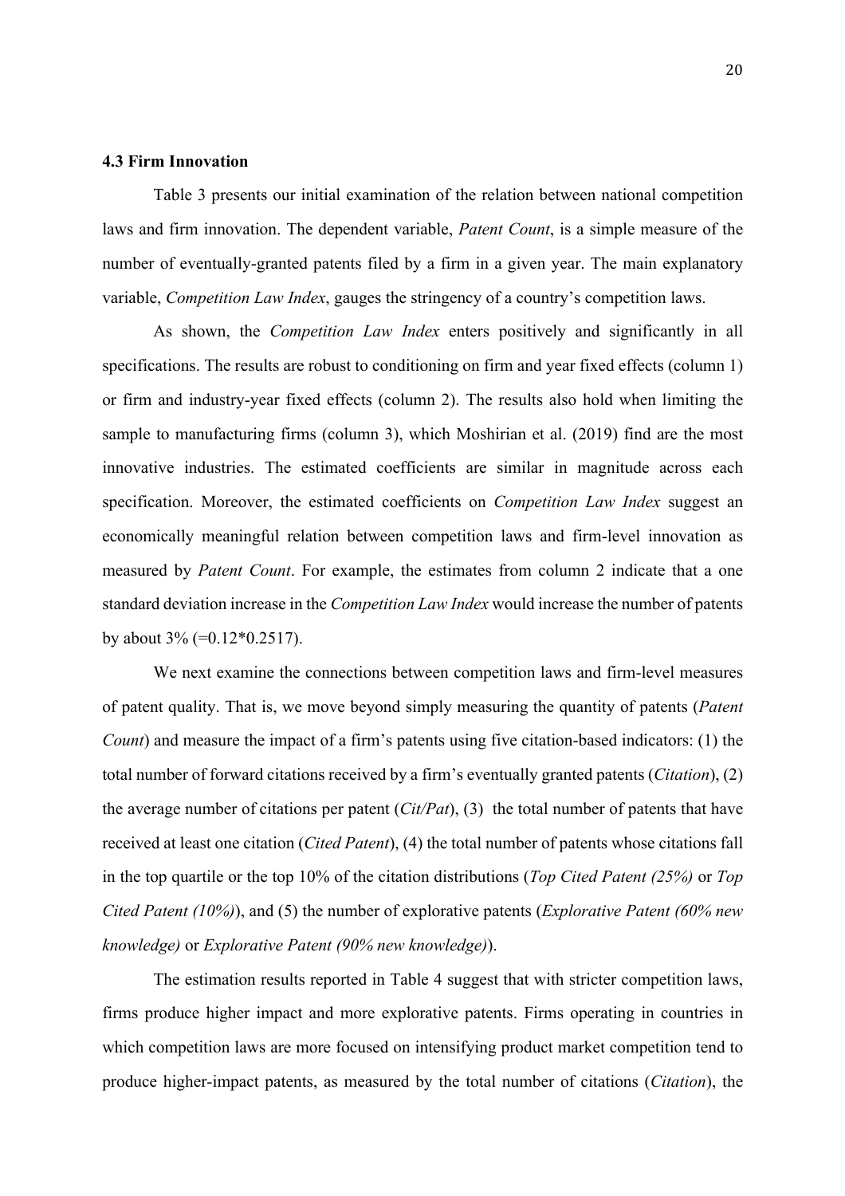### 4.3 Firm Innovation

Table 3 presents our initial examination of the relation between national competition laws and firm innovation. The dependent variable, *Patent Count*, is a simple measure of the number of eventually-granted patents filed by a firm in a given year. The main explanatory variable, *Competition Law Index*, gauges the stringency of a country's competition laws.

As shown, the *Competition Law Index* enters positively and significantly in all specifications. The results are robust to conditioning on firm and year fixed effects (column 1) or firm and industry-year fixed effects (column 2). The results also hold when limiting the sample to manufacturing firms (column 3), which Moshirian et al. (2019) find are the most innovative industries. The estimated coefficients are similar in magnitude across each specification. Moreover, the estimated coefficients on *Competition Law Index* suggest an economically meaningful relation between competition laws and firm-level innovation as measured by *Patent Count*. For example, the estimates from column 2 indicate that a one standard deviation increase in the *Competition Law Index* would increase the number of patents by about 3% (=0.12*0.2517).

We next examine the connections between competition laws and firm-level measures of patent quality. That is, we move beyond simply measuring the quantity of patents (*Patent Count*) and measure the impact of a firm's patents using five citation-based indicators: (1) the total number of forward citations received by a firm's eventually granted patents (*Citation*), (2) the average number of citations per patent (*Cit/Pat*), (3) the total number of patents that have received at least one citation (*Cited Patent*), (4) the total number of patents whose citations fall in the top quartile or the top 10% of the citation distributions (*Top Cited Patent (25%)* or *Top Cited Patent (10%)*), and (5) the number of explorative patents (*Explorative Patent (60% new knowledge)* or *Explorative Patent (90% new knowledge)*).

The estimation results reported in Table 4 suggest that with stricter competition laws, firms produce higher impact and more explorative patents. Firms operating in countries in which competition laws are more focused on intensifying product market competition tend to produce higher-impact patents, as measured by the total number of citations (*Citation*), the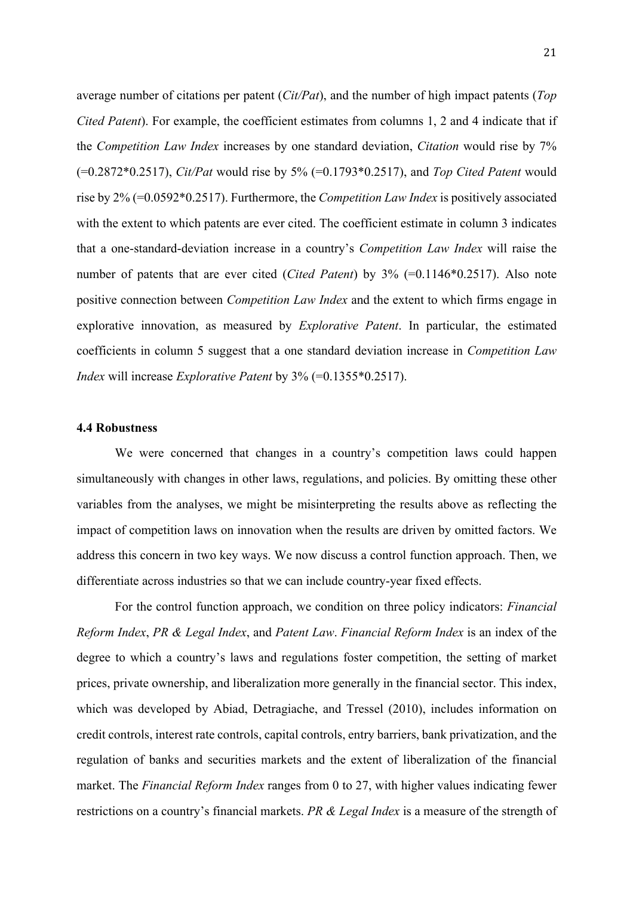average number of citations per patent (*Cit/Pat*), and the number of high impact patents (*Top Cited Patent*). For example, the coefficient estimates from columns 1, 2 and 4 indicate that if the *Competition Law Index* increases by one standard deviation, *Citation* would rise by 7% (=0.2872*0.2517), *Cit/Pat* would rise by 5% (=0.1793*0.2517), and *Top Cited Patent* would rise by 2% (=0.0592*0.2517). Furthermore, the *Competition Law Index* is positively associated with the extent to which patents are ever cited. The coefficient estimate in column 3 indicates that a one-standard-deviation increase in a country's *Competition Law Index* will raise the number of patents that are ever cited (*Cited Patent*) by 3% (=0.1146*0.2517). Also note positive connection between *Competition Law Index* and the extent to which firms engage in explorative innovation, as measured by *Explorative Patent*. In particular, the estimated coefficients in column 5 suggest that a one standard deviation increase in *Competition Law Index* will increase *Explorative Patent* by 3% (=0.1355*0.2517).

### 4.4 Robustness

We were concerned that changes in a country's competition laws could happen simultaneously with changes in other laws, regulations, and policies. By omitting these other variables from the analyses, we might be misinterpreting the results above as reflecting the impact of competition laws on innovation when the results are driven by omitted factors. We address this concern in two key ways. We now discuss a control function approach. Then, we differentiate across industries so that we can include country-year fixed effects.

For the control function approach, we condition on three policy indicators: *Financial Reform Index*, *PR & Legal Index*, and *Patent Law*. *Financial Reform Index* is an index of the degree to which a country's laws and regulations foster competition, the setting of market prices, private ownership, and liberalization more generally in the financial sector. This index, which was developed by Abiad, Detragiache, and Tressel (2010), includes information on credit controls, interest rate controls, capital controls, entry barriers, bank privatization, and the regulation of banks and securities markets and the extent of liberalization of the financial market. The *Financial Reform Index* ranges from 0 to 27, with higher values indicating fewer restrictions on a country's financial markets. *PR & Legal Index* is a measure of the strength of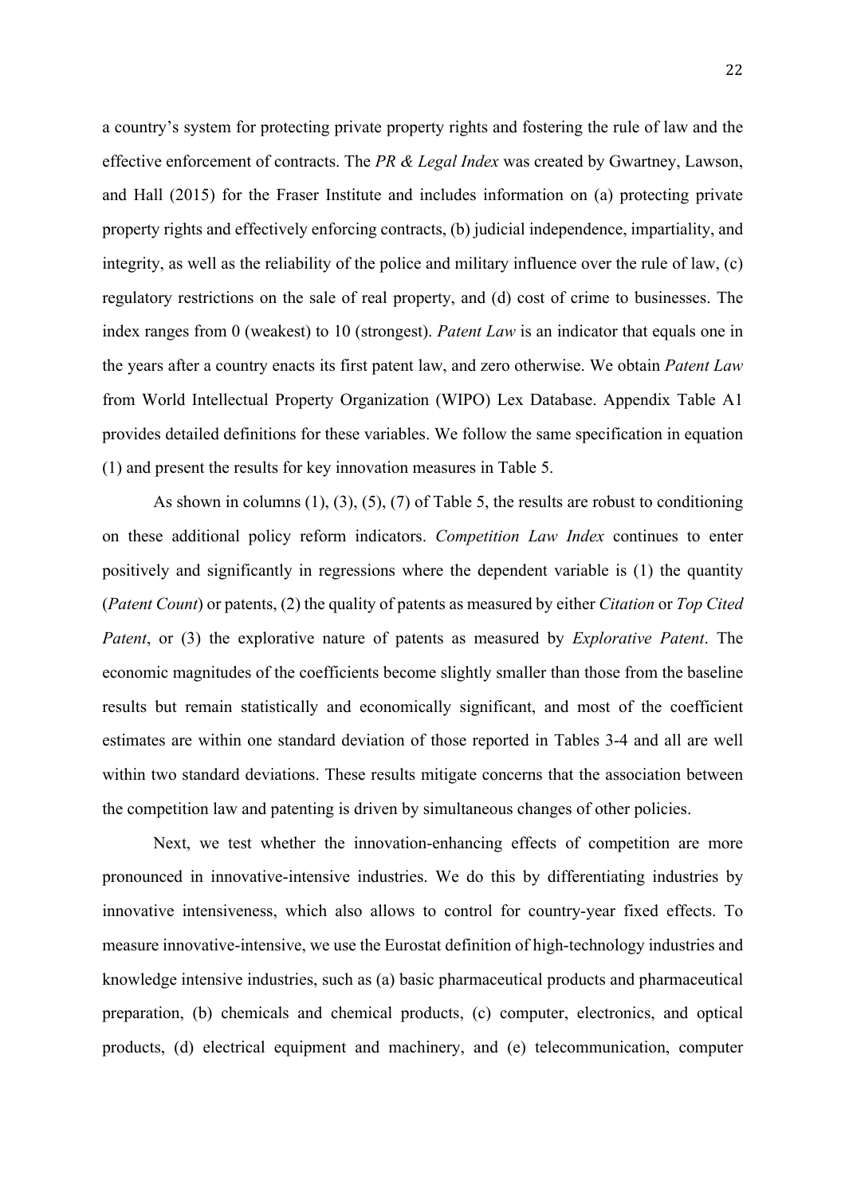a country's system for protecting private property rights and fostering the rule of law and the effective enforcement of contracts. The *PR & Legal Index* was created by Gwartney, Lawson, and Hall (2015) for the Fraser Institute and includes information on (a) protecting private property rights and effectively enforcing contracts, (b) judicial independence, impartiality, and integrity, as well as the reliability of the police and military influence over the rule of law, (c) regulatory restrictions on the sale of real property, and (d) cost of crime to businesses. The index ranges from 0 (weakest) to 10 (strongest). *Patent Law* is an indicator that equals one in the years after a country enacts its first patent law, and zero otherwise. We obtain *Patent Law* from World Intellectual Property Organization (WIPO) Lex Database. Appendix Table A1 provides detailed definitions for these variables. We follow the same specification in equation (1) and present the results for key innovation measures in Table 5.

As shown in columns (1), (3), (5), (7) of Table 5, the results are robust to conditioning on these additional policy reform indicators. *Competition Law Index* continues to enter positively and significantly in regressions where the dependent variable is (1) the quantity (*Patent Count*) or patents, (2) the quality of patents as measured by either *Citation* or *Top Cited Patent*, or (3) the explorative nature of patents as measured by *Explorative Patent*. The economic magnitudes of the coefficients become slightly smaller than those from the baseline results but remain statistically and economically significant, and most of the coefficient estimates are within one standard deviation of those reported in Tables 3-4 and all are well within two standard deviations. These results mitigate concerns that the association between the competition law and patenting is driven by simultaneous changes of other policies.

Next, we test whether the innovation-enhancing effects of competition are more pronounced in innovative-intensive industries. We do this by differentiating industries by innovative intensiveness, which also allows to control for country-year fixed effects. To measure innovative-intensive, we use the Eurostat definition of high-technology industries and knowledge intensive industries, such as (a) basic pharmaceutical products and pharmaceutical preparation, (b) chemicals and chemical products, (c) computer, electronics, and optical products, (d) electrical equipment and machinery, and (e) telecommunication, computer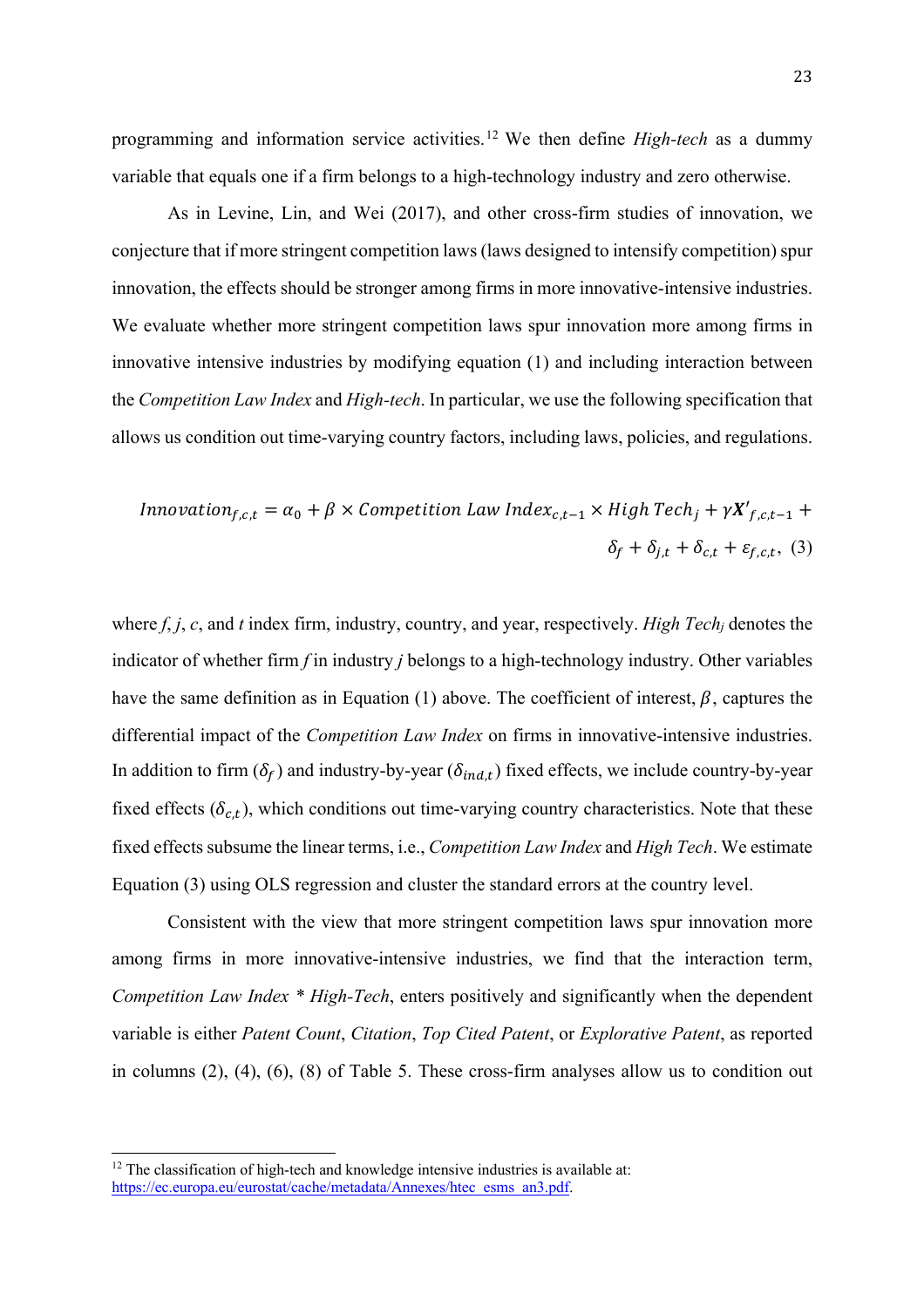programming and information service activities.[12] We then define *High-tech* as a dummy variable that equals one if a firm belongs to a high-technology industry and zero otherwise.

As in Levine, Lin, and Wei (2017), and other cross-firm studies of innovation, we conjecture that if more stringent competition laws (laws designed to intensify competition) spur innovation, the effects should be stronger among firms in more innovative-intensive industries. We evaluate whether more stringent competition laws spur innovation more among firms in innovative intensive industries by modifying equation (1) and including interaction between the *Competition Law Index* and *High-tech*. In particular, we use the following specification that allows us condition out time-varying country factors, including laws, policies, and regulations.

$$Innovation_{f,c,t} = \alpha_0 + \beta \times Competition\ Law\ Index_{c,t-1} \times High\ Tech_j + \gamma \boldsymbol{X'}_{f,c,t-1} + \delta_f + \delta_{j,t} + \delta_{c,t} + \varepsilon_{f,c,t}, \quad (3)$$

where *f*, *j*, *c*, and *t* index firm, industry, country, and year, respectively. *High Tech$_j$* denotes the indicator of whether firm *f* in industry *j* belongs to a high-technology industry. Other variables have the same definition as in Equation (1) above. The coefficient of interest, $\beta$, captures the differential impact of the *Competition Law Index* on firms in innovative-intensive industries. In addition to firm ($\delta_f$) and industry-by-year ($\delta_{ind,t}$) fixed effects, we include country-by-year fixed effects ($\delta_{c,t}$), which conditions out time-varying country characteristics. Note that these fixed effects subsume the linear terms, i.e., *Competition Law Index* and *High Tech*. We estimate Equation (3) using OLS regression and cluster the standard errors at the country level.

Consistent with the view that more stringent competition laws spur innovation more among firms in more innovative-intensive industries, we find that the interaction term, *Competition Law Index * High-Tech*, enters positively and significantly when the dependent variable is either *Patent Count*, *Citation*, *Top Cited Patent*, or *Explorative Patent*, as reported in columns (2), (4), (6), (8) of Table 5. These cross-firm analyses allow us to condition out

[12] The classification of high-tech and knowledge intensive industries is available at: https://ec.europa.eu/eurostat/cache/metadata/Annexes/htec_esms_an3.pdf.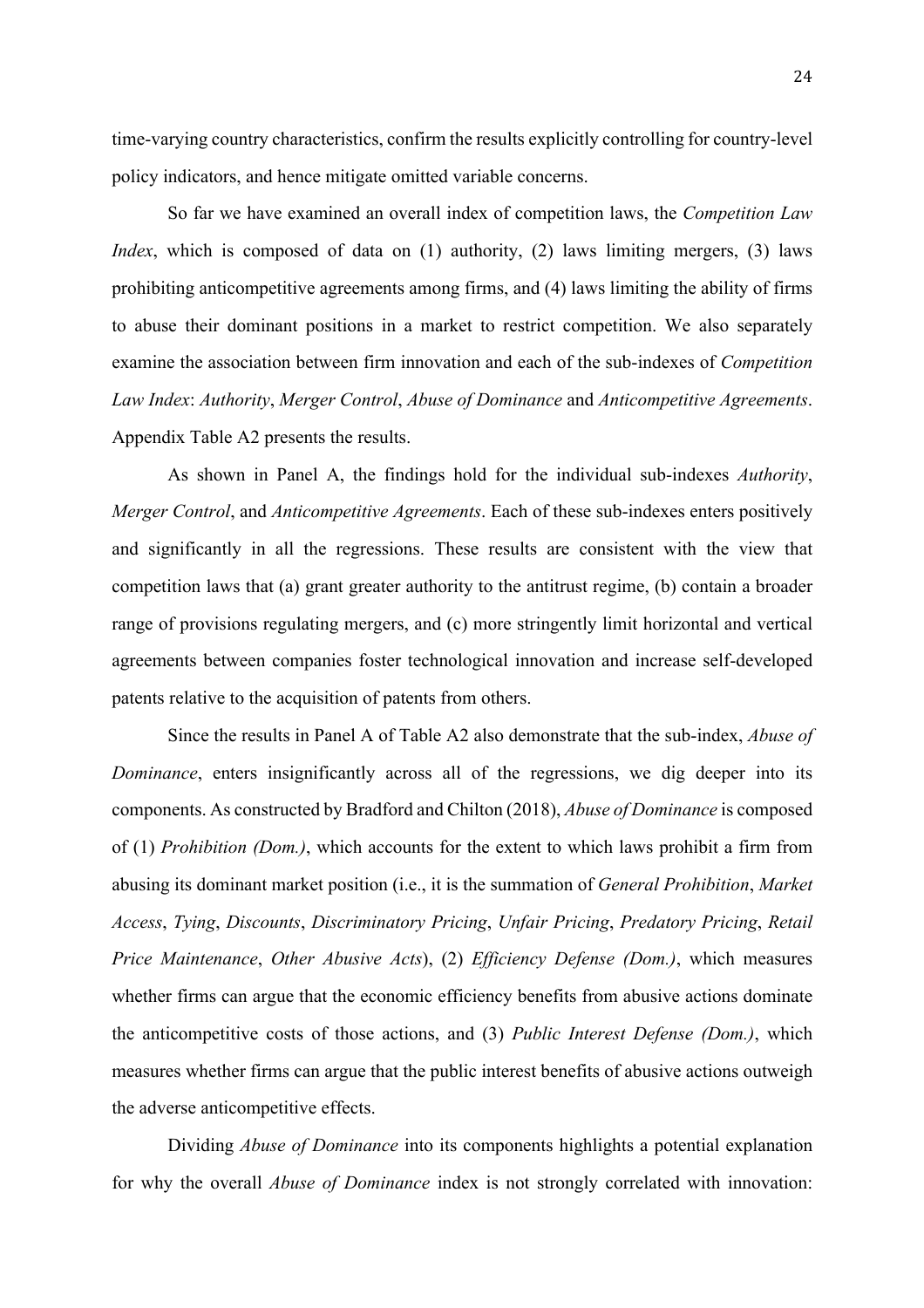time-varying country characteristics, confirm the results explicitly controlling for country-level policy indicators, and hence mitigate omitted variable concerns.

So far we have examined an overall index of competition laws, the *Competition Law Index*, which is composed of data on (1) authority, (2) laws limiting mergers, (3) laws prohibiting anticompetitive agreements among firms, and (4) laws limiting the ability of firms to abuse their dominant positions in a market to restrict competition. We also separately examine the association between firm innovation and each of the sub-indexes of *Competition Law Index*: *Authority*, *Merger Control*, *Abuse of Dominance* and *Anticompetitive Agreements*. Appendix Table A2 presents the results.

As shown in Panel A, the findings hold for the individual sub-indexes *Authority*, *Merger Control*, and *Anticompetitive Agreements*. Each of these sub-indexes enters positively and significantly in all the regressions. These results are consistent with the view that competition laws that (a) grant greater authority to the antitrust regime, (b) contain a broader range of provisions regulating mergers, and (c) more stringently limit horizontal and vertical agreements between companies foster technological innovation and increase self-developed patents relative to the acquisition of patents from others.

Since the results in Panel A of Table A2 also demonstrate that the sub-index, *Abuse of Dominance*, enters insignificantly across all of the regressions, we dig deeper into its components. As constructed by Bradford and Chilton (2018), *Abuse of Dominance* is composed of (1) *Prohibition (Dom.)*, which accounts for the extent to which laws prohibit a firm from abusing its dominant market position (i.e., it is the summation of *General Prohibition*, *Market Access*, *Tying*, *Discounts*, *Discriminatory Pricing*, *Unfair Pricing*, *Predatory Pricing*, *Retail Price Maintenance*, *Other Abusive Acts*), (2) *Efficiency Defense (Dom.)*, which measures whether firms can argue that the economic efficiency benefits from abusive actions dominate the anticompetitive costs of those actions, and (3) *Public Interest Defense (Dom.)*, which measures whether firms can argue that the public interest benefits of abusive actions outweigh the adverse anticompetitive effects.

Dividing *Abuse of Dominance* into its components highlights a potential explanation for why the overall *Abuse of Dominance* index is not strongly correlated with innovation: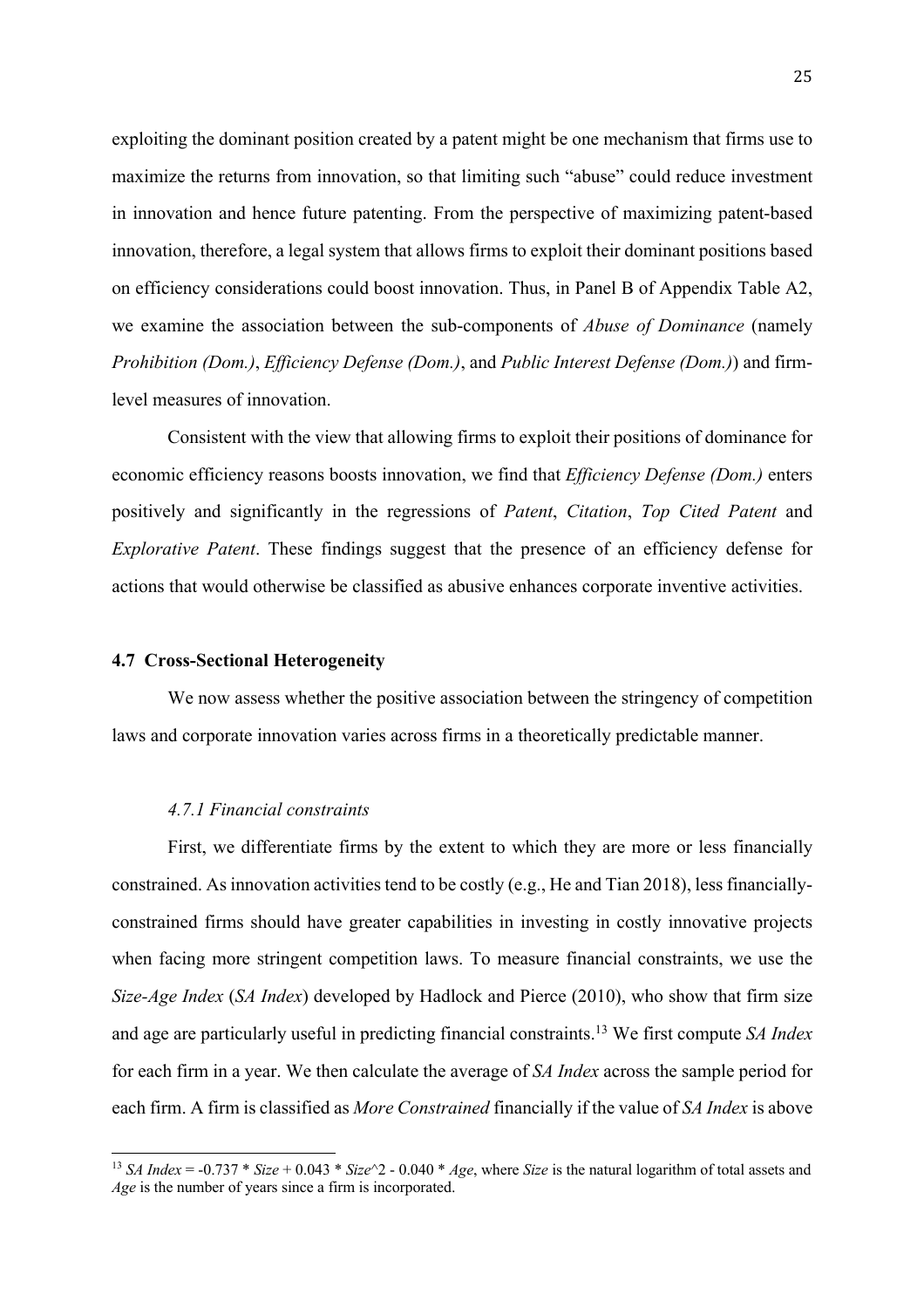exploiting the dominant position created by a patent might be one mechanism that firms use to maximize the returns from innovation, so that limiting such "abuse" could reduce investment in innovation and hence future patenting. From the perspective of maximizing patent-based innovation, therefore, a legal system that allows firms to exploit their dominant positions based on efficiency considerations could boost innovation. Thus, in Panel B of Appendix Table A2, we examine the association between the sub-components of *Abuse of Dominance* (namely *Prohibition (Dom.)*, *Efficiency Defense (Dom.)*, and *Public Interest Defense (Dom.)*) and firm-level measures of innovation.

Consistent with the view that allowing firms to exploit their positions of dominance for economic efficiency reasons boosts innovation, we find that *Efficiency Defense (Dom.)* enters positively and significantly in the regressions of *Patent*, *Citation*, *Top Cited Patent* and *Explorative Patent*. These findings suggest that the presence of an efficiency defense for actions that would otherwise be classified as abusive enhances corporate inventive activities.

### 4.7 Cross-Sectional Heterogeneity

We now assess whether the positive association between the stringency of competition laws and corporate innovation varies across firms in a theoretically predictable manner.

#### *4.7.1 Financial constraints*

First, we differentiate firms by the extent to which they are more or less financially constrained. As innovation activities tend to be costly (e.g., He and Tian 2018), less financially-constrained firms should have greater capabilities in investing in costly innovative projects when facing more stringent competition laws. To measure financial constraints, we use the *Size-Age Index* (*SA Index*) developed by Hadlock and Pierce (2010), who show that firm size and age are particularly useful in predicting financial constraints.[13] We first compute *SA Index* for each firm in a year. We then calculate the average of *SA Index* across the sample period for each firm. A firm is classified as *More Constrained* financially if the value of *SA Index* is above

---

[13] *SA Index* = -0.737 * *Size* + 0.043 * *Size*^2 - 0.040 * *Age*, where *Size* is the natural logarithm of total assets and *Age* is the number of years since a firm is incorporated.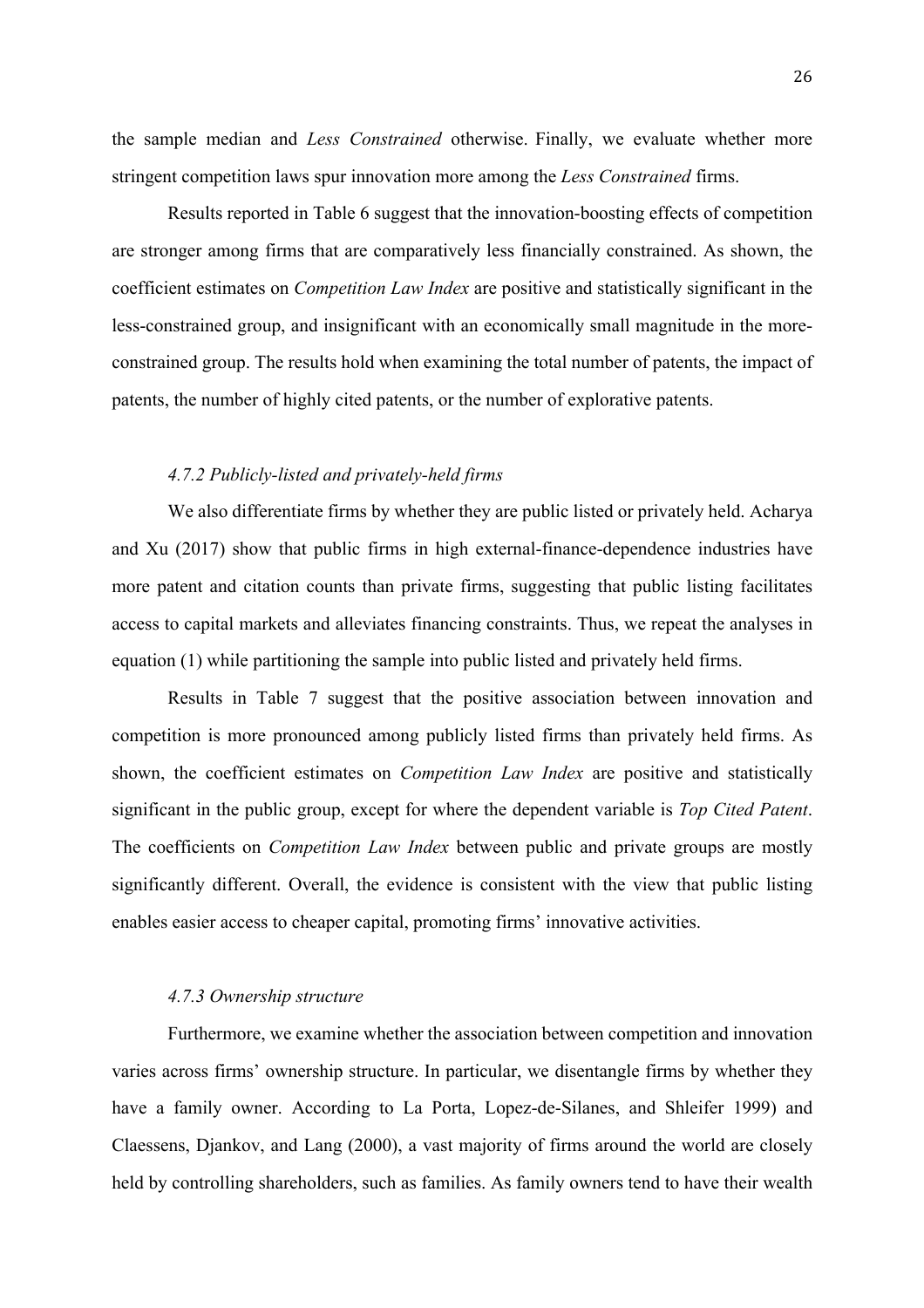the sample median and *Less Constrained* otherwise. Finally, we evaluate whether more stringent competition laws spur innovation more among the *Less Constrained* firms.

Results reported in Table 6 suggest that the innovation-boosting effects of competition are stronger among firms that are comparatively less financially constrained. As shown, the coefficient estimates on *Competition Law Index* are positive and statistically significant in the less-constrained group, and insignificant with an economically small magnitude in the more-constrained group. The results hold when examining the total number of patents, the impact of patents, the number of highly cited patents, or the number of explorative patents.

#### *4.7.2 Publicly-listed and privately-held firms*

We also differentiate firms by whether they are public listed or privately held. Acharya and Xu (2017) show that public firms in high external-finance-dependence industries have more patent and citation counts than private firms, suggesting that public listing facilitates access to capital markets and alleviates financing constraints. Thus, we repeat the analyses in equation (1) while partitioning the sample into public listed and privately held firms.

Results in Table 7 suggest that the positive association between innovation and competition is more pronounced among publicly listed firms than privately held firms. As shown, the coefficient estimates on *Competition Law Index* are positive and statistically significant in the public group, except for where the dependent variable is *Top Cited Patent*. The coefficients on *Competition Law Index* between public and private groups are mostly significantly different. Overall, the evidence is consistent with the view that public listing enables easier access to cheaper capital, promoting firms' innovative activities.

#### *4.7.3 Ownership structure*

Furthermore, we examine whether the association between competition and innovation varies across firms' ownership structure. In particular, we disentangle firms by whether they have a family owner. According to La Porta, Lopez-de-Silanes, and Shleifer 1999) and Claessens, Djankov, and Lang (2000), a vast majority of firms around the world are closely held by controlling shareholders, such as families. As family owners tend to have their wealth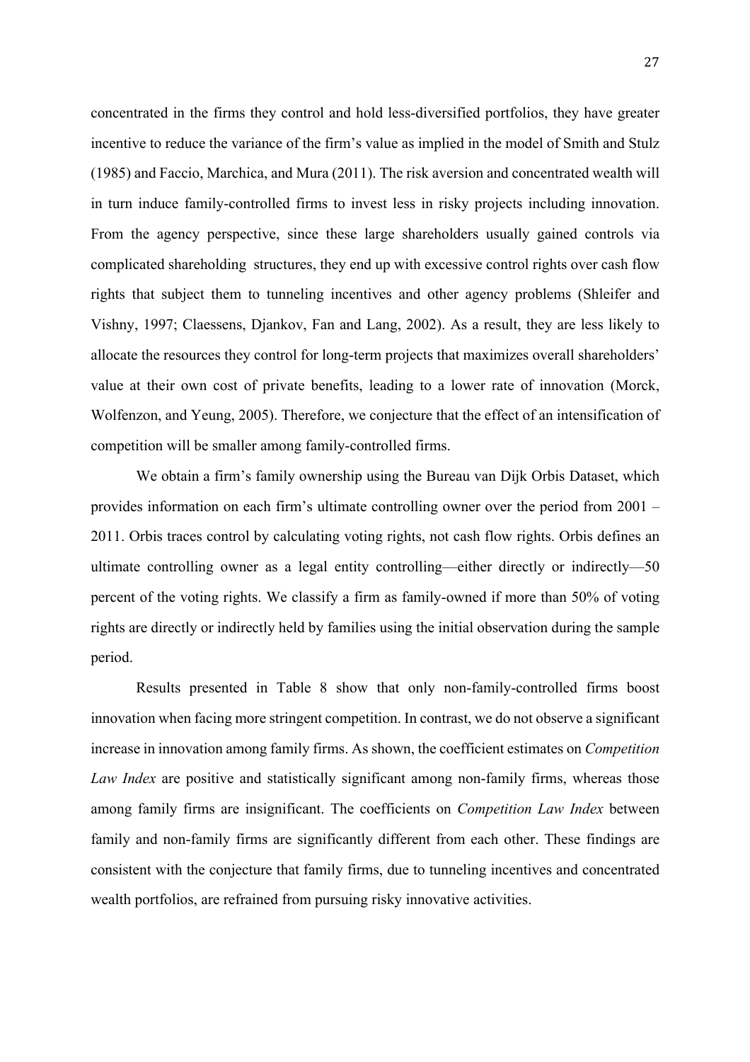concentrated in the firms they control and hold less-diversified portfolios, they have greater incentive to reduce the variance of the firm's value as implied in the model of Smith and Stulz (1985) and Faccio, Marchica, and Mura (2011). The risk aversion and concentrated wealth will in turn induce family-controlled firms to invest less in risky projects including innovation. From the agency perspective, since these large shareholders usually gained controls via complicated shareholding structures, they end up with excessive control rights over cash flow rights that subject them to tunneling incentives and other agency problems (Shleifer and Vishny, 1997; Claessens, Djankov, Fan and Lang, 2002). As a result, they are less likely to allocate the resources they control for long-term projects that maximizes overall shareholders' value at their own cost of private benefits, leading to a lower rate of innovation (Morck, Wolfenzon, and Yeung, 2005). Therefore, we conjecture that the effect of an intensification of competition will be smaller among family-controlled firms.

We obtain a firm's family ownership using the Bureau van Dijk Orbis Dataset, which provides information on each firm's ultimate controlling owner over the period from 2001 – 2011. Orbis traces control by calculating voting rights, not cash flow rights. Orbis defines an ultimate controlling owner as a legal entity controlling—either directly or indirectly—50 percent of the voting rights. We classify a firm as family-owned if more than 50% of voting rights are directly or indirectly held by families using the initial observation during the sample period.

Results presented in Table 8 show that only non-family-controlled firms boost innovation when facing more stringent competition. In contrast, we do not observe a significant increase in innovation among family firms. As shown, the coefficient estimates on *Competition Law Index* are positive and statistically significant among non-family firms, whereas those among family firms are insignificant. The coefficients on *Competition Law Index* between family and non-family firms are significantly different from each other. These findings are consistent with the conjecture that family firms, due to tunneling incentives and concentrated wealth portfolios, are refrained from pursuing risky innovative activities.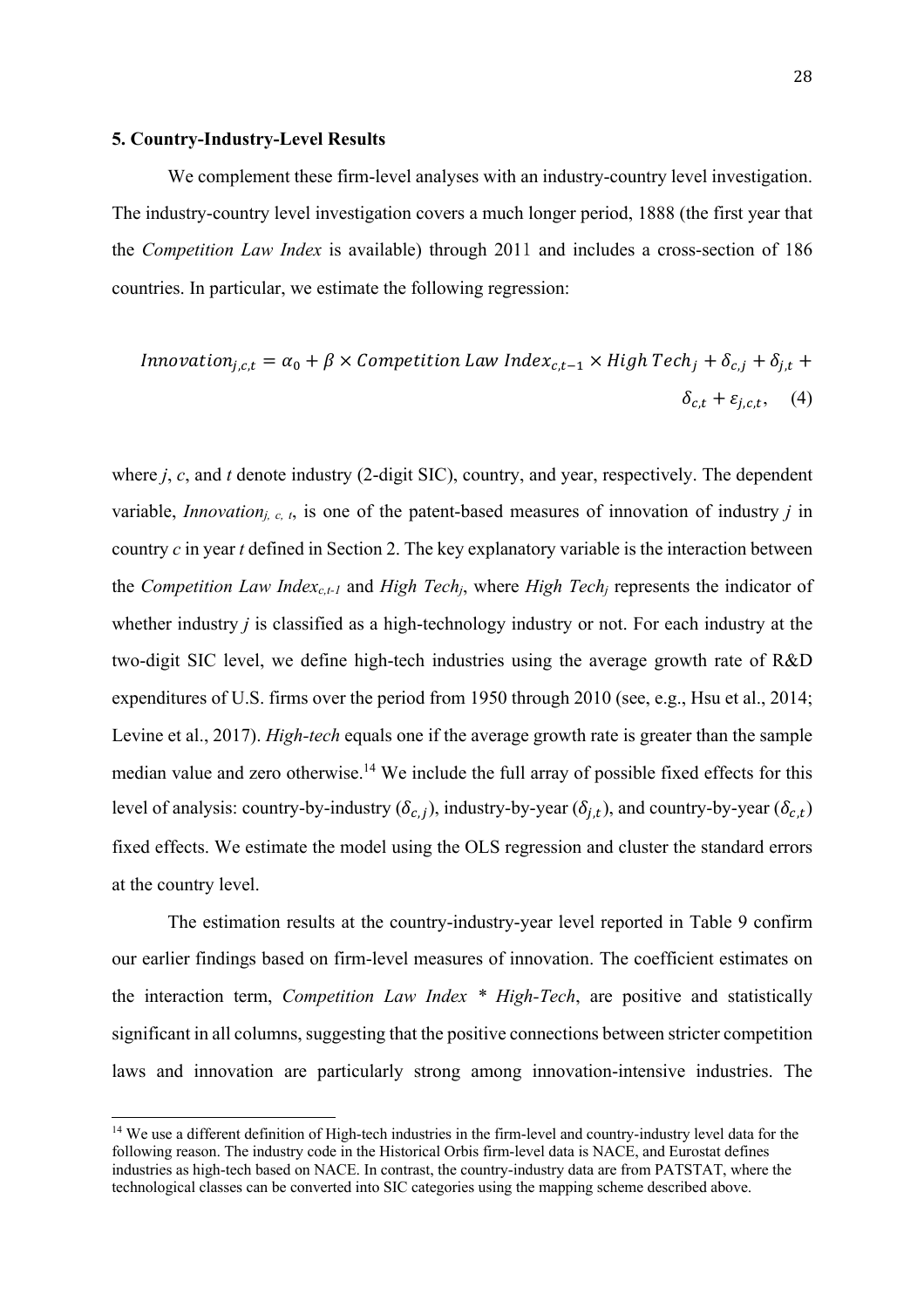**5. Country-Industry-Level Results**

We complement these firm-level analyses with an industry-country level investigation. The industry-country level investigation covers a much longer period, 1888 (the first year that the *Competition Law Index* is available) through 2011 and includes a cross-section of 186 countries. In particular, we estimate the following regression:

$$Innovation_{j,c,t} = \alpha_0 + \beta \times Competition\ Law\ Index_{c,t-1} \times High\ Tech_j + \delta_{c,j} + \delta_{j,t} + \delta_{c,t} + \varepsilon_{j,c,t}, \quad (4)$$

where *j*, *c*, and *t* denote industry (2-digit SIC), country, and year, respectively. The dependent variable, $Innovation_{j,\,c,\,t}$, is one of the patent-based measures of innovation of industry *j* in country *c* in year *t* defined in Section 2. The key explanatory variable is the interaction between the $Competition\ Law\ Index_{c,t-1}$ and $High\ Tech_j$, where $High\ Tech_j$ represents the indicator of whether industry *j* is classified as a high-technology industry or not. For each industry at the two-digit SIC level, we define high-tech industries using the average growth rate of R&D expenditures of U.S. firms over the period from 1950 through 2010 (see, e.g., Hsu et al., 2014; Levine et al., 2017). *High-tech* equals one if the average growth rate is greater than the sample median value and zero otherwise.[14] We include the full array of possible fixed effects for this level of analysis: country-by-industry ($\delta_{c,j}$), industry-by-year ($\delta_{j,t}$), and country-by-year ($\delta_{c,t}$) fixed effects. We estimate the model using the OLS regression and cluster the standard errors at the country level.

The estimation results at the country-industry-year level reported in Table 9 confirm our earlier findings based on firm-level measures of innovation. The coefficient estimates on the interaction term, *Competition Law Index * High-Tech*, are positive and statistically significant in all columns, suggesting that the positive connections between stricter competition laws and innovation are particularly strong among innovation-intensive industries. The

[14] We use a different definition of High-tech industries in the firm-level and country-industry level data for the following reason. The industry code in the Historical Orbis firm-level data is NACE, and Eurostat defines industries as high-tech based on NACE. In contrast, the country-industry data are from PATSTAT, where the technological classes can be converted into SIC categories using the mapping scheme described above.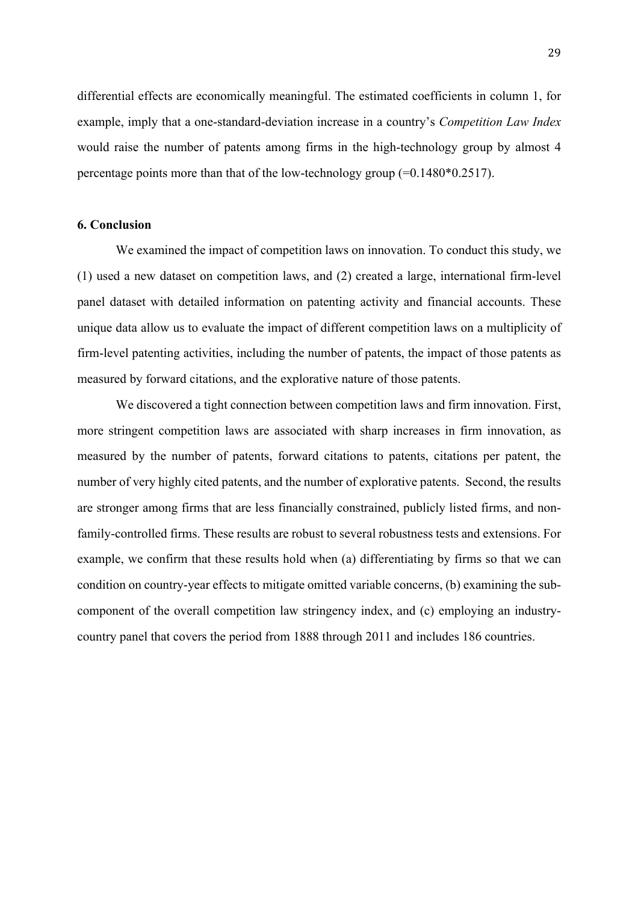differential effects are economically meaningful. The estimated coefficients in column 1, for example, imply that a one-standard-deviation increase in a country's *Competition Law Index* would raise the number of patents among firms in the high-technology group by almost 4 percentage points more than that of the low-technology group (=0.1480*0.2517).

## 6. Conclusion

We examined the impact of competition laws on innovation. To conduct this study, we (1) used a new dataset on competition laws, and (2) created a large, international firm-level panel dataset with detailed information on patenting activity and financial accounts. These unique data allow us to evaluate the impact of different competition laws on a multiplicity of firm-level patenting activities, including the number of patents, the impact of those patents as measured by forward citations, and the explorative nature of those patents.

We discovered a tight connection between competition laws and firm innovation. First, more stringent competition laws are associated with sharp increases in firm innovation, as measured by the number of patents, forward citations to patents, citations per patent, the number of very highly cited patents, and the number of explorative patents. Second, the results are stronger among firms that are less financially constrained, publicly listed firms, and non-family-controlled firms. These results are robust to several robustness tests and extensions. For example, we confirm that these results hold when (a) differentiating by firms so that we can condition on country-year effects to mitigate omitted variable concerns, (b) examining the sub-component of the overall competition law stringency index, and (c) employing an industry-country panel that covers the period from 1888 through 2011 and includes 186 countries.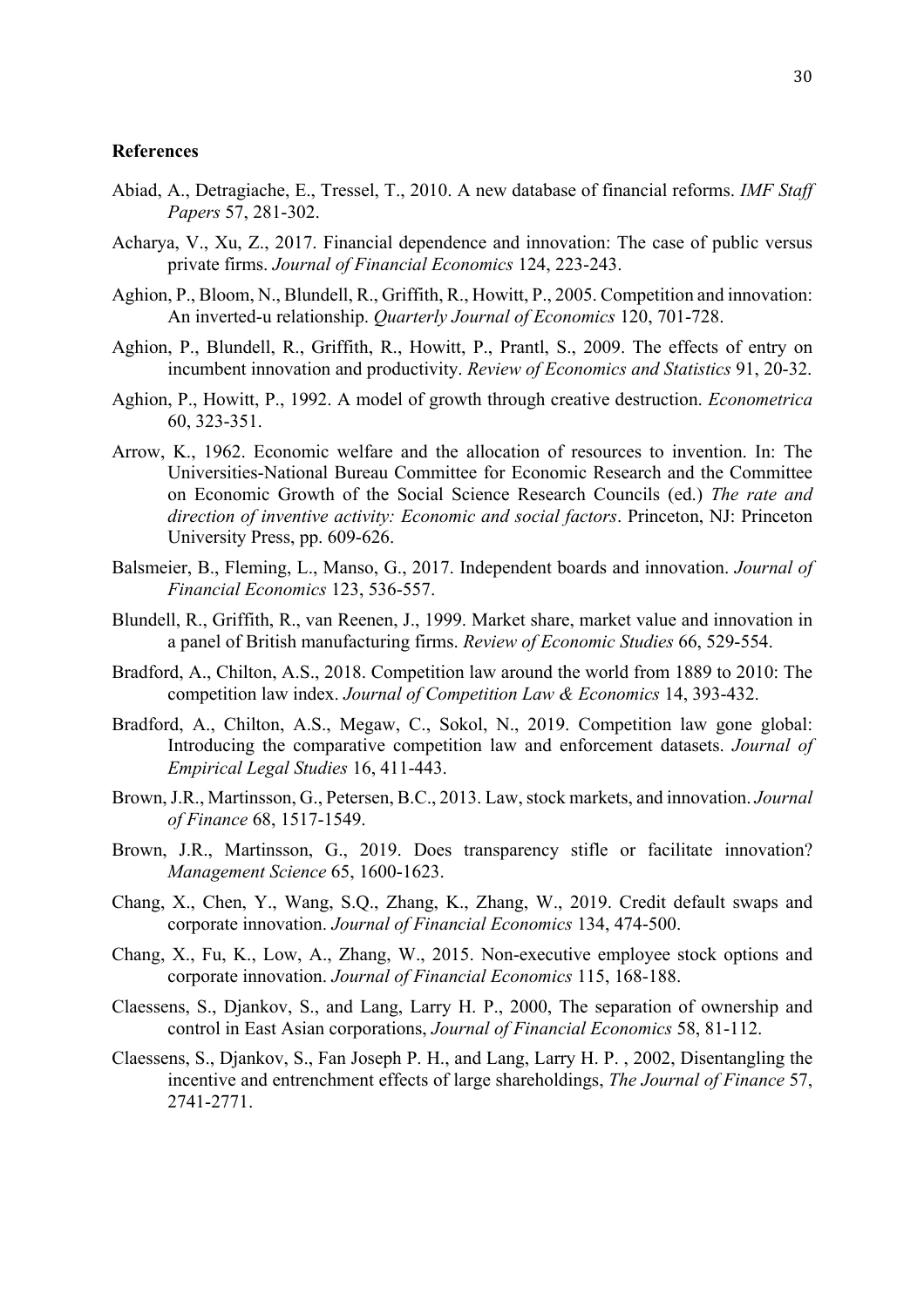**References**

Abiad, A., Detragiache, E., Tressel, T., 2010. A new database of financial reforms. *IMF Staff Papers* 57, 281-302.

Acharya, V., Xu, Z., 2017. Financial dependence and innovation: The case of public versus private firms. *Journal of Financial Economics* 124, 223-243.

Aghion, P., Bloom, N., Blundell, R., Griffith, R., Howitt, P., 2005. Competition and innovation: An inverted-u relationship. *Quarterly Journal of Economics* 120, 701-728.

Aghion, P., Blundell, R., Griffith, R., Howitt, P., Prantl, S., 2009. The effects of entry on incumbent innovation and productivity. *Review of Economics and Statistics* 91, 20-32.

Aghion, P., Howitt, P., 1992. A model of growth through creative destruction. *Econometrica* 60, 323-351.

Arrow, K., 1962. Economic welfare and the allocation of resources to invention. In: The Universities-National Bureau Committee for Economic Research and the Committee on Economic Growth of the Social Science Research Councils (ed.) *The rate and direction of inventive activity: Economic and social factors*. Princeton, NJ: Princeton University Press, pp. 609-626.

Balsmeier, B., Fleming, L., Manso, G., 2017. Independent boards and innovation. *Journal of Financial Economics* 123, 536-557.

Blundell, R., Griffith, R., van Reenen, J., 1999. Market share, market value and innovation in a panel of British manufacturing firms. *Review of Economic Studies* 66, 529-554.

Bradford, A., Chilton, A.S., 2018. Competition law around the world from 1889 to 2010: The competition law index. *Journal of Competition Law & Economics* 14, 393-432.

Bradford, A., Chilton, A.S., Megaw, C., Sokol, N., 2019. Competition law gone global: Introducing the comparative competition law and enforcement datasets. *Journal of Empirical Legal Studies* 16, 411-443.

Brown, J.R., Martinsson, G., Petersen, B.C., 2013. Law, stock markets, and innovation. *Journal of Finance* 68, 1517-1549.

Brown, J.R., Martinsson, G., 2019. Does transparency stifle or facilitate innovation? *Management Science* 65, 1600-1623.

Chang, X., Chen, Y., Wang, S.Q., Zhang, K., Zhang, W., 2019. Credit default swaps and corporate innovation. *Journal of Financial Economics* 134, 474-500.

Chang, X., Fu, K., Low, A., Zhang, W., 2015. Non-executive employee stock options and corporate innovation. *Journal of Financial Economics* 115, 168-188.

Claessens, S., Djankov, S., and Lang, Larry H. P., 2000, The separation of ownership and control in East Asian corporations, *Journal of Financial Economics* 58, 81-112.

Claessens, S., Djankov, S., Fan Joseph P. H., and Lang, Larry H. P. , 2002, Disentangling the incentive and entrenchment effects of large shareholdings, *The Journal of Finance* 57, 2741-2771.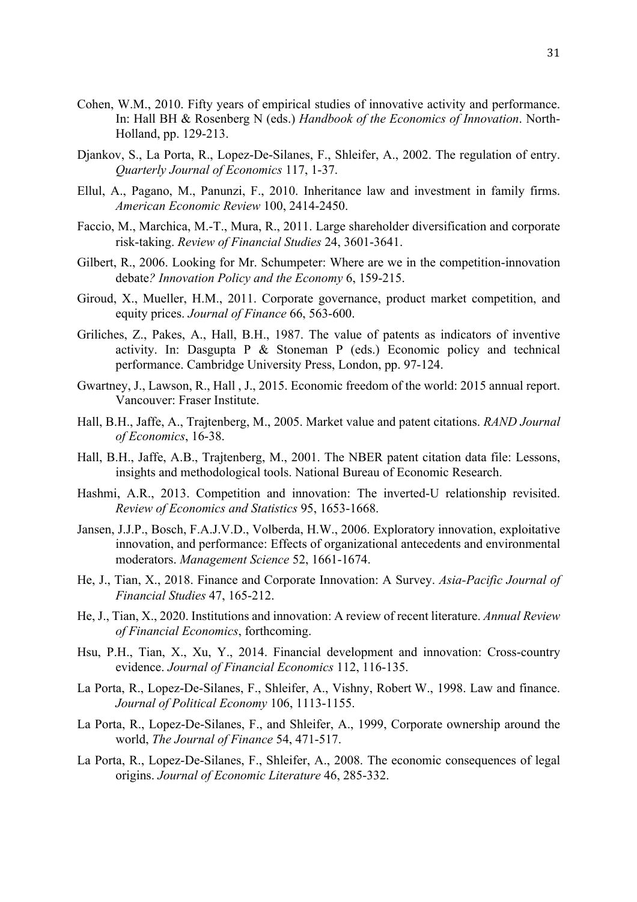Cohen, W.M., 2010. Fifty years of empirical studies of innovative activity and performance. In: Hall BH & Rosenberg N (eds.) *Handbook of the Economics of Innovation*. North-Holland, pp. 129-213.

Djankov, S., La Porta, R., Lopez-De-Silanes, F., Shleifer, A., 2002. The regulation of entry. *Quarterly Journal of Economics* 117, 1-37.

Ellul, A., Pagano, M., Panunzi, F., 2010. Inheritance law and investment in family firms. *American Economic Review* 100, 2414-2450.

Faccio, M., Marchica, M.-T., Mura, R., 2011. Large shareholder diversification and corporate risk-taking. *Review of Financial Studies* 24, 3601-3641.

Gilbert, R., 2006. Looking for Mr. Schumpeter: Where are we in the competition-innovation debate*? Innovation Policy and the Economy* 6, 159-215.

Giroud, X., Mueller, H.M., 2011. Corporate governance, product market competition, and equity prices. *Journal of Finance* 66, 563-600.

Griliches, Z., Pakes, A., Hall, B.H., 1987. The value of patents as indicators of inventive activity. In: Dasgupta P & Stoneman P (eds.) Economic policy and technical performance. Cambridge University Press, London, pp. 97-124.

Gwartney, J., Lawson, R., Hall , J., 2015. Economic freedom of the world: 2015 annual report. Vancouver: Fraser Institute.

Hall, B.H., Jaffe, A., Trajtenberg, M., 2005. Market value and patent citations. *RAND Journal of Economics*, 16-38.

Hall, B.H., Jaffe, A.B., Trajtenberg, M., 2001. The NBER patent citation data file: Lessons, insights and methodological tools. National Bureau of Economic Research.

Hashmi, A.R., 2013. Competition and innovation: The inverted-U relationship revisited. *Review of Economics and Statistics* 95, 1653-1668.

Jansen, J.J.P., Bosch, F.A.J.V.D., Volberda, H.W., 2006. Exploratory innovation, exploitative innovation, and performance: Effects of organizational antecedents and environmental moderators. *Management Science* 52, 1661-1674.

He, J., Tian, X., 2018. Finance and Corporate Innovation: A Survey. *Asia-Pacific Journal of Financial Studies* 47, 165-212.

He, J., Tian, X., 2020. Institutions and innovation: A review of recent literature. *Annual Review of Financial Economics*, forthcoming.

Hsu, P.H., Tian, X., Xu, Y., 2014. Financial development and innovation: Cross-country evidence. *Journal of Financial Economics* 112, 116-135.

La Porta, R., Lopez-De-Silanes, F., Shleifer, A., Vishny, Robert W., 1998. Law and finance. *Journal of Political Economy* 106, 1113-1155.

La Porta, R., Lopez-De-Silanes, F., and Shleifer, A., 1999, Corporate ownership around the world, *The Journal of Finance* 54, 471-517.

La Porta, R., Lopez-De-Silanes, F., Shleifer, A., 2008. The economic consequences of legal origins. *Journal of Economic Literature* 46, 285-332.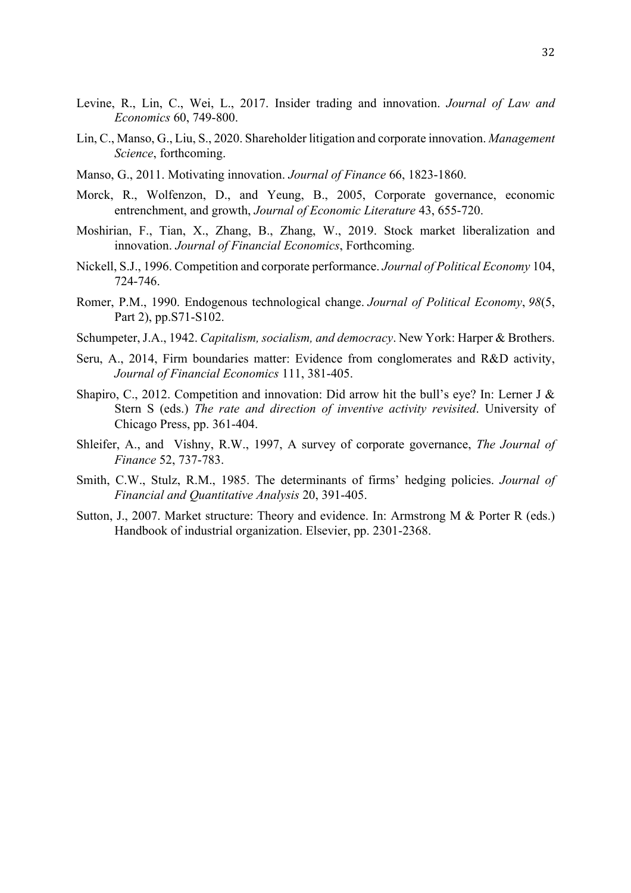Levine, R., Lin, C., Wei, L., 2017. Insider trading and innovation. *Journal of Law and Economics* 60, 749-800.

Lin, C., Manso, G., Liu, S., 2020. Shareholder litigation and corporate innovation. *Management Science*, forthcoming.

Manso, G., 2011. Motivating innovation. *Journal of Finance* 66, 1823-1860.

Morck, R., Wolfenzon, D., and Yeung, B., 2005, Corporate governance, economic entrenchment, and growth, *Journal of Economic Literature* 43, 655-720.

Moshirian, F., Tian, X., Zhang, B., Zhang, W., 2019. Stock market liberalization and innovation. *Journal of Financial Economics*, Forthcoming.

Nickell, S.J., 1996. Competition and corporate performance. *Journal of Political Economy* 104, 724-746.

Romer, P.M., 1990. Endogenous technological change. *Journal of Political Economy*, *98*(5, Part 2), pp.S71-S102.

Schumpeter, J.A., 1942. *Capitalism, socialism, and democracy*. New York: Harper & Brothers.

Seru, A., 2014, Firm boundaries matter: Evidence from conglomerates and R&D activity, *Journal of Financial Economics* 111, 381-405.

Shapiro, C., 2012. Competition and innovation: Did arrow hit the bull's eye? In: Lerner J & Stern S (eds.) *The rate and direction of inventive activity revisited*. University of Chicago Press, pp. 361-404.

Shleifer, A., and Vishny, R.W., 1997, A survey of corporate governance, *The Journal of Finance* 52, 737-783.

Smith, C.W., Stulz, R.M., 1985. The determinants of firms' hedging policies. *Journal of Financial and Quantitative Analysis* 20, 391-405.

Sutton, J., 2007. Market structure: Theory and evidence. In: Armstrong M & Porter R (eds.) Handbook of industrial organization. Elsevier, pp. 2301-2368.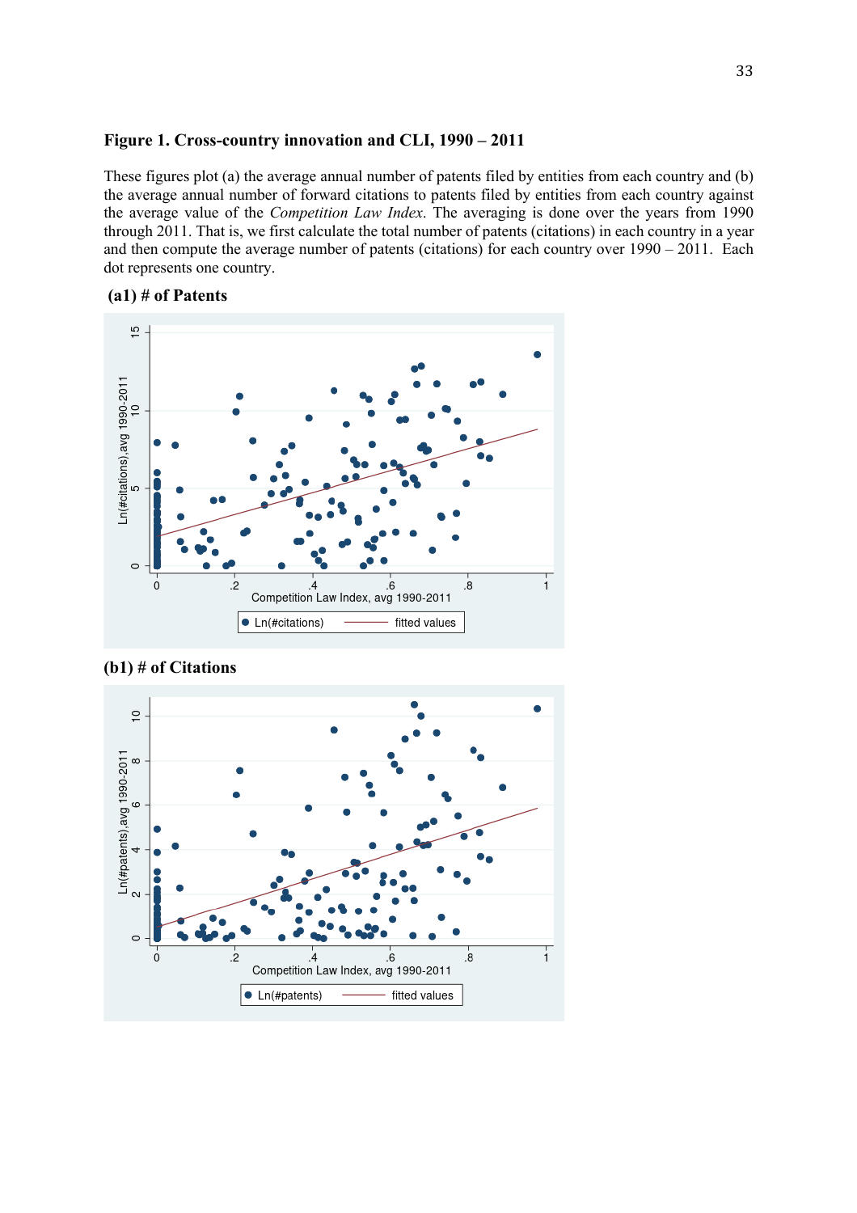**Figure 1. Cross-country innovation and CLI, 1990 – 2011**

These figures plot (a) the average annual number of patents filed by entities from each country and (b) the average annual number of forward citations to patents filed by entities from each country against the average value of the *Competition Law Index*. The averaging is done over the years from 1990 through 2011. That is, we first calculate the total number of patents (citations) in each country in a year and then compute the average number of patents (citations) for each country over 1990 – 2011. Each dot represents one country.

**(a1) # of Patents**

**(b1) # of Citations**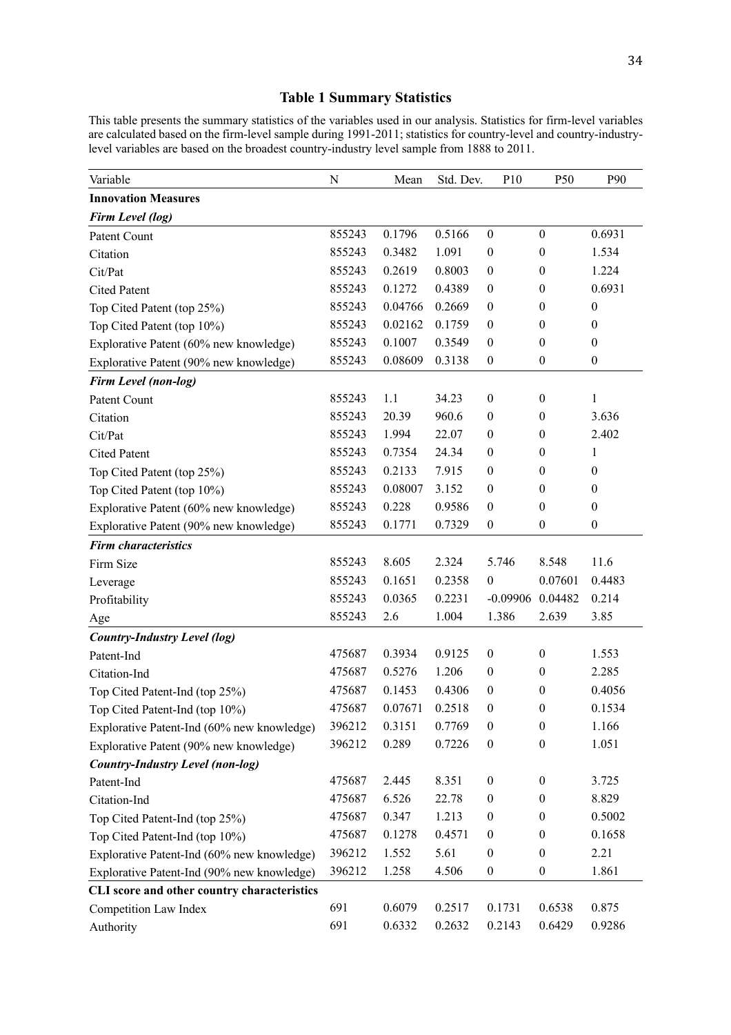# Table 1 Summary Statistics

This table presents the summary statistics of the variables used in our analysis. Statistics for firm-level variables are calculated based on the firm-level sample during 1991-2011; statistics for country-level and country-industry-level variables are based on the broadest country-industry level sample from 1888 to 2011.

| Variable | N | Mean | Std. Dev. | P10 | P50 | P90 |
|---|---|---|---|---|---|---|
| **Innovation Measures** | | | | | | |
| ***Firm Level (log)*** | | | | | | |
| Patent Count | 855243 | 0.1796 | 0.5166 | 0 | 0 | 0.6931 |
| Citation | 855243 | 0.3482 | 1.091 | 0 | 0 | 1.534 |
| Cit/Pat | 855243 | 0.2619 | 0.8003 | 0 | 0 | 1.224 |
| Cited Patent | 855243 | 0.1272 | 0.4389 | 0 | 0 | 0.6931 |
| Top Cited Patent (top 25%) | 855243 | 0.04766 | 0.2669 | 0 | 0 | 0 |
| Top Cited Patent (top 10%) | 855243 | 0.02162 | 0.1759 | 0 | 0 | 0 |
| Explorative Patent (60% new knowledge) | 855243 | 0.1007 | 0.3549 | 0 | 0 | 0 |
| Explorative Patent (90% new knowledge) | 855243 | 0.08609 | 0.3138 | 0 | 0 | 0 |
| ***Firm Level (non-log)*** | | | | | | |
| Patent Count | 855243 | 1.1 | 34.23 | 0 | 0 | 1 |
| Citation | 855243 | 20.39 | 960.6 | 0 | 0 | 3.636 |
| Cit/Pat | 855243 | 1.994 | 22.07 | 0 | 0 | 2.402 |
| Cited Patent | 855243 | 0.7354 | 24.34 | 0 | 0 | 1 |
| Top Cited Patent (top 25%) | 855243 | 0.2133 | 7.915 | 0 | 0 | 0 |
| Top Cited Patent (top 10%) | 855243 | 0.08007 | 3.152 | 0 | 0 | 0 |
| Explorative Patent (60% new knowledge) | 855243 | 0.228 | 0.9586 | 0 | 0 | 0 |
| Explorative Patent (90% new knowledge) | 855243 | 0.1771 | 0.7329 | 0 | 0 | 0 |
| ***Firm characteristics*** | | | | | | |
| Firm Size | 855243 | 8.605 | 2.324 | 5.746 | 8.548 | 11.6 |
| Leverage | 855243 | 0.1651 | 0.2358 | 0 | 0.07601 | 0.4483 |
| Profitability | 855243 | 0.0365 | 0.2231 | -0.09906 | 0.04482 | 0.214 |
| Age | 855243 | 2.6 | 1.004 | 1.386 | 2.639 | 3.85 |
| ***Country-Industry Level (log)*** | | | | | | |
| Patent-Ind | 475687 | 0.3934 | 0.9125 | 0 | 0 | 1.553 |
| Citation-Ind | 475687 | 0.5276 | 1.206 | 0 | 0 | 2.285 |
| Top Cited Patent-Ind (top 25%) | 475687 | 0.1453 | 0.4306 | 0 | 0 | 0.4056 |
| Top Cited Patent-Ind (top 10%) | 475687 | 0.07671 | 0.2518 | 0 | 0 | 0.1534 |
| Explorative Patent-Ind (60% new knowledge) | 396212 | 0.3151 | 0.7769 | 0 | 0 | 1.166 |
| Explorative Patent (90% new knowledge) | 396212 | 0.289 | 0.7226 | 0 | 0 | 1.051 |
| ***Country-Industry Level (non-log)*** | | | | | | |
| Patent-Ind | 475687 | 2.445 | 8.351 | 0 | 0 | 3.725 |
| Citation-Ind | 475687 | 6.526 | 22.78 | 0 | 0 | 8.829 |
| Top Cited Patent-Ind (top 25%) | 475687 | 0.347 | 1.213 | 0 | 0 | 0.5002 |
| Top Cited Patent-Ind (top 10%) | 475687 | 0.1278 | 0.4571 | 0 | 0 | 0.1658 |
| Explorative Patent-Ind (60% new knowledge) | 396212 | 1.552 | 5.61 | 0 | 0 | 2.21 |
| Explorative Patent-Ind (90% new knowledge) | 396212 | 1.258 | 4.506 | 0 | 0 | 1.861 |
| **CLI score and other country characteristics** | | | | | | |
| Competition Law Index | 691 | 0.6079 | 0.2517 | 0.1731 | 0.6538 | 0.875 |
| Authority | 691 | 0.6332 | 0.2632 | 0.2143 | 0.6429 | 0.9286 |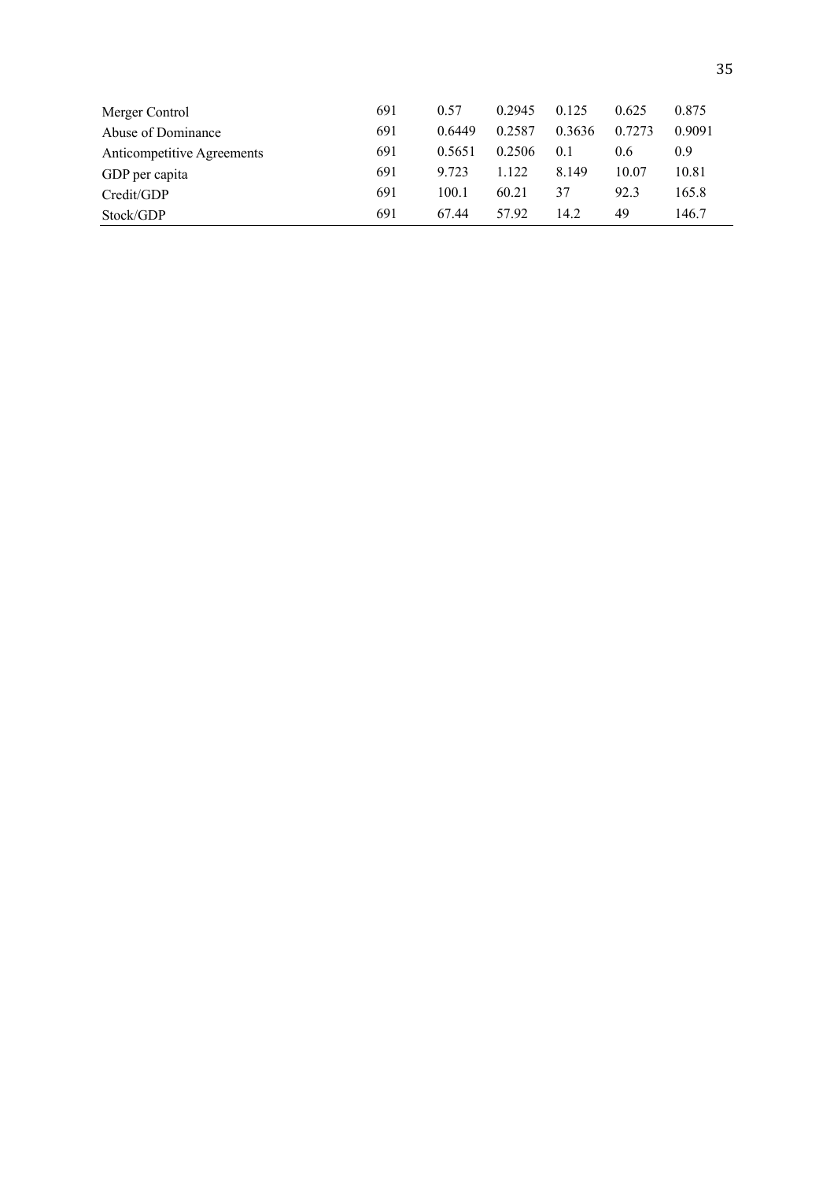| | | | | | | |
|---|---|---|---|---|---|---|
| Merger Control | 691 | 0.57 | 0.2945 | 0.125 | 0.625 | 0.875 |
| Abuse of Dominance | 691 | 0.6449 | 0.2587 | 0.3636 | 0.7273 | 0.9091 |
| Anticompetitive Agreements | 691 | 0.5651 | 0.2506 | 0.1 | 0.6 | 0.9 |
| GDP per capita | 691 | 9.723 | 1.122 | 8.149 | 10.07 | 10.81 |
| Credit/GDP | 691 | 100.1 | 60.21 | 37 | 92.3 | 165.8 |
| Stock/GDP | 691 | 67.44 | 57.92 | 14.2 | 49 | 146.7 |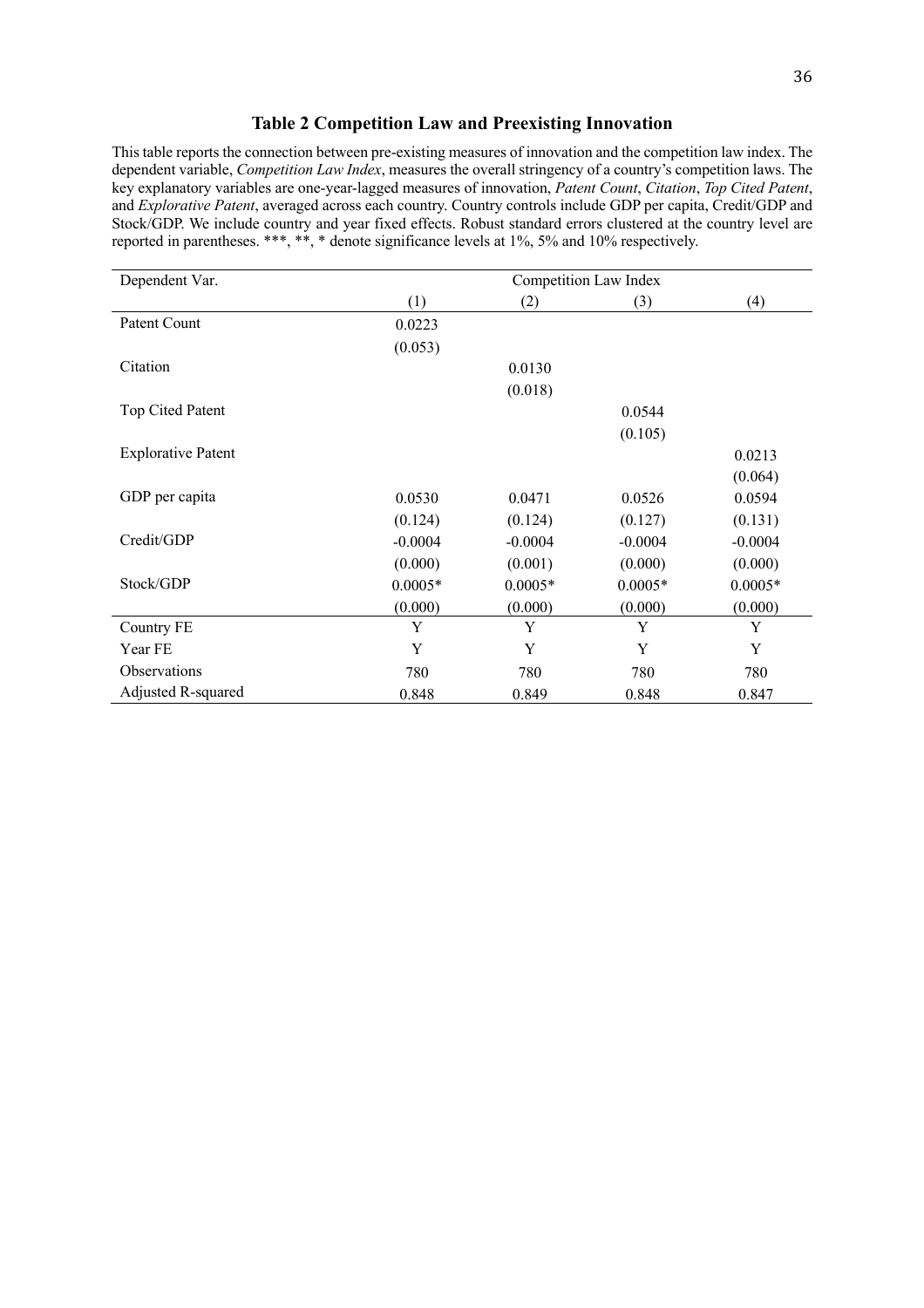## Table 2 Competition Law and Preexisting Innovation

This table reports the connection between pre-existing measures of innovation and the competition law index. The dependent variable, *Competition Law Index*, measures the overall stringency of a country's competition laws. The key explanatory variables are one-year-lagged measures of innovation, *Patent Count*, *Citation*, *Top Cited Patent*, and *Explorative Patent*, averaged across each country. Country controls include GDP per capita, Credit/GDP and Stock/GDP. We include country and year fixed effects. Robust standard errors clustered at the country level are reported in parentheses. ***, **, * denote significance levels at 1%, 5% and 10% respectively.

| Dependent Var. | Competition Law Index | | | |
|---|---|---|---|---|
| | (1) | (2) | (3) | (4) |
| Patent Count | 0.0223 | | | |
| | (0.053) | | | |
| Citation | | 0.0130 | | |
| | | (0.018) | | |
| Top Cited Patent | | | 0.0544 | |
| | | | (0.105) | |
| Explorative Patent | | | | 0.0213 |
| | | | | (0.064) |
| GDP per capita | 0.0530 | 0.0471 | 0.0526 | 0.0594 |
| | (0.124) | (0.124) | (0.127) | (0.131) |
| Credit/GDP | -0.0004 | -0.0004 | -0.0004 | -0.0004 |
| | (0.000) | (0.001) | (0.000) | (0.000) |
| Stock/GDP | 0.0005* | 0.0005* | 0.0005* | 0.0005* |
| | (0.000) | (0.000) | (0.000) | (0.000) |
| Country FE | Y | Y | Y | Y |
| Year FE | Y | Y | Y | Y |
| Observations | 780 | 780 | 780 | 780 |
| Adjusted R-squared | 0.848 | 0.849 | 0.848 | 0.847 |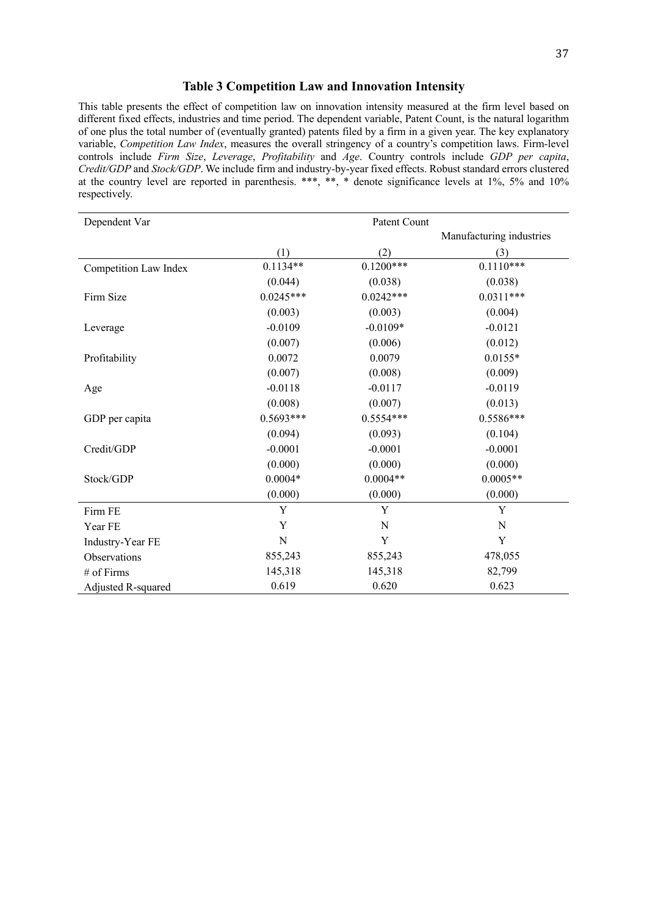### Table 3 Competition Law and Innovation Intensity

This table presents the effect of competition law on innovation intensity measured at the firm level based on different fixed effects, industries and time period. The dependent variable, Patent Count, is the natural logarithm of one plus the total number of (eventually granted) patents filed by a firm in a given year. The key explanatory variable, *Competition Law Index*, measures the overall stringency of a country's competition laws. Firm-level controls include *Firm Size*, *Leverage*, *Profitability* and *Age*. Country controls include *GDP per capita*, *Credit/GDP* and *Stock/GDP*. We include firm and industry-by-year fixed effects. Robust standard errors clustered at the country level are reported in parenthesis. ***, **, * denote significance levels at 1%, 5% and 10% respectively.

| Dependent Var | Patent Count | | |
|---|---|---|---|
| | | | Manufacturing industries |
| | (1) | (2) | (3) |
| Competition Law Index | 0.1134** | 0.1200*** | 0.1110*** |
| | (0.044) | (0.038) | (0.038) |
| Firm Size | 0.0245*** | 0.0242*** | 0.0311*** |
| | (0.003) | (0.003) | (0.004) |
| Leverage | -0.0109 | -0.0109* | -0.0121 |
| | (0.007) | (0.006) | (0.012) |
| Profitability | 0.0072 | 0.0079 | 0.0155* |
| | (0.007) | (0.008) | (0.009) |
| Age | -0.0118 | -0.0117 | -0.0119 |
| | (0.008) | (0.007) | (0.013) |
| GDP per capita | 0.5693*** | 0.5554*** | 0.5586*** |
| | (0.094) | (0.093) | (0.104) |
| Credit/GDP | -0.0001 | -0.0001 | -0.0001 |
| | (0.000) | (0.000) | (0.000) |
| Stock/GDP | 0.0004* | 0.0004** | 0.0005** |
| | (0.000) | (0.000) | (0.000) |
| Firm FE | Y | Y | Y |
| Year FE | Y | N | N |
| Industry-Year FE | N | Y | Y |
| Observations | 855,243 | 855,243 | 478,055 |
| # of Firms | 145,318 | 145,318 | 82,799 |
| Adjusted R-squared | 0.619 | 0.620 | 0.623 |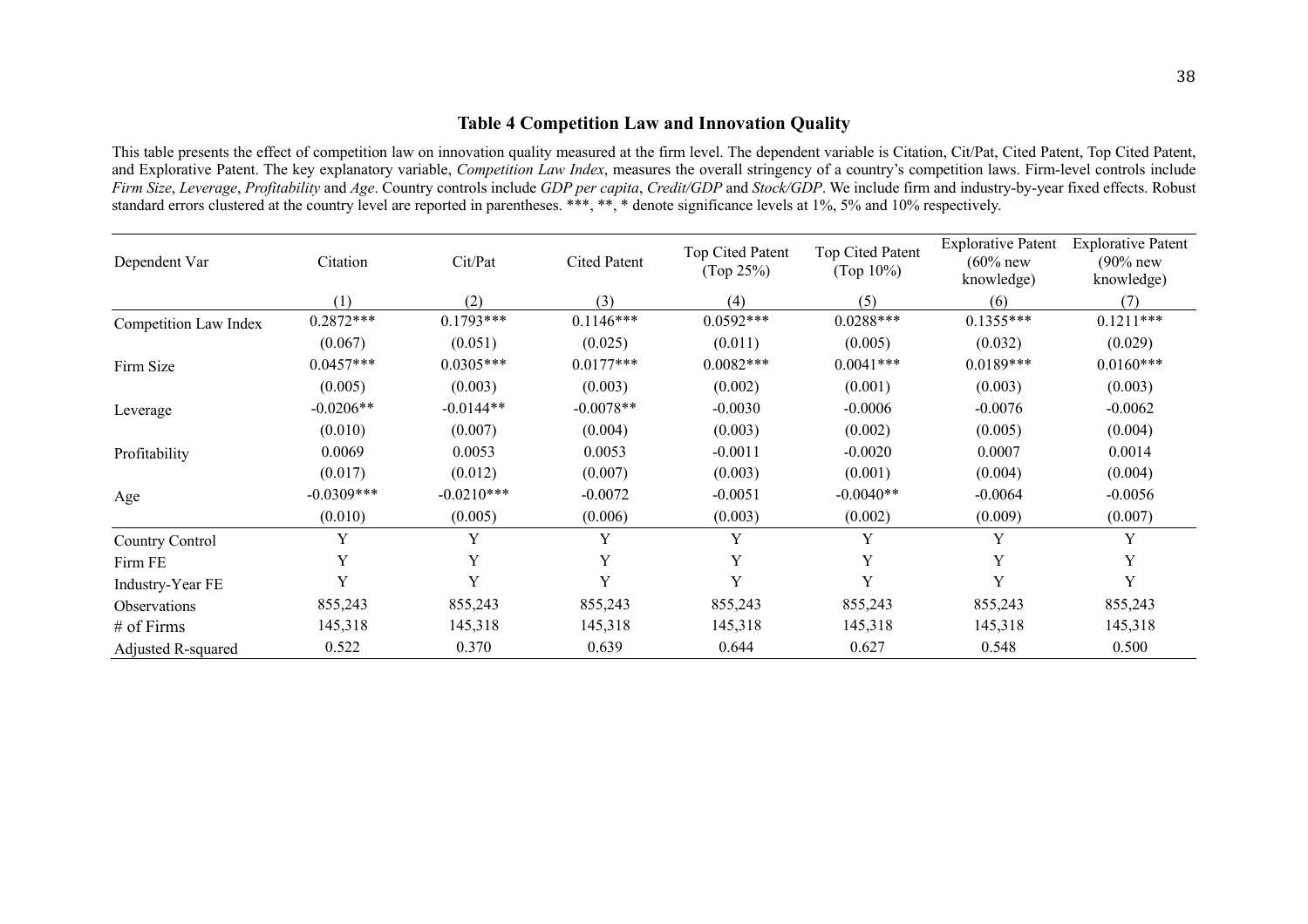## Table 4 Competition Law and Innovation Quality

This table presents the effect of competition law on innovation quality measured at the firm level. The dependent variable is Citation, Cit/Pat, Cited Patent, Top Cited Patent, and Explorative Patent. The key explanatory variable, *Competition Law Index*, measures the overall stringency of a country's competition laws. Firm-level controls include *Firm Size*, *Leverage*, *Profitability* and *Age*. Country controls include *GDP per capita*, *Credit/GDP* and *Stock/GDP*. We include firm and industry-by-year fixed effects. Robust standard errors clustered at the country level are reported in parentheses. ***, **, * denote significance levels at 1%, 5% and 10% respectively.

| Dependent Var | Citation | Cit/Pat | Cited Patent | Top Cited Patent (Top 25%) | Top Cited Patent (Top 10%) | Explorative Patent (60% new knowledge) | Explorative Patent (90% new knowledge) |
|---|---|---|---|---|---|---|---|
| | (1) | (2) | (3) | (4) | (5) | (6) | (7) |
| Competition Law Index | 0.2872*** | 0.1793*** | 0.1146*** | 0.0592*** | 0.0288*** | 0.1355*** | 0.1211*** |
| | (0.067) | (0.051) | (0.025) | (0.011) | (0.005) | (0.032) | (0.029) |
| Firm Size | 0.0457*** | 0.0305*** | 0.0177*** | 0.0082*** | 0.0041*** | 0.0189*** | 0.0160*** |
| | (0.005) | (0.003) | (0.003) | (0.002) | (0.001) | (0.003) | (0.003) |
| Leverage | -0.0206** | -0.0144** | -0.0078** | -0.0030 | -0.0006 | -0.0076 | -0.0062 |
| | (0.010) | (0.007) | (0.004) | (0.003) | (0.002) | (0.005) | (0.004) |
| Profitability | 0.0069 | 0.0053 | 0.0053 | -0.0011 | -0.0020 | 0.0007 | 0.0014 |
| | (0.017) | (0.012) | (0.007) | (0.003) | (0.001) | (0.004) | (0.004) |
| Age | -0.0309*** | -0.0210*** | -0.0072 | -0.0051 | -0.0040** | -0.0064 | -0.0056 |
| | (0.010) | (0.005) | (0.006) | (0.003) | (0.002) | (0.009) | (0.007) |
| Country Control | Y | Y | Y | Y | Y | Y | Y |
| Firm FE | Y | Y | Y | Y | Y | Y | Y |
| Industry-Year FE | Y | Y | Y | Y | Y | Y | Y |
| Observations | 855,243 | 855,243 | 855,243 | 855,243 | 855,243 | 855,243 | 855,243 |
| # of Firms | 145,318 | 145,318 | 145,318 | 145,318 | 145,318 | 145,318 | 145,318 |
| Adjusted R-squared | 0.522 | 0.370 | 0.639 | 0.644 | 0.627 | 0.548 | 0.500 |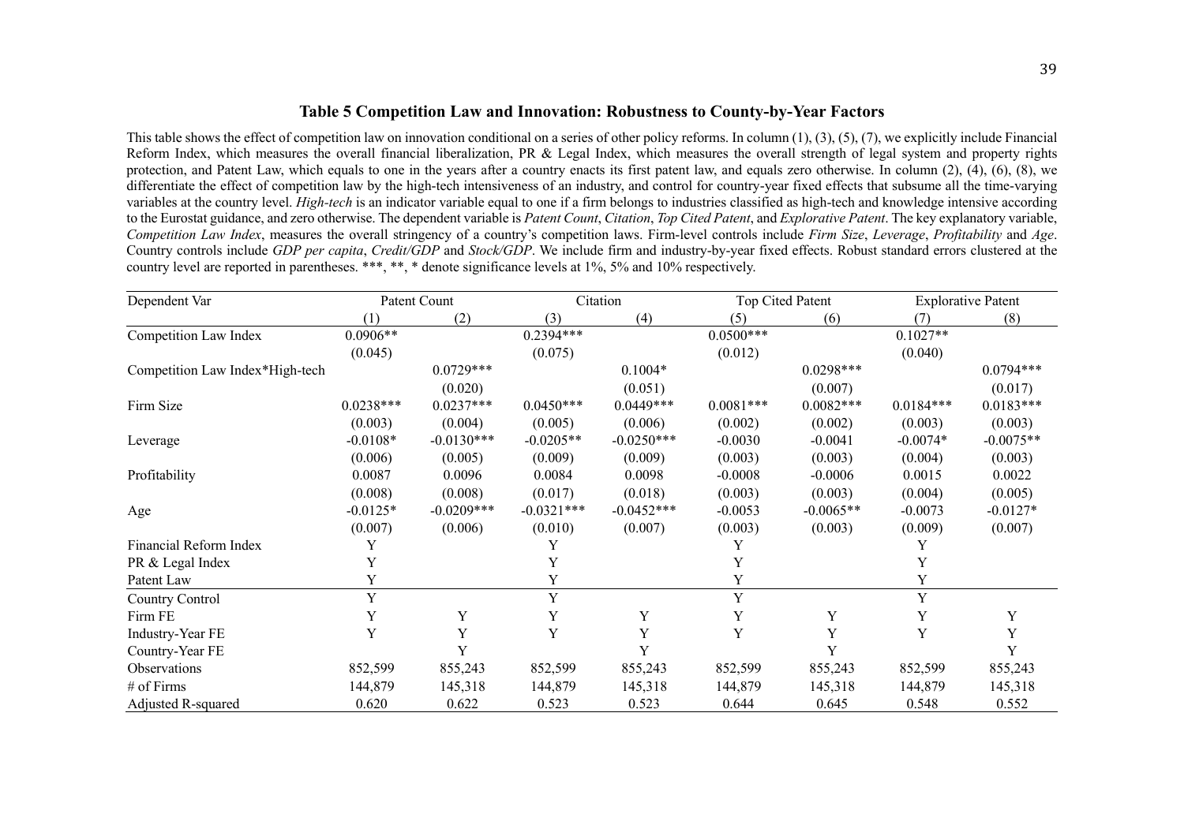### Table 5 Competition Law and Innovation: Robustness to County-by-Year Factors

This table shows the effect of competition law on innovation conditional on a series of other policy reforms. In column (1), (3), (5), (7), we explicitly include Financial Reform Index, which measures the overall financial liberalization, PR & Legal Index, which measures the overall strength of legal system and property rights protection, and Patent Law, which equals to one in the years after a country enacts its first patent law, and equals zero otherwise. In column (2), (4), (6), (8), we differentiate the effect of competition law by the high-tech intensiveness of an industry, and control for country-year fixed effects that subsume all the time-varying variables at the country level. *High-tech* is an indicator variable equal to one if a firm belongs to industries classified as high-tech and knowledge intensive according to the Eurostat guidance, and zero otherwise. The dependent variable is *Patent Count*, *Citation*, *Top Cited Patent*, and *Explorative Patent*. The key explanatory variable, *Competition Law Index*, measures the overall stringency of a country's competition laws. Firm-level controls include *Firm Size*, *Leverage*, *Profitability* and *Age*. Country controls include *GDP per capita*, *Credit/GDP* and *Stock/GDP*. We include firm and industry-by-year fixed effects. Robust standard errors clustered at the country level are reported in parentheses. \*\*\*, \*\*, \* denote significance levels at 1%, 5% and 10% respectively.

| Dependent Var | Patent Count | | Citation | | Top Cited Patent | | Explorative Patent | |
|---|---|---|---|---|---|---|---|---|
| | (1) | (2) | (3) | (4) | (5) | (6) | (7) | (8) |
| Competition Law Index | 0.0906** | | 0.2394*** | | 0.0500*** | | 0.1027** | |
| | (0.045) | | (0.075) | | (0.012) | | (0.040) | |
| Competition Law Index*High-tech | | 0.0729*** | | 0.1004* | | 0.0298*** | | 0.0794*** |
| | | (0.020) | | (0.051) | | (0.007) | | (0.017) |
| Firm Size | 0.0238*** | 0.0237*** | 0.0450*** | 0.0449*** | 0.0081*** | 0.0082*** | 0.0184*** | 0.0183*** |
| | (0.003) | (0.004) | (0.005) | (0.006) | (0.002) | (0.002) | (0.003) | (0.003) |
| Leverage | -0.0108* | -0.0130*** | -0.0205** | -0.0250*** | -0.0030 | -0.0041 | -0.0074* | -0.0075** |
| | (0.006) | (0.005) | (0.009) | (0.009) | (0.003) | (0.003) | (0.004) | (0.003) |
| Profitability | 0.0087 | 0.0096 | 0.0084 | 0.0098 | -0.0008 | -0.0006 | 0.0015 | 0.0022 |
| | (0.008) | (0.008) | (0.017) | (0.018) | (0.003) | (0.003) | (0.004) | (0.005) |
| Age | -0.0125* | -0.0209*** | -0.0321*** | -0.0452*** | -0.0053 | -0.0065** | -0.0073 | -0.0127* |
| | (0.007) | (0.006) | (0.010) | (0.007) | (0.003) | (0.003) | (0.009) | (0.007) |
| Financial Reform Index | Y | | Y | | Y | | Y | |
| PR & Legal Index | Y | | Y | | Y | | Y | |
| Patent Law | Y | | Y | | Y | | Y | |
| Country Control | Y | | Y | | Y | | Y | |
| Firm FE | Y | Y | Y | Y | Y | Y | Y | Y |
| Industry-Year FE | Y | Y | Y | Y | Y | Y | Y | Y |
| Country-Year FE | | Y | | Y | | Y | | Y |
| Observations | 852,599 | 855,243 | 852,599 | 855,243 | 852,599 | 855,243 | 852,599 | 855,243 |
| # of Firms | 144,879 | 145,318 | 144,879 | 145,318 | 144,879 | 145,318 | 144,879 | 145,318 |
| Adjusted R-squared | 0.620 | 0.622 | 0.523 | 0.523 | 0.644 | 0.645 | 0.548 | 0.552 |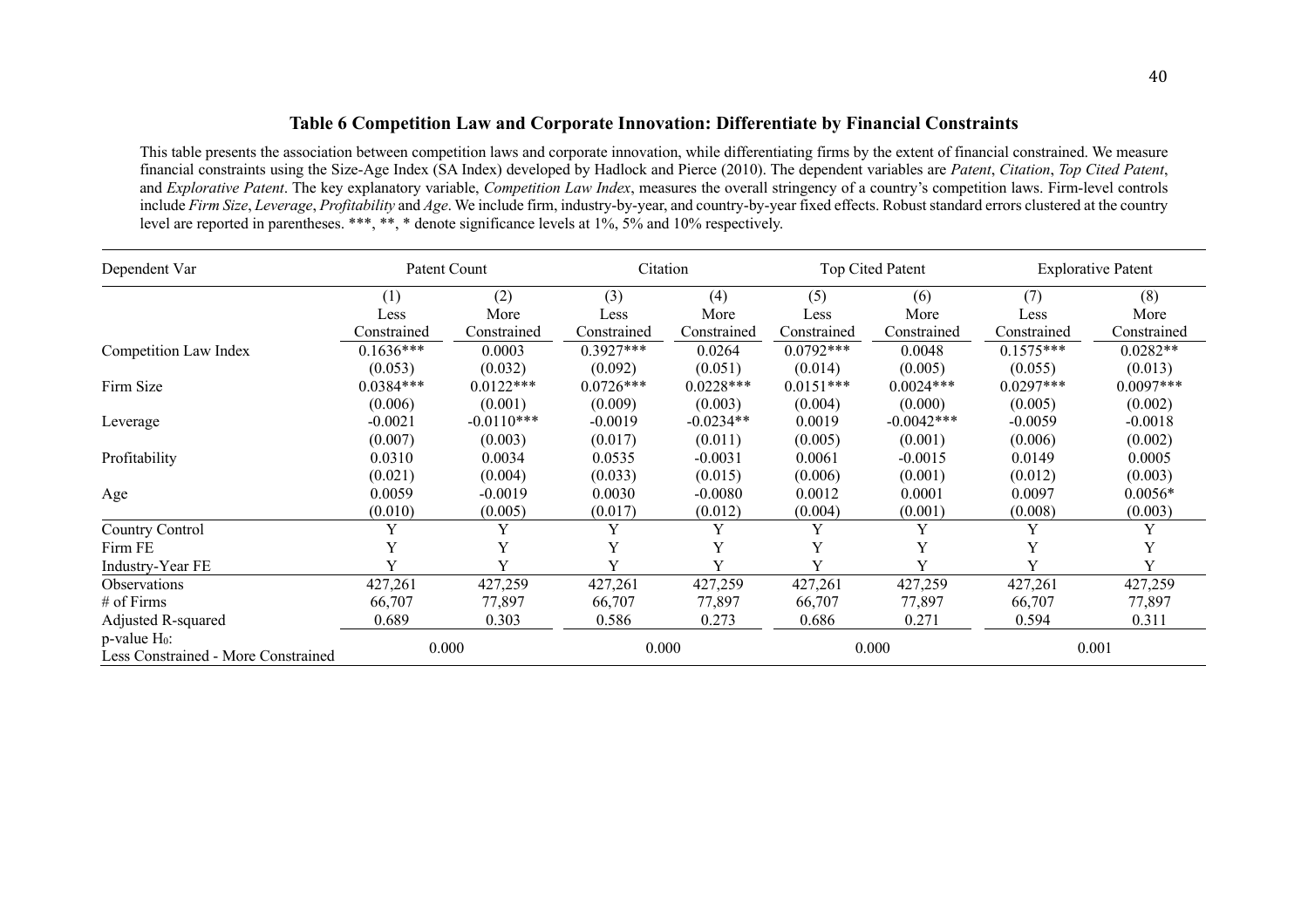### Table 6 Competition Law and Corporate Innovation: Differentiate by Financial Constraints

This table presents the association between competition laws and corporate innovation, while differentiating firms by the extent of financial constrained. We measure financial constraints using the Size-Age Index (SA Index) developed by Hadlock and Pierce (2010). The dependent variables are *Patent*, *Citation*, *Top Cited Patent*, and *Explorative Patent*. The key explanatory variable, *Competition Law Index*, measures the overall stringency of a country's competition laws. Firm-level controls include *Firm Size*, *Leverage*, *Profitability* and *Age*. We include firm, industry-by-year, and country-by-year fixed effects. Robust standard errors clustered at the country level are reported in parentheses. ***, **, * denote significance levels at 1%, 5% and 10% respectively.

| Dependent Var | Patent Count | | Citation | | Top Cited Patent | | Explorative Patent | |
|---|---|---|---|---|---|---|---|---|
| | (1) | (2) | (3) | (4) | (5) | (6) | (7) | (8) |
| | Less Constrained | More Constrained | Less Constrained | More Constrained | Less Constrained | More Constrained | Less Constrained | More Constrained |
| Competition Law Index | 0.1636*** | 0.0003 | 0.3927*** | 0.0264 | 0.0792*** | 0.0048 | 0.1575*** | 0.0282** |
| | (0.053) | (0.032) | (0.092) | (0.051) | (0.014) | (0.005) | (0.055) | (0.013) |
| Firm Size | 0.0384*** | 0.0122*** | 0.0726*** | 0.0228*** | 0.0151*** | 0.0024*** | 0.0297*** | 0.0097*** |
| | (0.006) | (0.001) | (0.009) | (0.003) | (0.004) | (0.000) | (0.005) | (0.002) |
| Leverage | -0.0021 | -0.0110*** | -0.0019 | -0.0234** | 0.0019 | -0.0042*** | -0.0059 | -0.0018 |
| | (0.007) | (0.003) | (0.017) | (0.011) | (0.005) | (0.001) | (0.006) | (0.002) |
| Profitability | 0.0310 | 0.0034 | 0.0535 | -0.0031 | 0.0061 | -0.0015 | 0.0149 | 0.0005 |
| | (0.021) | (0.004) | (0.033) | (0.015) | (0.006) | (0.001) | (0.012) | (0.003) |
| Age | 0.0059 | -0.0019 | 0.0030 | -0.0080 | 0.0012 | 0.0001 | 0.0097 | 0.0056* |
| | (0.010) | (0.005) | (0.017) | (0.012) | (0.004) | (0.001) | (0.008) | (0.003) |
| Country Control | Y | Y | Y | Y | Y | Y | Y | Y |
| Firm FE | Y | Y | Y | Y | Y | Y | Y | Y |
| Industry-Year FE | Y | Y | Y | Y | Y | Y | Y | Y |
| Observations | 427,261 | 427,259 | 427,261 | 427,259 | 427,261 | 427,259 | 427,261 | 427,259 |
| # of Firms | 66,707 | 77,897 | 66,707 | 77,897 | 66,707 | 77,897 | 66,707 | 77,897 |
| Adjusted R-squared | 0.689 | 0.303 | 0.586 | 0.273 | 0.686 | 0.271 | 0.594 | 0.311 |
| p-value $H_0$: Less Constrained - More Constrained | 0.000 | | 0.000 | | 0.000 | | 0.001 | |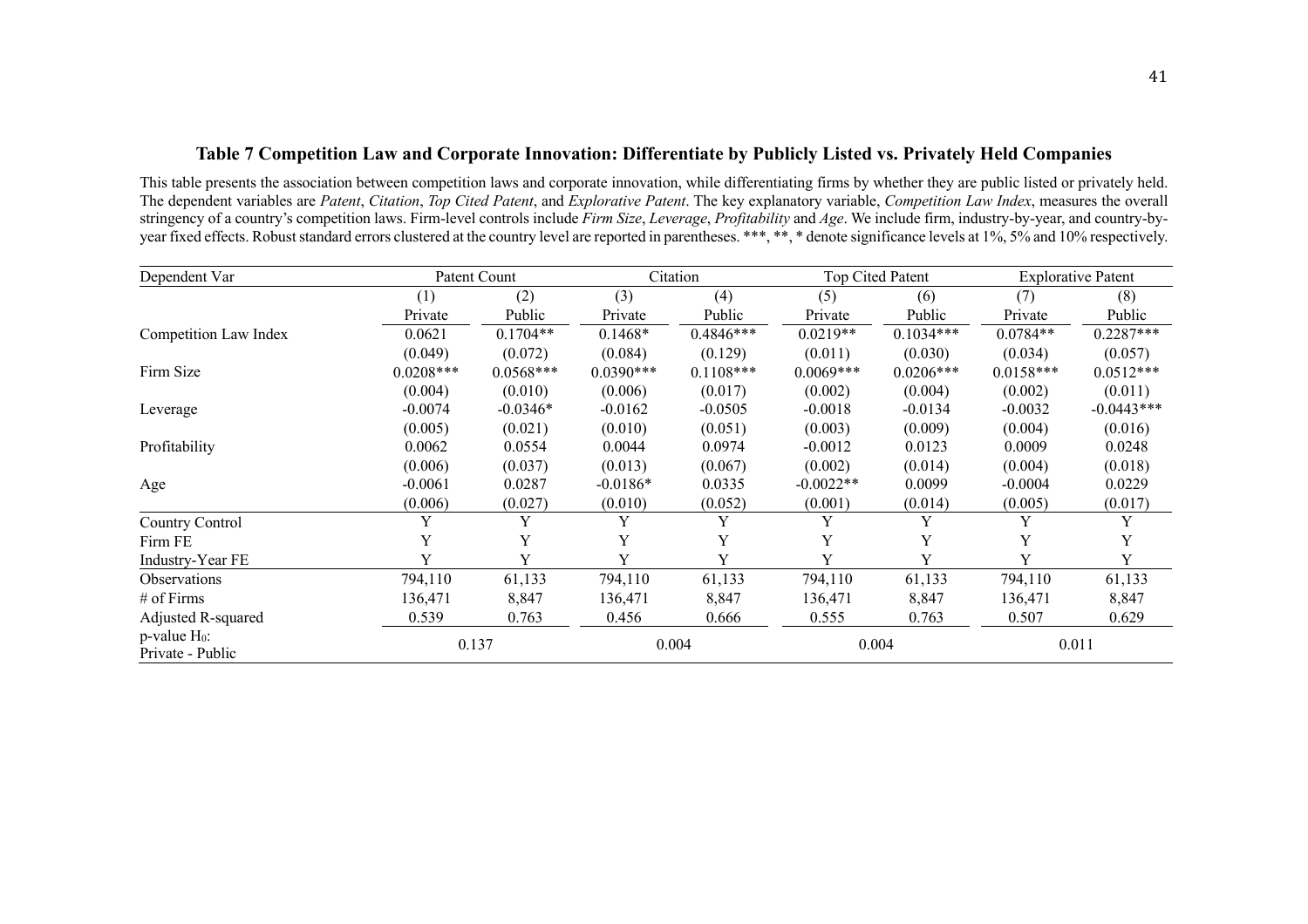## Table 7 Competition Law and Corporate Innovation: Differentiate by Publicly Listed vs. Privately Held Companies

This table presents the association between competition laws and corporate innovation, while differentiating firms by whether they are public listed or privately held. The dependent variables are *Patent*, *Citation*, *Top Cited Patent*, and *Explorative Patent*. The key explanatory variable, *Competition Law Index*, measures the overall stringency of a country's competition laws. Firm-level controls include *Firm Size*, *Leverage*, *Profitability* and *Age*. We include firm, industry-by-year, and country-by-year fixed effects. Robust standard errors clustered at the country level are reported in parentheses. ***, **, * denote significance levels at 1%, 5% and 10% respectively.

| Dependent Var | Patent Count | | Citation | | Top Cited Patent | | Explorative Patent | |
|---|---|---|---|---|---|---|---|---|
| | (1) | (2) | (3) | (4) | (5) | (6) | (7) | (8) |
| | Private | Public | Private | Public | Private | Public | Private | Public |
| Competition Law Index | 0.0621 | 0.1704** | 0.1468* | 0.4846*** | 0.0219** | 0.1034*** | 0.0784** | 0.2287*** |
| | (0.049) | (0.072) | (0.084) | (0.129) | (0.011) | (0.030) | (0.034) | (0.057) |
| Firm Size | 0.0208*** | 0.0568*** | 0.0390*** | 0.1108*** | 0.0069*** | 0.0206*** | 0.0158*** | 0.0512*** |
| | (0.004) | (0.010) | (0.006) | (0.017) | (0.002) | (0.004) | (0.002) | (0.011) |
| Leverage | -0.0074 | -0.0346* | -0.0162 | -0.0505 | -0.0018 | -0.0134 | -0.0032 | -0.0443*** |
| | (0.005) | (0.021) | (0.010) | (0.051) | (0.003) | (0.009) | (0.004) | (0.016) |
| Profitability | 0.0062 | 0.0554 | 0.0044 | 0.0974 | -0.0012 | 0.0123 | 0.0009 | 0.0248 |
| | (0.006) | (0.037) | (0.013) | (0.067) | (0.002) | (0.014) | (0.004) | (0.018) |
| Age | -0.0061 | 0.0287 | -0.0186* | 0.0335 | -0.0022** | 0.0099 | -0.0004 | 0.0229 |
| | (0.006) | (0.027) | (0.010) | (0.052) | (0.001) | (0.014) | (0.005) | (0.017) |
| Country Control | Y | Y | Y | Y | Y | Y | Y | Y |
| Firm FE | Y | Y | Y | Y | Y | Y | Y | Y |
| Industry-Year FE | Y | Y | Y | Y | Y | Y | Y | Y |
| Observations | 794,110 | 61,133 | 794,110 | 61,133 | 794,110 | 61,133 | 794,110 | 61,133 |
| # of Firms | 136,471 | 8,847 | 136,471 | 8,847 | 136,471 | 8,847 | 136,471 | 8,847 |
| Adjusted R-squared | 0.539 | 0.763 | 0.456 | 0.666 | 0.555 | 0.763 | 0.507 | 0.629 |
| p-value $H_0$: Private - Public | 0.137 | | 0.004 | | 0.004 | | 0.011 | |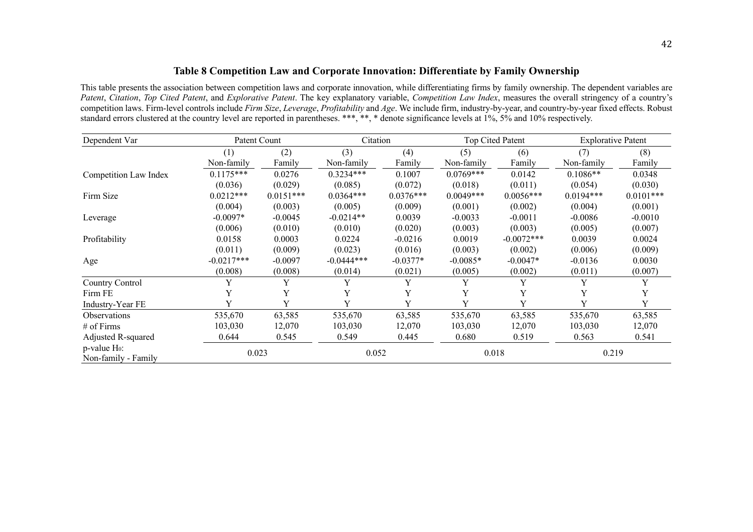### Table 8 Competition Law and Corporate Innovation: Differentiate by Family Ownership

This table presents the association between competition laws and corporate innovation, while differentiating firms by family ownership. The dependent variables are *Patent*, *Citation*, *Top Cited Patent*, and *Explorative Patent*. The key explanatory variable, *Competition Law Index*, measures the overall stringency of a country's competition laws. Firm-level controls include *Firm Size*, *Leverage*, *Profitability* and *Age*. We include firm, industry-by-year, and country-by-year fixed effects. Robust standard errors clustered at the country level are reported in parentheses. ***, **, * denote significance levels at 1%, 5% and 10% respectively.

| Dependent Var | Patent Count | | Citation | | Top Cited Patent | | Explorative Patent | |
|---|---|---|---|---|---|---|---|---|
| | (1) | (2) | (3) | (4) | (5) | (6) | (7) | (8) |
| | Non-family | Family | Non-family | Family | Non-family | Family | Non-family | Family |
| Competition Law Index | 0.1175*** | 0.0276 | 0.3234*** | 0.1007 | 0.0769*** | 0.0142 | 0.1086** | 0.0348 |
| | (0.036) | (0.029) | (0.085) | (0.072) | (0.018) | (0.011) | (0.054) | (0.030) |
| Firm Size | 0.0212*** | 0.0151*** | 0.0364*** | 0.0376*** | 0.0049*** | 0.0056*** | 0.0194*** | 0.0101*** |
| | (0.004) | (0.003) | (0.005) | (0.009) | (0.001) | (0.002) | (0.004) | (0.001) |
| Leverage | -0.0097* | -0.0045 | -0.0214** | 0.0039 | -0.0033 | -0.0011 | -0.0086 | -0.0010 |
| | (0.006) | (0.010) | (0.010) | (0.020) | (0.003) | (0.003) | (0.005) | (0.007) |
| Profitability | 0.0158 | 0.0003 | 0.0224 | -0.0216 | 0.0019 | -0.0072*** | 0.0039 | 0.0024 |
| | (0.011) | (0.009) | (0.023) | (0.016) | (0.003) | (0.002) | (0.006) | (0.009) |
| Age | -0.0217*** | -0.0097 | -0.0444*** | -0.0377* | -0.0085* | -0.0047* | -0.0136 | 0.0030 |
| | (0.008) | (0.008) | (0.014) | (0.021) | (0.005) | (0.002) | (0.011) | (0.007) |
| Country Control | Y | Y | Y | Y | Y | Y | Y | Y |
| Firm FE | Y | Y | Y | Y | Y | Y | Y | Y |
| Industry-Year FE | Y | Y | Y | Y | Y | Y | Y | Y |
| Observations | 535,670 | 63,585 | 535,670 | 63,585 | 535,670 | 63,585 | 535,670 | 63,585 |
| # of Firms | 103,030 | 12,070 | 103,030 | 12,070 | 103,030 | 12,070 | 103,030 | 12,070 |
| Adjusted R-squared | 0.644 | 0.545 | 0.549 | 0.445 | 0.680 | 0.519 | 0.563 | 0.541 |
| p-value $H_0$: Non-family - Family | 0.023 | | 0.052 | | 0.018 | | 0.219 | |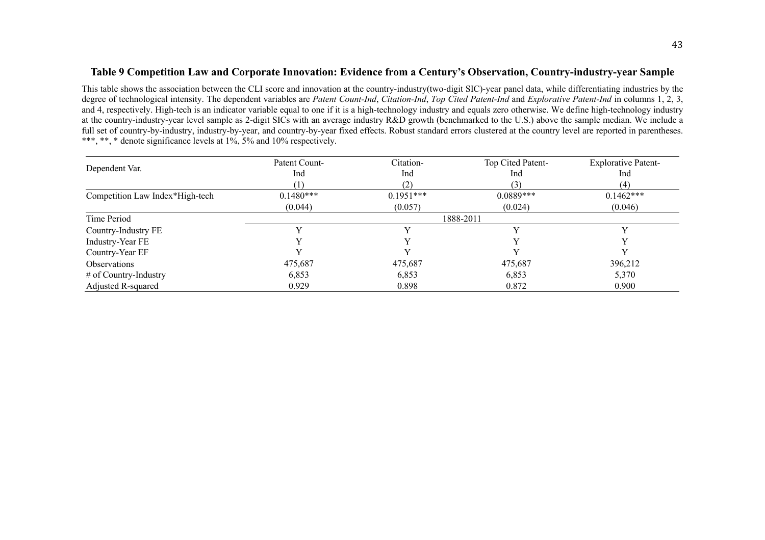**Table 9 Competition Law and Corporate Innovation: Evidence from a Century's Observation, Country-industry-year Sample**

This table shows the association between the CLI score and innovation at the country-industry(two-digit SIC)-year panel data, while differentiating industries by the degree of technological intensity. The dependent variables are *Patent Count-Ind*, *Citation-Ind*, *Top Cited Patent-Ind* and *Explorative Patent-Ind* in columns 1, 2, 3, and 4, respectively. High-tech is an indicator variable equal to one if it is a high-technology industry and equals zero otherwise. We define high-technology industry at the country-industry-year level sample as 2-digit SICs with an average industry R&D growth (benchmarked to the U.S.) above the sample median. We include a full set of country-by-industry, industry-by-year, and country-by-year fixed effects. Robust standard errors clustered at the country level are reported in parentheses. ***, **, * denote significance levels at 1%, 5% and 10% respectively.

| Dependent Var. | Patent Count-Ind | Citation-Ind | Top Cited Patent-Ind | Explorative Patent-Ind |
|---|---|---|---|---|
| | (1) | (2) | (3) | (4) |
| Competition Law Index*High-tech | 0.1480*** | 0.1951*** | 0.0889*** | 0.1462*** |
| | (0.044) | (0.057) | (0.024) | (0.046) |
| Time Period | 1888-2011 | | | |
| Country-Industry FE | Y | Y | Y | Y |
| Industry-Year FE | Y | Y | Y | Y |
| Country-Year EF | Y | Y | Y | Y |
| Observations | 475,687 | 475,687 | 475,687 | 396,212 |
| # of Country-Industry | 6,853 | 6,853 | 6,853 | 5,370 |
| Adjusted R-squared | 0.929 | 0.898 | 0.872 | 0.900 |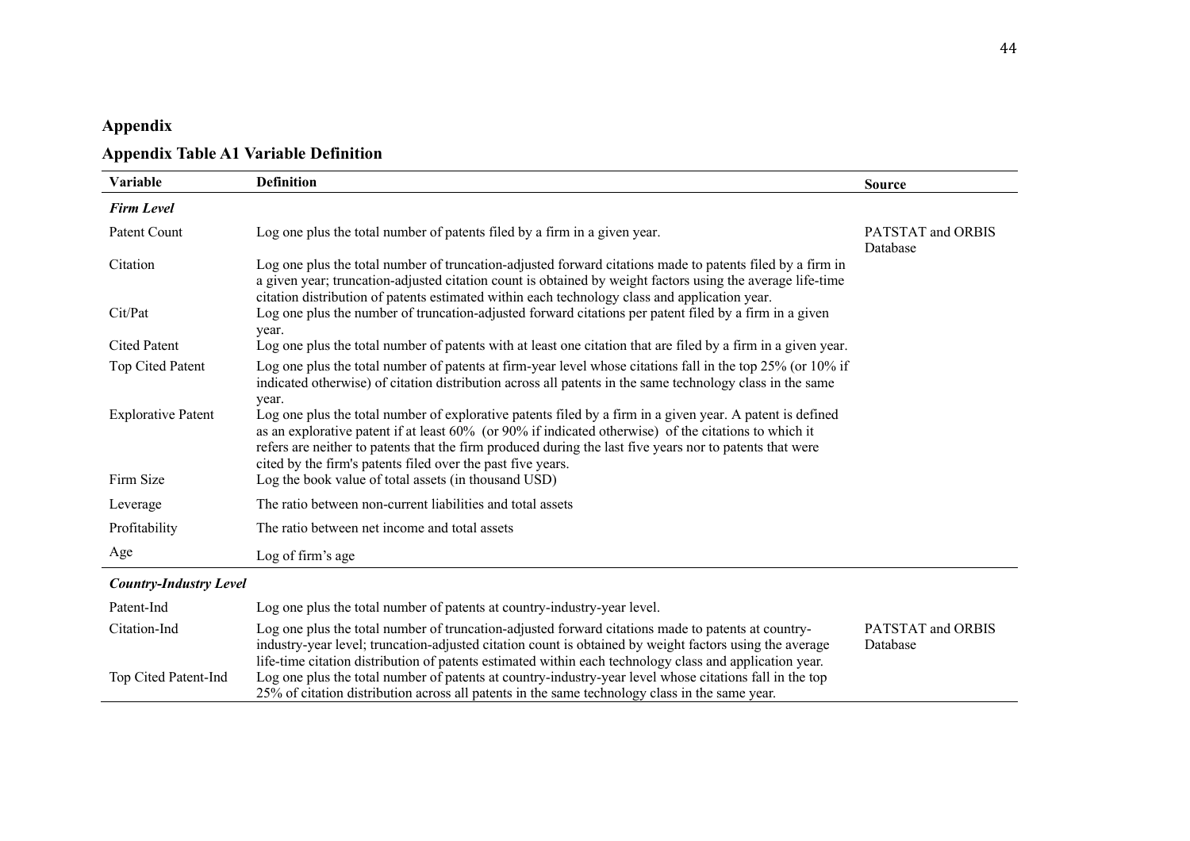## Appendix

### Appendix Table A1 Variable Definition

| Variable | Definition | Source |
|---|---|---|
| ***Firm Level*** | | |
| Patent Count | Log one plus the total number of patents filed by a firm in a given year. | PATSTAT and ORBIS Database |
| Citation | Log one plus the total number of truncation-adjusted forward citations made to patents filed by a firm in a given year; truncation-adjusted citation count is obtained by weight factors using the average life-time citation distribution of patents estimated within each technology class and application year. | |
| Cit/Pat | Log one plus the number of truncation-adjusted forward citations per patent filed by a firm in a given year. | |
| Cited Patent | Log one plus the total number of patents with at least one citation that are filed by a firm in a given year. | |
| Top Cited Patent | Log one plus the total number of patents at firm-year level whose citations fall in the top 25% (or 10% if indicated otherwise) of citation distribution across all patents in the same technology class in the same year. | |
| Explorative Patent | Log one plus the total number of explorative patents filed by a firm in a given year. A patent is defined as an explorative patent if at least 60% (or 90% if indicated otherwise) of the citations to which it refers are neither to patents that the firm produced during the last five years nor to patents that were cited by the firm's patents filed over the past five years. | |
| Firm Size | Log the book value of total assets (in thousand USD) | |
| Leverage | The ratio between non-current liabilities and total assets | |
| Profitability | The ratio between net income and total assets | |
| Age | Log of firm's age | |
| ***Country-Industry Level*** | | |
| Patent-Ind | Log one plus the total number of patents at country-industry-year level. | |
| Citation-Ind | Log one plus the total number of truncation-adjusted forward citations made to patents at country-industry-year level; truncation-adjusted citation count is obtained by weight factors using the average life-time citation distribution of patents estimated within each technology class and application year. | PATSTAT and ORBIS Database |
| Top Cited Patent-Ind | Log one plus the total number of patents at country-industry-year level whose citations fall in the top 25% of citation distribution across all patents in the same technology class in the same year. | |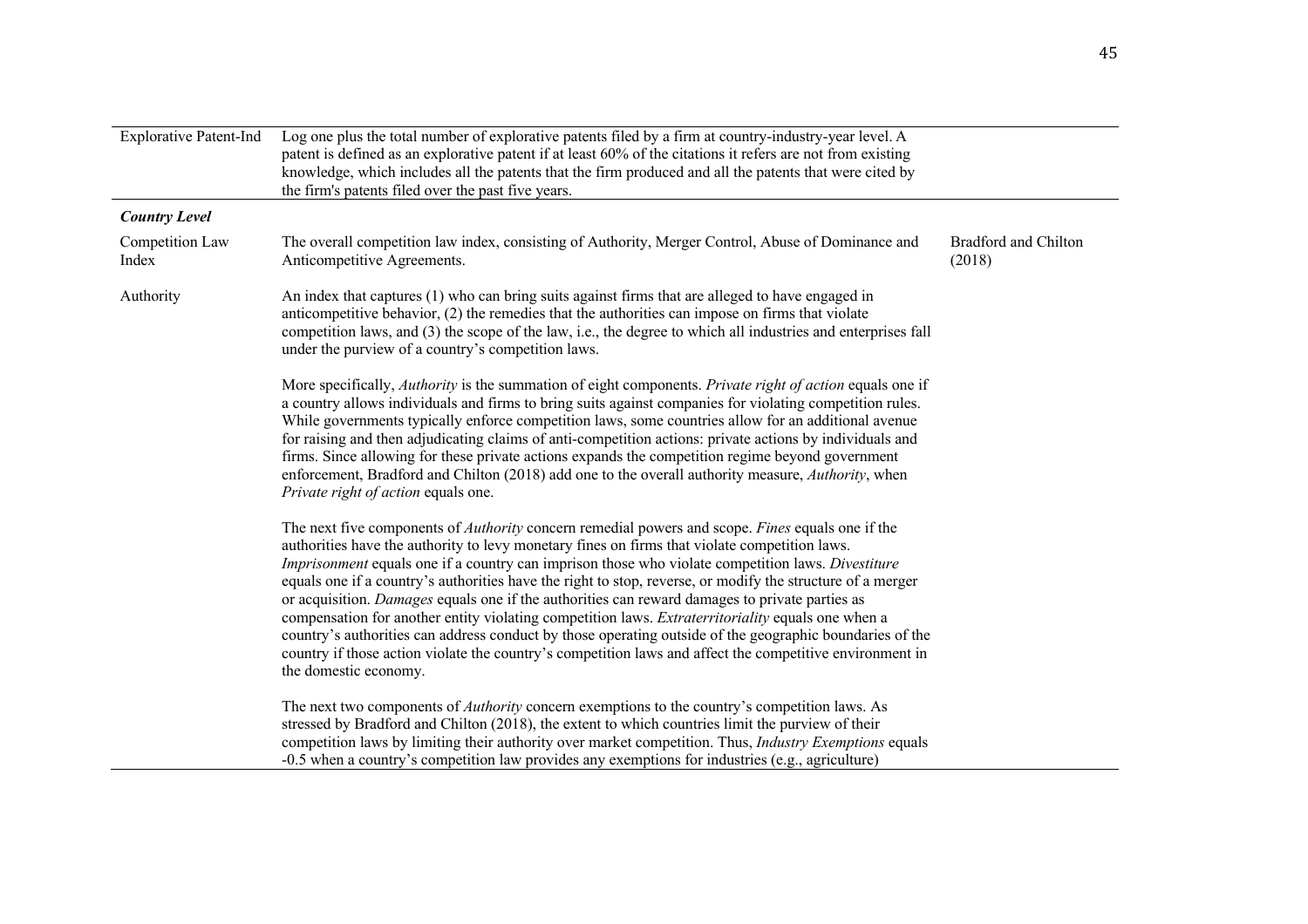| | | |
|---|---|---|
| Explorative Patent-Ind | Log one plus the total number of explorative patents filed by a firm at country-industry-year level. A patent is defined as an explorative patent if at least 60% of the citations it refers are not from existing knowledge, which includes all the patents that the firm produced and all the patents that were cited by the firm's patents filed over the past five years. | |
| ***Country Level*** | | |
| Competition Law Index | The overall competition law index, consisting of Authority, Merger Control, Abuse of Dominance and Anticompetitive Agreements. | Bradford and Chilton (2018) |
| Authority | An index that captures (1) who can bring suits against firms that are alleged to have engaged in anticompetitive behavior, (2) the remedies that the authorities can impose on firms that violate competition laws, and (3) the scope of the law, i.e., the degree to which all industries and enterprises fall under the purview of a country's competition laws.<br><br>More specifically, *Authority* is the summation of eight components. *Private right of action* equals one if a country allows individuals and firms to bring suits against companies for violating competition rules. While governments typically enforce competition laws, some countries allow for an additional avenue for raising and then adjudicating claims of anti-competition actions: private actions by individuals and firms. Since allowing for these private actions expands the competition regime beyond government enforcement, Bradford and Chilton (2018) add one to the overall authority measure, *Authority*, when *Private right of action* equals one.<br><br>The next five components of *Authority* concern remedial powers and scope. *Fines* equals one if the authorities have the authority to levy monetary fines on firms that violate competition laws. *Imprisonment* equals one if a country can imprison those who violate competition laws. *Divestiture* equals one if a country's authorities have the right to stop, reverse, or modify the structure of a merger or acquisition. *Damages* equals one if the authorities can reward damages to private parties as compensation for another entity violating competition laws. *Extraterritoriality* equals one when a country's authorities can address conduct by those operating outside of the geographic boundaries of the country if those action violate the country's competition laws and affect the competitive environment in the domestic economy.<br><br>The next two components of *Authority* concern exemptions to the country's competition laws. As stressed by Bradford and Chilton (2018), the extent to which countries limit the purview of their competition laws by limiting their authority over market competition. Thus, *Industry Exemptions* equals -0.5 when a country's competition law provides any exemptions for industries (e.g., agriculture) | |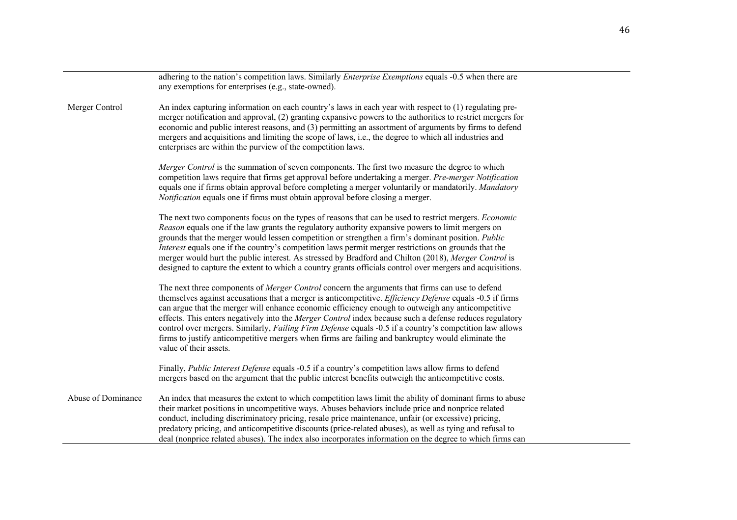| | |
|---|---|
| | adhering to the nation's competition laws. Similarly *Enterprise Exemptions* equals -0.5 when there are any exemptions for enterprises (e.g., state-owned). |
| Merger Control | An index capturing information on each country's laws in each year with respect to (1) regulating pre-merger notification and approval, (2) granting expansive powers to the authorities to restrict mergers for economic and public interest reasons, and (3) permitting an assortment of arguments by firms to defend mergers and acquisitions and limiting the scope of laws, i.e., the degree to which all industries and enterprises are within the purview of the competition laws.<br><br>*Merger Control* is the summation of seven components. The first two measure the degree to which competition laws require that firms get approval before undertaking a merger. *Pre-merger Notification* equals one if firms obtain approval before completing a merger voluntarily or mandatorily. *Mandatory Notification* equals one if firms must obtain approval before closing a merger.<br><br>The next two components focus on the types of reasons that can be used to restrict mergers. *Economic Reason* equals one if the law grants the regulatory authority expansive powers to limit mergers on grounds that the merger would lessen competition or strengthen a firm's dominant position. *Public Interest* equals one if the country's competition laws permit merger restrictions on grounds that the merger would hurt the public interest. As stressed by Bradford and Chilton (2018), *Merger Control* is designed to capture the extent to which a country grants officials control over mergers and acquisitions.<br><br>The next three components of *Merger Control* concern the arguments that firms can use to defend themselves against accusations that a merger is anticompetitive. *Efficiency Defense* equals -0.5 if firms can argue that the merger will enhance economic efficiency enough to outweigh any anticompetitive effects. This enters negatively into the *Merger Control* index because such a defense reduces regulatory control over mergers. Similarly, *Failing Firm Defense* equals -0.5 if a country's competition law allows firms to justify anticompetitive mergers when firms are failing and bankruptcy would eliminate the value of their assets.<br><br>Finally, *Public Interest Defense* equals -0.5 if a country's competition laws allow firms to defend mergers based on the argument that the public interest benefits outweigh the anticompetitive costs. |
| Abuse of Dominance | An index that measures the extent to which competition laws limit the ability of dominant firms to abuse their market positions in uncompetitive ways. Abuses behaviors include price and nonprice related conduct, including discriminatory pricing, resale price maintenance, unfair (or excessive) pricing, predatory pricing, and anticompetitive discounts (price-related abuses), as well as tying and refusal to deal (nonprice related abuses). The index also incorporates information on the degree to which firms can |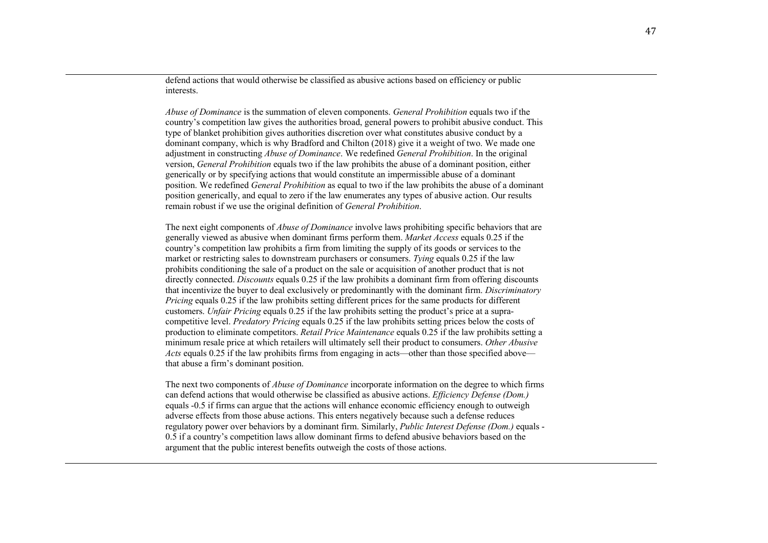defend actions that would otherwise be classified as abusive actions based on efficiency or public interests.

*Abuse of Dominance* is the summation of eleven components. *General Prohibition* equals two if the country's competition law gives the authorities broad, general powers to prohibit abusive conduct. This type of blanket prohibition gives authorities discretion over what constitutes abusive conduct by a dominant company, which is why Bradford and Chilton (2018) give it a weight of two. We made one adjustment in constructing *Abuse of Dominance*. We redefined *General Prohibition*. In the original version, *General Prohibition* equals two if the law prohibits the abuse of a dominant position, either generically or by specifying actions that would constitute an impermissible abuse of a dominant position. We redefined *General Prohibition* as equal to two if the law prohibits the abuse of a dominant position generically, and equal to zero if the law enumerates any types of abusive action. Our results remain robust if we use the original definition of *General Prohibition*.

The next eight components of *Abuse of Dominance* involve laws prohibiting specific behaviors that are generally viewed as abusive when dominant firms perform them. *Market Access* equals 0.25 if the country's competition law prohibits a firm from limiting the supply of its goods or services to the market or restricting sales to downstream purchasers or consumers. *Tying* equals 0.25 if the law prohibits conditioning the sale of a product on the sale or acquisition of another product that is not directly connected. *Discounts* equals 0.25 if the law prohibits a dominant firm from offering discounts that incentivize the buyer to deal exclusively or predominantly with the dominant firm. *Discriminatory Pricing* equals 0.25 if the law prohibits setting different prices for the same products for different customers. *Unfair Pricing* equals 0.25 if the law prohibits setting the product's price at a supra-competitive level. *Predatory Pricing* equals 0.25 if the law prohibits setting prices below the costs of production to eliminate competitors. *Retail Price Maintenance* equals 0.25 if the law prohibits setting a minimum resale price at which retailers will ultimately sell their product to consumers. *Other Abusive Acts* equals 0.25 if the law prohibits firms from engaging in acts—other than those specified above—that abuse a firm's dominant position.

The next two components of *Abuse of Dominance* incorporate information on the degree to which firms can defend actions that would otherwise be classified as abusive actions. *Efficiency Defense (Dom.)* equals -0.5 if firms can argue that the actions will enhance economic efficiency enough to outweigh adverse effects from those abuse actions. This enters negatively because such a defense reduces regulatory power over behaviors by a dominant firm. Similarly, *Public Interest Defense (Dom.)* equals -0.5 if a country's competition laws allow dominant firms to defend abusive behaviors based on the argument that the public interest benefits outweigh the costs of those actions.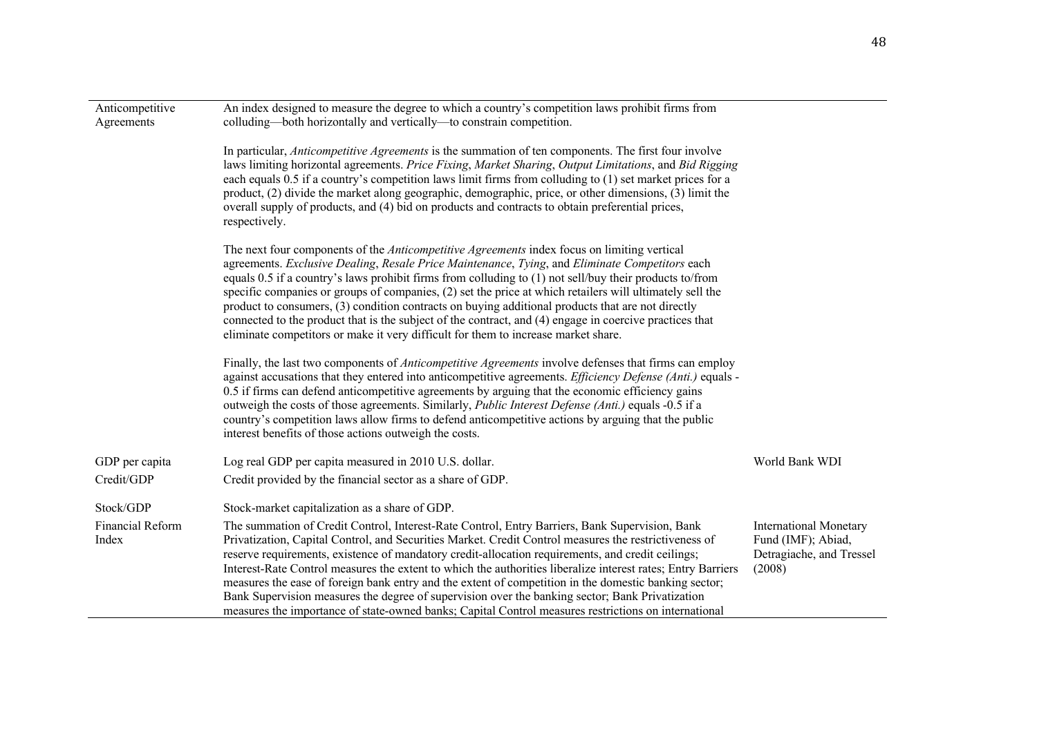| | | |
|---|---|---|
| Anticompetitive Agreements | An index designed to measure the degree to which a country's competition laws prohibit firms from colluding—both horizontally and vertically—to constrain competition.<br><br>In particular, *Anticompetitive Agreements* is the summation of ten components. The first four involve laws limiting horizontal agreements. *Price Fixing*, *Market Sharing*, *Output Limitations*, and *Bid Rigging* each equals 0.5 if a country's competition laws limit firms from colluding to (1) set market prices for a product, (2) divide the market along geographic, demographic, price, or other dimensions, (3) limit the overall supply of products, and (4) bid on products and contracts to obtain preferential prices, respectively.<br><br>The next four components of the *Anticompetitive Agreements* index focus on limiting vertical agreements. *Exclusive Dealing*, *Resale Price Maintenance*, *Tying*, and *Eliminate Competitors* each equals 0.5 if a country's laws prohibit firms from colluding to (1) not sell/buy their products to/from specific companies or groups of companies, (2) set the price at which retailers will ultimately sell the product to consumers, (3) condition contracts on buying additional products that are not directly connected to the product that is the subject of the contract, and (4) engage in coercive practices that eliminate competitors or make it very difficult for them to increase market share.<br><br>Finally, the last two components of *Anticompetitive Agreements* involve defenses that firms can employ against accusations that they entered into anticompetitive agreements. *Efficiency Defense (Anti.)* equals -0.5 if firms can defend anticompetitive agreements by arguing that the economic efficiency gains outweigh the costs of those agreements. Similarly, *Public Interest Defense (Anti.)* equals -0.5 if a country's competition laws allow firms to defend anticompetitive actions by arguing that the public interest benefits of those actions outweigh the costs. | |
| GDP per capita | Log real GDP per capita measured in 2010 U.S. dollar. | World Bank WDI |
| Credit/GDP | Credit provided by the financial sector as a share of GDP. | |
| Stock/GDP | Stock-market capitalization as a share of GDP. | |
| Financial Reform Index | The summation of Credit Control, Interest-Rate Control, Entry Barriers, Bank Supervision, Bank Privatization, Capital Control, and Securities Market. Credit Control measures the restrictiveness of reserve requirements, existence of mandatory credit-allocation requirements, and credit ceilings; Interest-Rate Control measures the extent to which the authorities liberalize interest rates; Entry Barriers measures the ease of foreign bank entry and the extent of competition in the domestic banking sector; Bank Supervision measures the degree of supervision over the banking sector; Bank Privatization measures the importance of state-owned banks; Capital Control measures restrictions on international | International Monetary Fund (IMF); Abiad, Detragiache, and Tressel (2008) |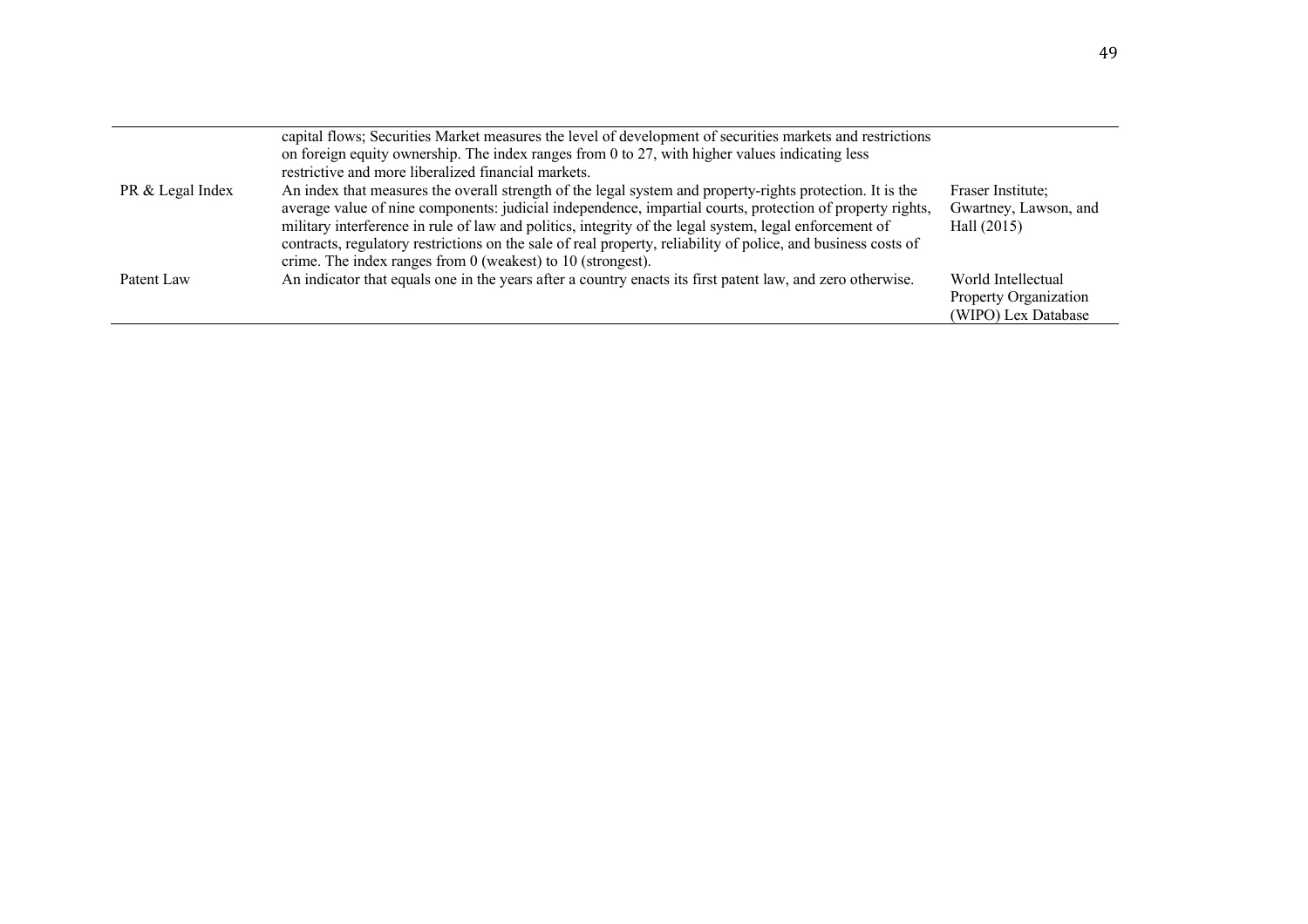| | | |
|---|---|---|
| | capital flows; Securities Market measures the level of development of securities markets and restrictions on foreign equity ownership. The index ranges from 0 to 27, with higher values indicating less restrictive and more liberalized financial markets. | |
| PR & Legal Index | An index that measures the overall strength of the legal system and property-rights protection. It is the average value of nine components: judicial independence, impartial courts, protection of property rights, military interference in rule of law and politics, integrity of the legal system, legal enforcement of contracts, regulatory restrictions on the sale of real property, reliability of police, and business costs of crime. The index ranges from 0 (weakest) to 10 (strongest). | Fraser Institute; Gwartney, Lawson, and Hall (2015) |
| Patent Law | An indicator that equals one in the years after a country enacts its first patent law, and zero otherwise. | World Intellectual Property Organization (WIPO) Lex Database |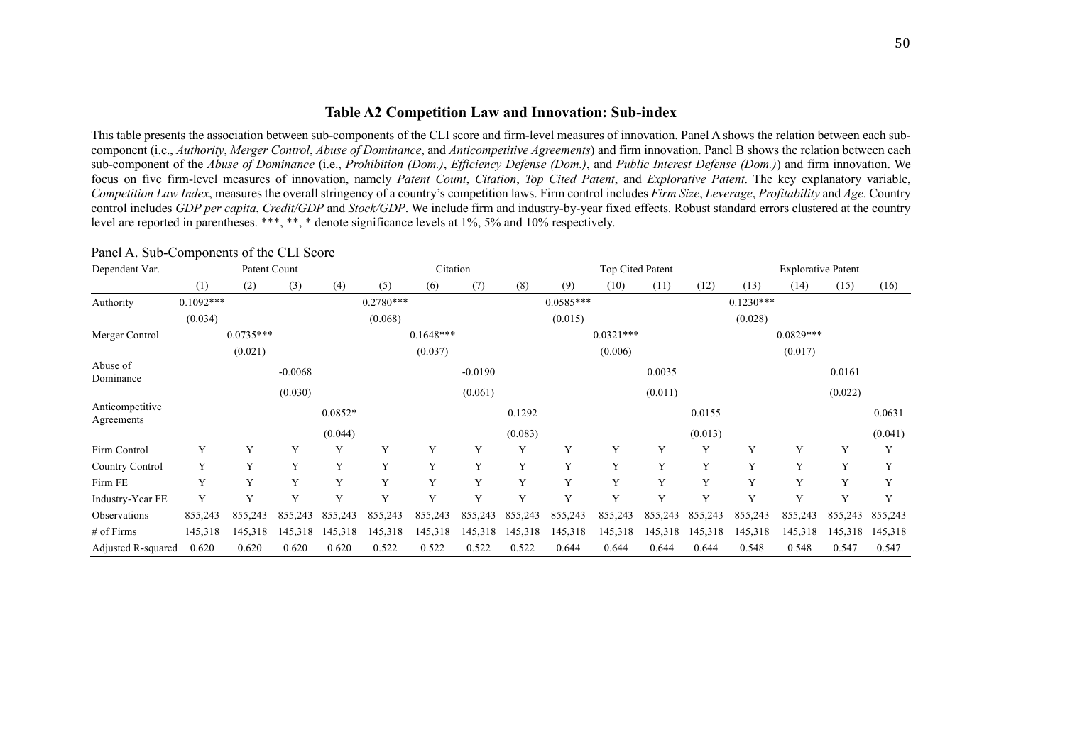## Table A2 Competition Law and Innovation: Sub-index

This table presents the association between sub-components of the CLI score and firm-level measures of innovation. Panel A shows the relation between each sub-component (i.e., *Authority*, *Merger Control*, *Abuse of Dominance*, and *Anticompetitive Agreements*) and firm innovation. Panel B shows the relation between each sub-component of the *Abuse of Dominance* (i.e., *Prohibition (Dom.)*, *Efficiency Defense (Dom.)*, and *Public Interest Defense (Dom.)*) and firm innovation. We focus on five firm-level measures of innovation, namely *Patent Count*, *Citation*, *Top Cited Patent*, and *Explorative Patent*. The key explanatory variable, *Competition Law Index*, measures the overall stringency of a country's competition laws. Firm control includes *Firm Size*, *Leverage*, *Profitability* and *Age*. Country control includes *GDP per capita*, *Credit/GDP* and *Stock/GDP*. We include firm and industry-by-year fixed effects. Robust standard errors clustered at the country level are reported in parentheses. ***, **, * denote significance levels at 1%, 5% and 10% respectively.

Panel A. Sub-Components of the CLI Score

| Dependent Var. | Patent Count | | | | Citation | | | | Top Cited Patent | | | | Explorative Patent | | | |
|---|---|---|---|---|---|---|---|---|---|---|---|---|---|---|---|---|
| | (1) | (2) | (3) | (4) | (5) | (6) | (7) | (8) | (9) | (10) | (11) | (12) | (13) | (14) | (15) | (16) |
| Authority | 0.1092*** | | | | 0.2780*** | | | | 0.0585*** | | | | 0.1230*** | | | |
| | (0.034) | | | | (0.068) | | | | (0.015) | | | | (0.028) | | | |
| Merger Control | | 0.0735*** | | | | 0.1648*** | | | | 0.0321*** | | | | 0.0829*** | | |
| | | (0.021) | | | | (0.037) | | | | (0.006) | | | | (0.017) | | |
| Abuse of Dominance | | | -0.0068 | | | | -0.0190 | | | | 0.0035 | | | | 0.0161 | |
| | | | (0.030) | | | | (0.061) | | | | (0.011) | | | | (0.022) | |
| Anticompetitive Agreements | | | | 0.0852* | | | | 0.1292 | | | | 0.0155 | | | | 0.0631 |
| | | | | (0.044) | | | | (0.083) | | | | (0.013) | | | | (0.041) |
| Firm Control | Y | Y | Y | Y | Y | Y | Y | Y | Y | Y | Y | Y | Y | Y | Y | Y |
| Country Control | Y | Y | Y | Y | Y | Y | Y | Y | Y | Y | Y | Y | Y | Y | Y | Y |
| Firm FE | Y | Y | Y | Y | Y | Y | Y | Y | Y | Y | Y | Y | Y | Y | Y | Y |
| Industry-Year FE | Y | Y | Y | Y | Y | Y | Y | Y | Y | Y | Y | Y | Y | Y | Y | Y |
| Observations | 855,243 | 855,243 | 855,243 | 855,243 | 855,243 | 855,243 | 855,243 | 855,243 | 855,243 | 855,243 | 855,243 | 855,243 | 855,243 | 855,243 | 855,243 | 855,243 |
| # of Firms | 145,318 | 145,318 | 145,318 | 145,318 | 145,318 | 145,318 | 145,318 | 145,318 | 145,318 | 145,318 | 145,318 | 145,318 | 145,318 | 145,318 | 145,318 | 145,318 |
| Adjusted R-squared | 0.620 | 0.620 | 0.620 | 0.620 | 0.522 | 0.522 | 0.522 | 0.522 | 0.644 | 0.644 | 0.644 | 0.644 | 0.548 | 0.548 | 0.547 | 0.547 |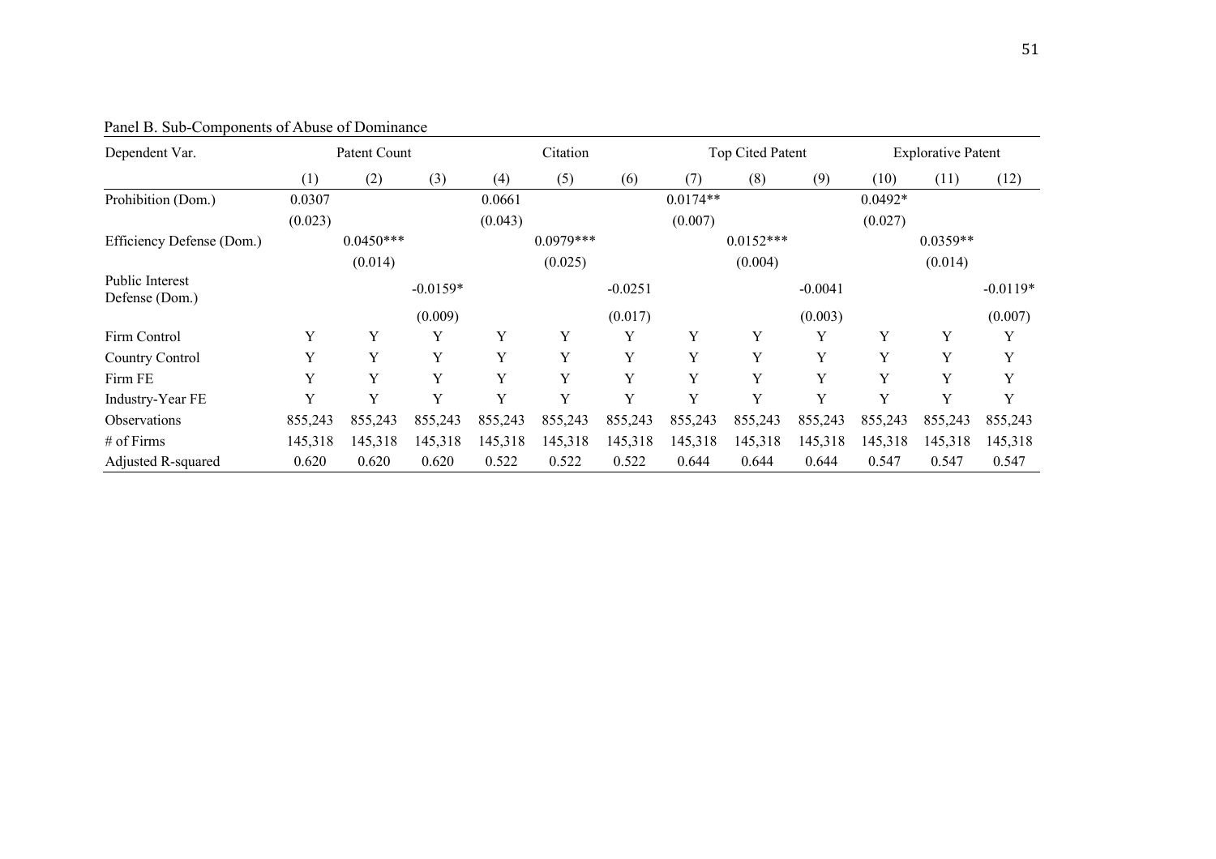Panel B. Sub-Components of Abuse of Dominance

| Dependent Var. | Patent Count | | | Citation | | | Top Cited Patent | | | Explorative Patent | | |
|---|---|---|---|---|---|---|---|---|---|---|---|---|
| | (1) | (2) | (3) | (4) | (5) | (6) | (7) | (8) | (9) | (10) | (11) | (12) |
| Prohibition (Dom.) | 0.0307 | | | 0.0661 | | | 0.0174** | | | 0.0492* | | |
| | (0.023) | | | (0.043) | | | (0.007) | | | (0.027) | | |
| Efficiency Defense (Dom.) | | 0.0450*** | | | 0.0979*** | | | 0.0152*** | | | 0.0359** | |
| | | (0.014) | | | (0.025) | | | (0.004) | | | (0.014) | |
| Public Interest Defense (Dom.) | | | -0.0159* | | | -0.0251 | | | -0.0041 | | | -0.0119* |
| | | | (0.009) | | | (0.017) | | | (0.003) | | | (0.007) |
| Firm Control | Y | Y | Y | Y | Y | Y | Y | Y | Y | Y | Y | Y |
| Country Control | Y | Y | Y | Y | Y | Y | Y | Y | Y | Y | Y | Y |
| Firm FE | Y | Y | Y | Y | Y | Y | Y | Y | Y | Y | Y | Y |
| Industry-Year FE | Y | Y | Y | Y | Y | Y | Y | Y | Y | Y | Y | Y |
| Observations | 855,243 | 855,243 | 855,243 | 855,243 | 855,243 | 855,243 | 855,243 | 855,243 | 855,243 | 855,243 | 855,243 | 855,243 |
| # of Firms | 145,318 | 145,318 | 145,318 | 145,318 | 145,318 | 145,318 | 145,318 | 145,318 | 145,318 | 145,318 | 145,318 | 145,318 |
| Adjusted R-squared | 0.620 | 0.620 | 0.620 | 0.522 | 0.522 | 0.522 | 0.644 | 0.644 | 0.644 | 0.547 | 0.547 | 0.547 |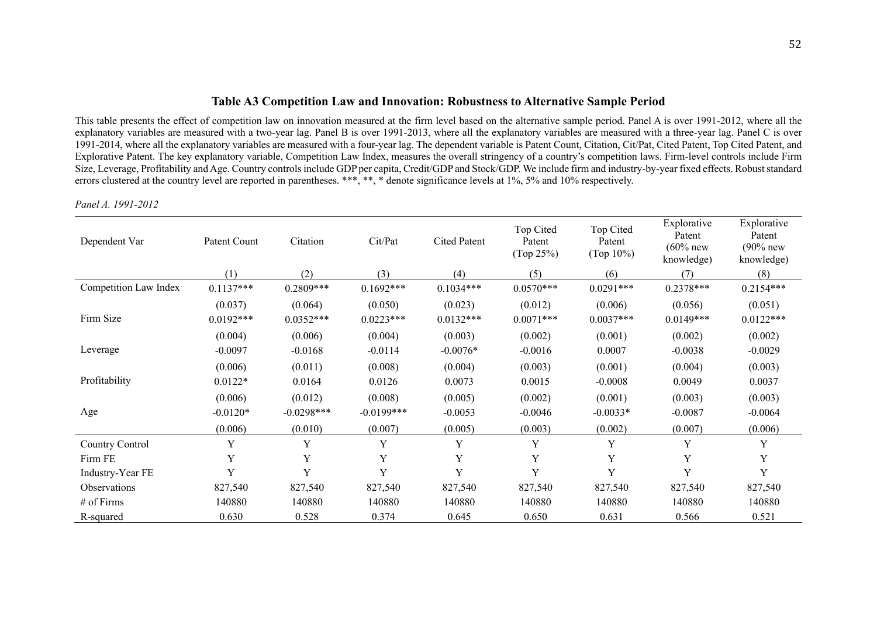### Table A3 Competition Law and Innovation: Robustness to Alternative Sample Period

This table presents the effect of competition law on innovation measured at the firm level based on the alternative sample period. Panel A is over 1991-2012, where all the explanatory variables are measured with a two-year lag. Panel B is over 1991-2013, where all the explanatory variables are measured with a three-year lag. Panel C is over 1991-2014, where all the explanatory variables are measured with a four-year lag. The dependent variable is Patent Count, Citation, Cit/Pat, Cited Patent, Top Cited Patent, and Explorative Patent. The key explanatory variable, Competition Law Index, measures the overall stringency of a country's competition laws. Firm-level controls include Firm Size, Leverage, Profitability and Age. Country controls include GDP per capita, Credit/GDP and Stock/GDP. We include firm and industry-by-year fixed effects. Robust standard errors clustered at the country level are reported in parentheses. ***, **, * denote significance levels at 1%, 5% and 10% respectively.

*Panel A. 1991-2012*

| Dependent Var | Patent Count | Citation | Cit/Pat | Cited Patent | Top Cited Patent (Top 25%) | Top Cited Patent (Top 10%) | Explorative Patent (60% new knowledge) | Explorative Patent (90% new knowledge) |
|---|---|---|---|---|---|---|---|---|
| | (1) | (2) | (3) | (4) | (5) | (6) | (7) | (8) |
| Competition Law Index | 0.1137*** | 0.2809*** | 0.1692*** | 0.1034*** | 0.0570*** | 0.0291*** | 0.2378*** | 0.2154*** |
| | (0.037) | (0.064) | (0.050) | (0.023) | (0.012) | (0.006) | (0.056) | (0.051) |
| Firm Size | 0.0192*** | 0.0352*** | 0.0223*** | 0.0132*** | 0.0071*** | 0.0037*** | 0.0149*** | 0.0122*** |
| | (0.004) | (0.006) | (0.004) | (0.003) | (0.002) | (0.001) | (0.002) | (0.002) |
| Leverage | -0.0097 | -0.0168 | -0.0114 | -0.0076* | -0.0016 | 0.0007 | -0.0038 | -0.0029 |
| | (0.006) | (0.011) | (0.008) | (0.004) | (0.003) | (0.001) | (0.004) | (0.003) |
| Profitability | 0.0122* | 0.0164 | 0.0126 | 0.0073 | 0.0015 | -0.0008 | 0.0049 | 0.0037 |
| | (0.006) | (0.012) | (0.008) | (0.005) | (0.002) | (0.001) | (0.003) | (0.003) |
| Age | -0.0120* | -0.0298*** | -0.0199*** | -0.0053 | -0.0046 | -0.0033* | -0.0087 | -0.0064 |
| | (0.006) | (0.010) | (0.007) | (0.005) | (0.003) | (0.002) | (0.007) | (0.006) |
| Country Control | Y | Y | Y | Y | Y | Y | Y | Y |
| Firm FE | Y | Y | Y | Y | Y | Y | Y | Y |
| Industry-Year FE | Y | Y | Y | Y | Y | Y | Y | Y |
| Observations | 827,540 | 827,540 | 827,540 | 827,540 | 827,540 | 827,540 | 827,540 | 827,540 |
| # of Firms | 140880 | 140880 | 140880 | 140880 | 140880 | 140880 | 140880 | 140880 |
| R-squared | 0.630 | 0.528 | 0.374 | 0.645 | 0.650 | 0.631 | 0.566 | 0.521 |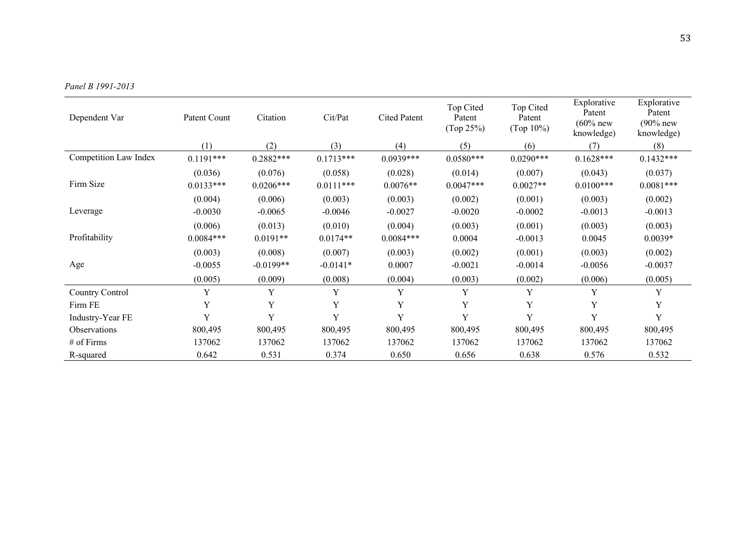*Panel B 1991-2013*

| Dependent Var | Patent Count | Citation | Cit/Pat | Cited Patent | Top Cited Patent (Top 25%) | Top Cited Patent (Top 10%) | Explorative Patent (60% new knowledge) | Explorative Patent (90% new knowledge) |
|---|---|---|---|---|---|---|---|---|
| | (1) | (2) | (3) | (4) | (5) | (6) | (7) | (8) |
| Competition Law Index | 0.1191*** | 0.2882*** | 0.1713*** | 0.0939*** | 0.0580*** | 0.0290*** | 0.1628*** | 0.1432*** |
| | (0.036) | (0.076) | (0.058) | (0.028) | (0.014) | (0.007) | (0.043) | (0.037) |
| Firm Size | 0.0133*** | 0.0206*** | 0.0111*** | 0.0076** | 0.0047*** | 0.0027** | 0.0100*** | 0.0081*** |
| | (0.004) | (0.006) | (0.003) | (0.003) | (0.002) | (0.001) | (0.003) | (0.002) |
| Leverage | -0.0030 | -0.0065 | -0.0046 | -0.0027 | -0.0020 | -0.0002 | -0.0013 | -0.0013 |
| | (0.006) | (0.013) | (0.010) | (0.004) | (0.003) | (0.001) | (0.003) | (0.003) |
| Profitability | 0.0084*** | 0.0191** | 0.0174** | 0.0084*** | 0.0004 | -0.0013 | 0.0045 | 0.0039* |
| | (0.003) | (0.008) | (0.007) | (0.003) | (0.002) | (0.001) | (0.003) | (0.002) |
| Age | -0.0055 | -0.0199** | -0.0141* | 0.0007 | -0.0021 | -0.0014 | -0.0056 | -0.0037 |
| | (0.005) | (0.009) | (0.008) | (0.004) | (0.003) | (0.002) | (0.006) | (0.005) |
| Country Control | Y | Y | Y | Y | Y | Y | Y | Y |
| Firm FE | Y | Y | Y | Y | Y | Y | Y | Y |
| Industry-Year FE | Y | Y | Y | Y | Y | Y | Y | Y |
| Observations | 800,495 | 800,495 | 800,495 | 800,495 | 800,495 | 800,495 | 800,495 | 800,495 |
| # of Firms | 137062 | 137062 | 137062 | 137062 | 137062 | 137062 | 137062 | 137062 |
| R-squared | 0.642 | 0.531 | 0.374 | 0.650 | 0.656 | 0.638 | 0.576 | 0.532 |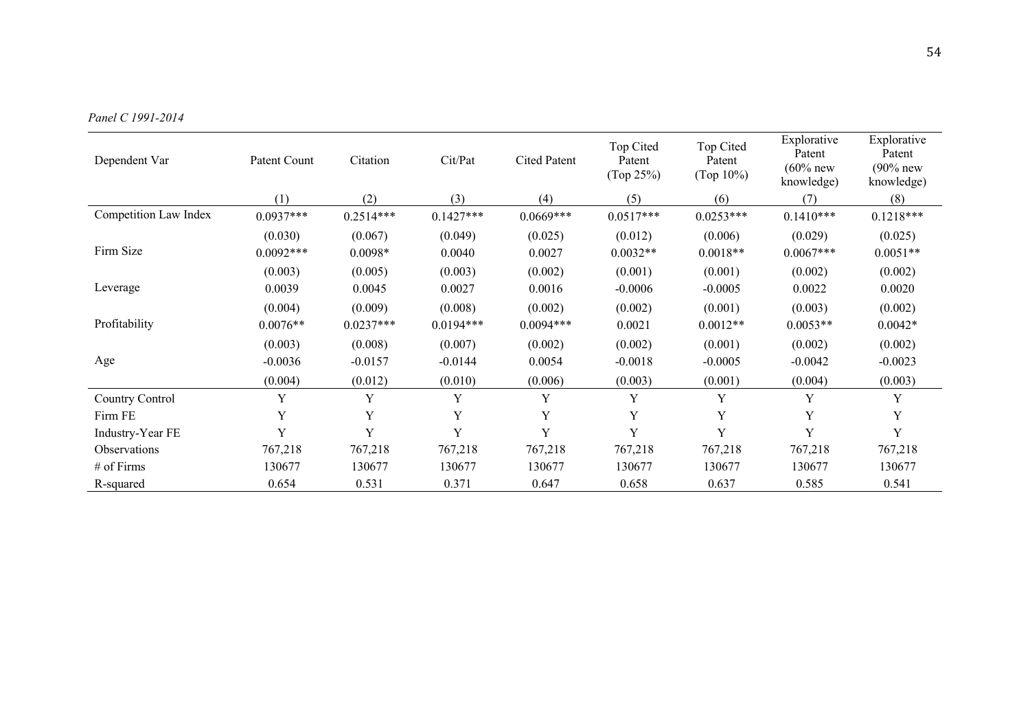*Panel C 1991-2014*

| Dependent Var | Patent Count | Citation | Cit/Pat | Cited Patent | Top Cited Patent (Top 25%) | Top Cited Patent (Top 10%) | Explorative Patent (60% new knowledge) | Explorative Patent (90% new knowledge) |
|---|---|---|---|---|---|---|---|---|
| | (1) | (2) | (3) | (4) | (5) | (6) | (7) | (8) |
| Competition Law Index | 0.0937*** | 0.2514*** | 0.1427*** | 0.0669*** | 0.0517*** | 0.0253*** | 0.1410*** | 0.1218*** |
| | (0.030) | (0.067) | (0.049) | (0.025) | (0.012) | (0.006) | (0.029) | (0.025) |
| Firm Size | 0.0092*** | 0.0098* | 0.0040 | 0.0027 | 0.0032** | 0.0018** | 0.0067*** | 0.0051** |
| | (0.003) | (0.005) | (0.003) | (0.002) | (0.001) | (0.001) | (0.002) | (0.002) |
| Leverage | 0.0039 | 0.0045 | 0.0027 | 0.0016 | -0.0006 | -0.0005 | 0.0022 | 0.0020 |
| | (0.004) | (0.009) | (0.008) | (0.002) | (0.002) | (0.001) | (0.003) | (0.002) |
| Profitability | 0.0076** | 0.0237*** | 0.0194*** | 0.0094*** | 0.0021 | 0.0012** | 0.0053** | 0.0042* |
| | (0.003) | (0.008) | (0.007) | (0.002) | (0.002) | (0.001) | (0.002) | (0.002) |
| Age | -0.0036 | -0.0157 | -0.0144 | 0.0054 | -0.0018 | -0.0005 | -0.0042 | -0.0023 |
| | (0.004) | (0.012) | (0.010) | (0.006) | (0.003) | (0.001) | (0.004) | (0.003) |
| Country Control | Y | Y | Y | Y | Y | Y | Y | Y |
| Firm FE | Y | Y | Y | Y | Y | Y | Y | Y |
| Industry-Year FE | Y | Y | Y | Y | Y | Y | Y | Y |
| Observations | 767,218 | 767,218 | 767,218 | 767,218 | 767,218 | 767,218 | 767,218 | 767,218 |
| # of Firms | 130677 | 130677 | 130677 | 130677 | 130677 | 130677 | 130677 | 130677 |
| R-squared | 0.654 | 0.531 | 0.371 | 0.647 | 0.658 | 0.637 | 0.585 | 0.541 |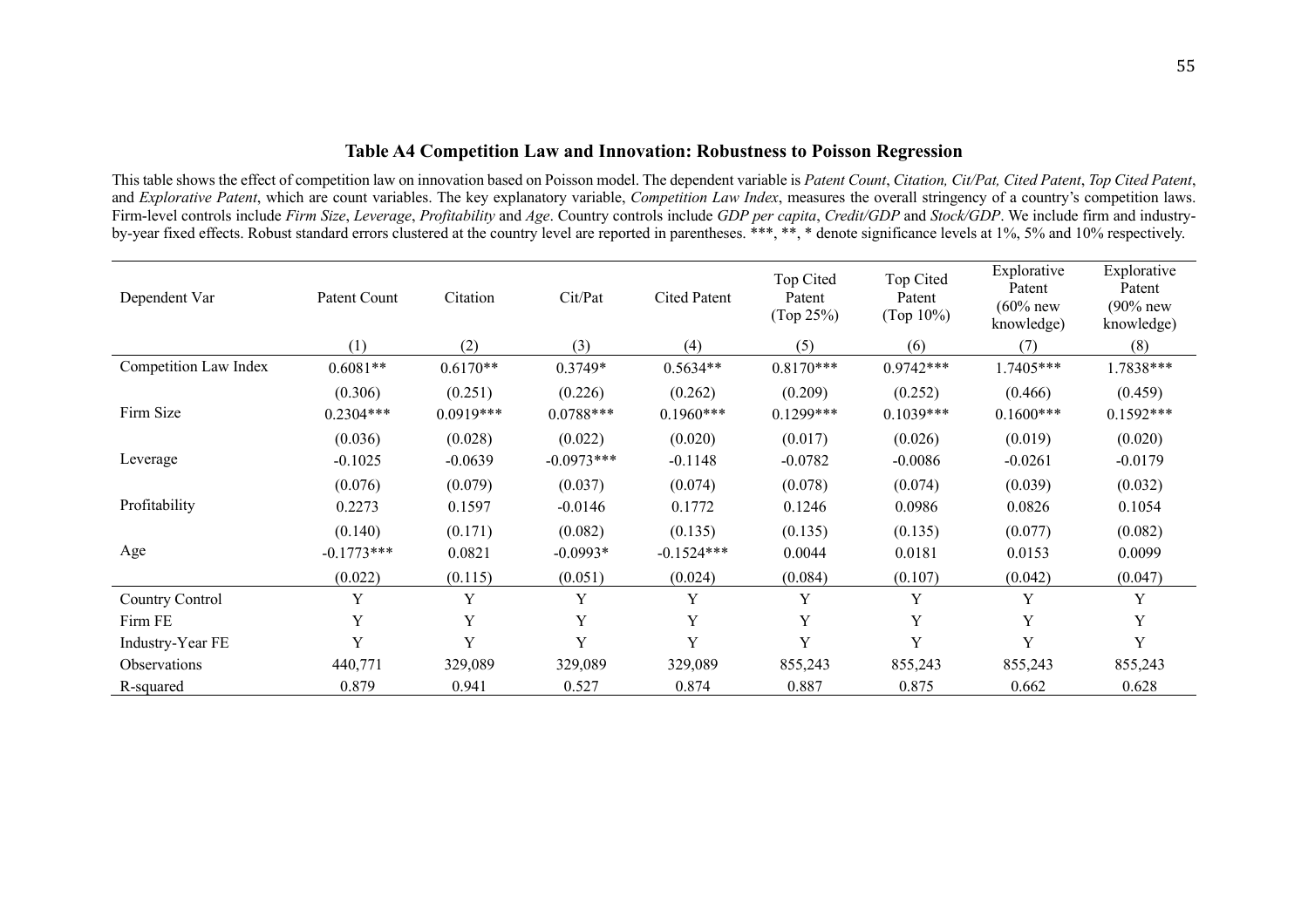### Table A4 Competition Law and Innovation: Robustness to Poisson Regression

This table shows the effect of competition law on innovation based on Poisson model. The dependent variable is *Patent Count*, *Citation, Cit/Pat, Cited Patent*, *Top Cited Patent*, and *Explorative Patent*, which are count variables. The key explanatory variable, *Competition Law Index*, measures the overall stringency of a country's competition laws. Firm-level controls include *Firm Size*, *Leverage*, *Profitability* and *Age*. Country controls include *GDP per capita*, *Credit/GDP* and *Stock/GDP*. We include firm and industry-by-year fixed effects. Robust standard errors clustered at the country level are reported in parentheses. ***, **, * denote significance levels at 1%, 5% and 10% respectively.

| Dependent Var | Patent Count | Citation | Cit/Pat | Cited Patent | Top Cited Patent (Top 25%) | Top Cited Patent (Top 10%) | Explorative Patent (60% new knowledge) | Explorative Patent (90% new knowledge) |
|---|---|---|---|---|---|---|---|---|
| | (1) | (2) | (3) | (4) | (5) | (6) | (7) | (8) |
| Competition Law Index | 0.6081** | 0.6170** | 0.3749* | 0.5634** | 0.8170*** | 0.9742*** | 1.7405*** | 1.7838*** |
| | (0.306) | (0.251) | (0.226) | (0.262) | (0.209) | (0.252) | (0.466) | (0.459) |
| Firm Size | 0.2304*** | 0.0919*** | 0.0788*** | 0.1960*** | 0.1299*** | 0.1039*** | 0.1600*** | 0.1592*** |
| | (0.036) | (0.028) | (0.022) | (0.020) | (0.017) | (0.026) | (0.019) | (0.020) |
| Leverage | -0.1025 | -0.0639 | -0.0973*** | -0.1148 | -0.0782 | -0.0086 | -0.0261 | -0.0179 |
| | (0.076) | (0.079) | (0.037) | (0.074) | (0.078) | (0.074) | (0.039) | (0.032) |
| Profitability | 0.2273 | 0.1597 | -0.0146 | 0.1772 | 0.1246 | 0.0986 | 0.0826 | 0.1054 |
| | (0.140) | (0.171) | (0.082) | (0.135) | (0.135) | (0.135) | (0.077) | (0.082) |
| Age | -0.1773*** | 0.0821 | -0.0993* | -0.1524*** | 0.0044 | 0.0181 | 0.0153 | 0.0099 |
| | (0.022) | (0.115) | (0.051) | (0.024) | (0.084) | (0.107) | (0.042) | (0.047) |
| Country Control | Y | Y | Y | Y | Y | Y | Y | Y |
| Firm FE | Y | Y | Y | Y | Y | Y | Y | Y |
| Industry-Year FE | Y | Y | Y | Y | Y | Y | Y | Y |
| Observations | 440,771 | 329,089 | 329,089 | 329,089 | 855,243 | 855,243 | 855,243 | 855,243 |
| R-squared | 0.879 | 0.941 | 0.527 | 0.874 | 0.887 | 0.875 | 0.662 | 0.628 |